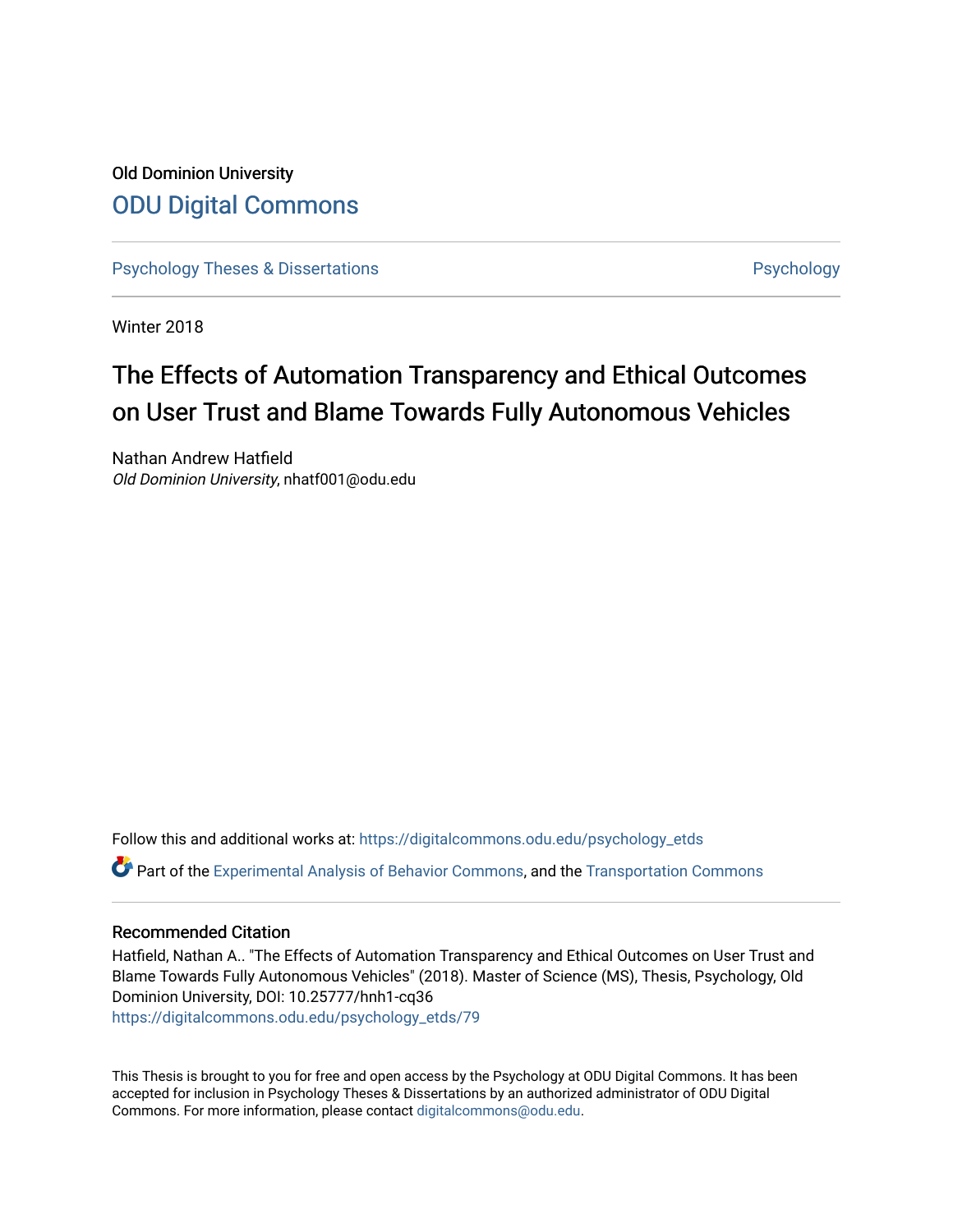Old Dominion University

# ODU Digital Commons

Psychology Theses & Dissertations — Psychology

Winter 2018

# The Effects of Automation Transparency and Ethical Outcomes on User Trust and Blame Towards Fully Autonomous Vehicles

Nathan Andrew Hatfield
*Old Dominion University*, nhatf001@odu.edu

Follow this and additional works at: https://digitalcommons.odu.edu/psychology_etds

Part of the Experimental Analysis of Behavior Commons, and the Transportation Commons

## Recommended Citation

Hatfield, Nathan A.. "The Effects of Automation Transparency and Ethical Outcomes on User Trust and Blame Towards Fully Autonomous Vehicles" (2018). Master of Science (MS), Thesis, Psychology, Old Dominion University, DOI: 10.25777/hnh1-cq36
https://digitalcommons.odu.edu/psychology_etds/79

This Thesis is brought to you for free and open access by the Psychology at ODU Digital Commons. It has been accepted for inclusion in Psychology Theses & Dissertations by an authorized administrator of ODU Digital Commons. For more information, please contact digitalcommons@odu.edu.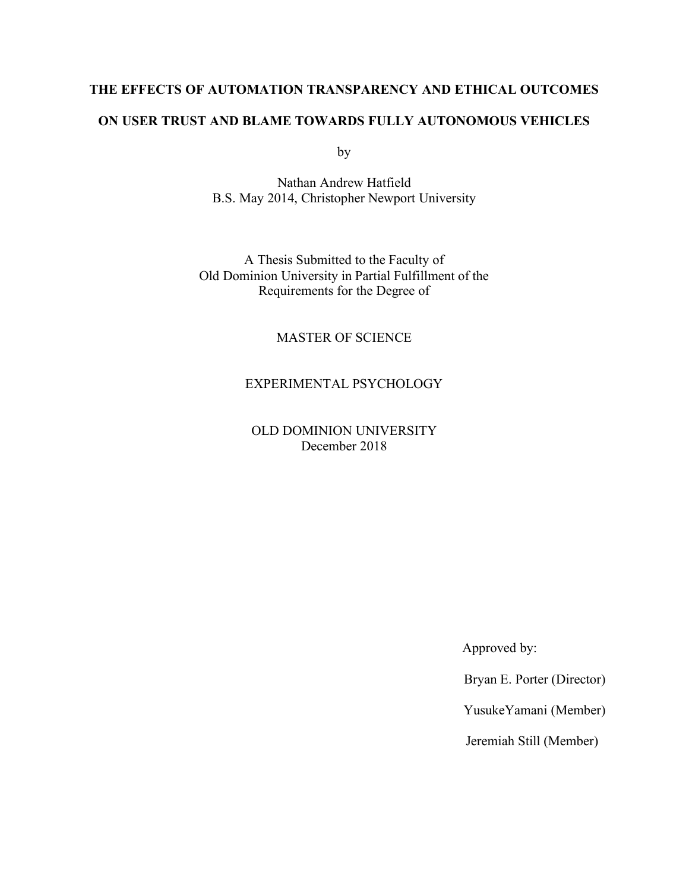**THE EFFECTS OF AUTOMATION TRANSPARENCY AND ETHICAL OUTCOMES**

**ON USER TRUST AND BLAME TOWARDS FULLY AUTONOMOUS VEHICLES**

by

Nathan Andrew Hatfield
B.S. May 2014, Christopher Newport University

A Thesis Submitted to the Faculty of
Old Dominion University in Partial Fulfillment of the
Requirements for the Degree of

MASTER OF SCIENCE

EXPERIMENTAL PSYCHOLOGY

OLD DOMINION UNIVERSITY
December 2018

Approved by:

Bryan E. Porter (Director)

YusukeYamani (Member)

Jeremiah Still (Member)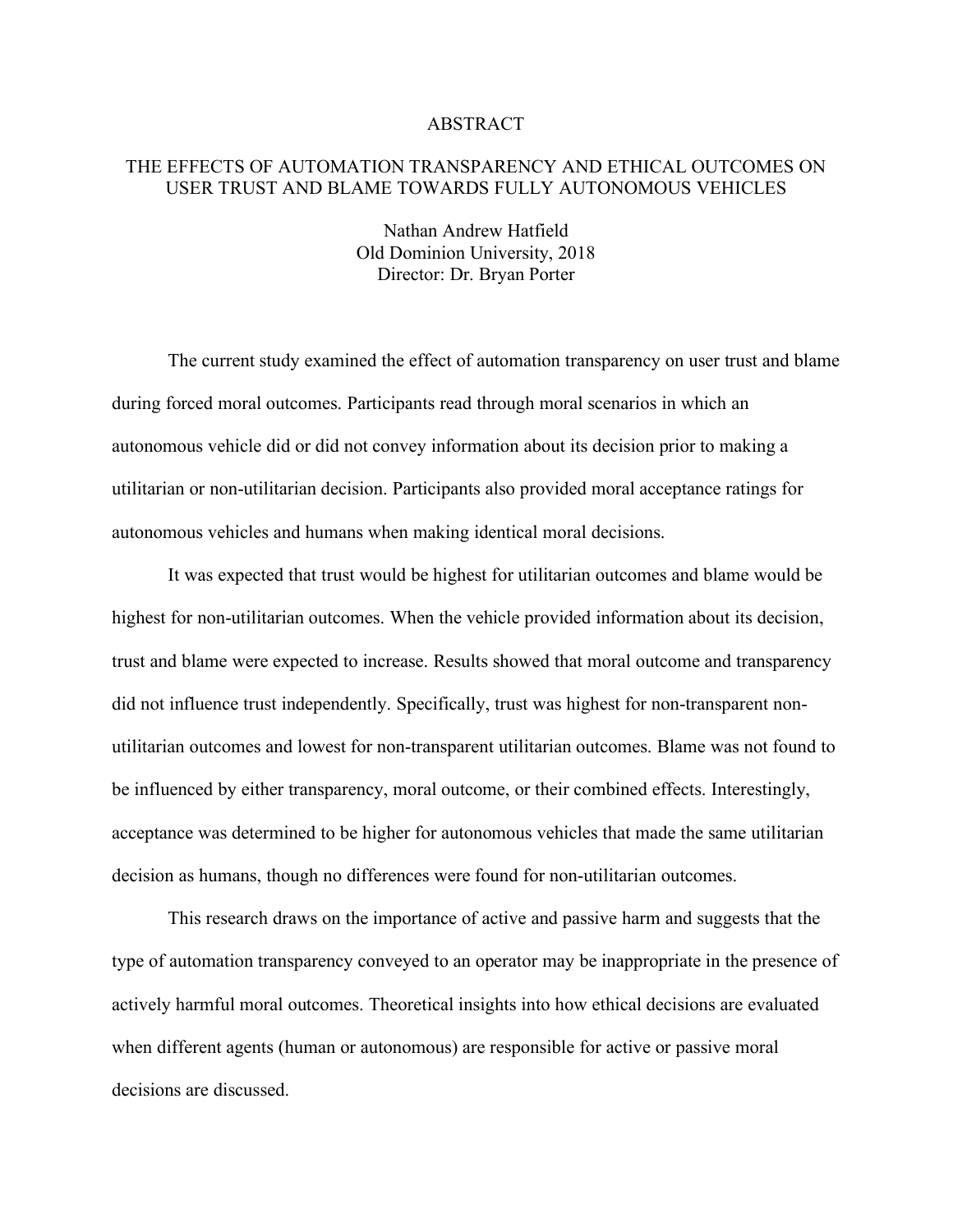# ABSTRACT

## THE EFFECTS OF AUTOMATION TRANSPARENCY AND ETHICAL OUTCOMES ON USER TRUST AND BLAME TOWARDS FULLY AUTONOMOUS VEHICLES

Nathan Andrew Hatfield
Old Dominion University, 2018
Director: Dr. Bryan Porter

The current study examined the effect of automation transparency on user trust and blame during forced moral outcomes. Participants read through moral scenarios in which an autonomous vehicle did or did not convey information about its decision prior to making a utilitarian or non-utilitarian decision. Participants also provided moral acceptance ratings for autonomous vehicles and humans when making identical moral decisions.

It was expected that trust would be highest for utilitarian outcomes and blame would be highest for non-utilitarian outcomes. When the vehicle provided information about its decision, trust and blame were expected to increase. Results showed that moral outcome and transparency did not influence trust independently. Specifically, trust was highest for non-transparent non-utilitarian outcomes and lowest for non-transparent utilitarian outcomes. Blame was not found to be influenced by either transparency, moral outcome, or their combined effects. Interestingly, acceptance was determined to be higher for autonomous vehicles that made the same utilitarian decision as humans, though no differences were found for non-utilitarian outcomes.

This research draws on the importance of active and passive harm and suggests that the type of automation transparency conveyed to an operator may be inappropriate in the presence of actively harmful moral outcomes. Theoretical insights into how ethical decisions are evaluated when different agents (human or autonomous) are responsible for active or passive moral decisions are discussed.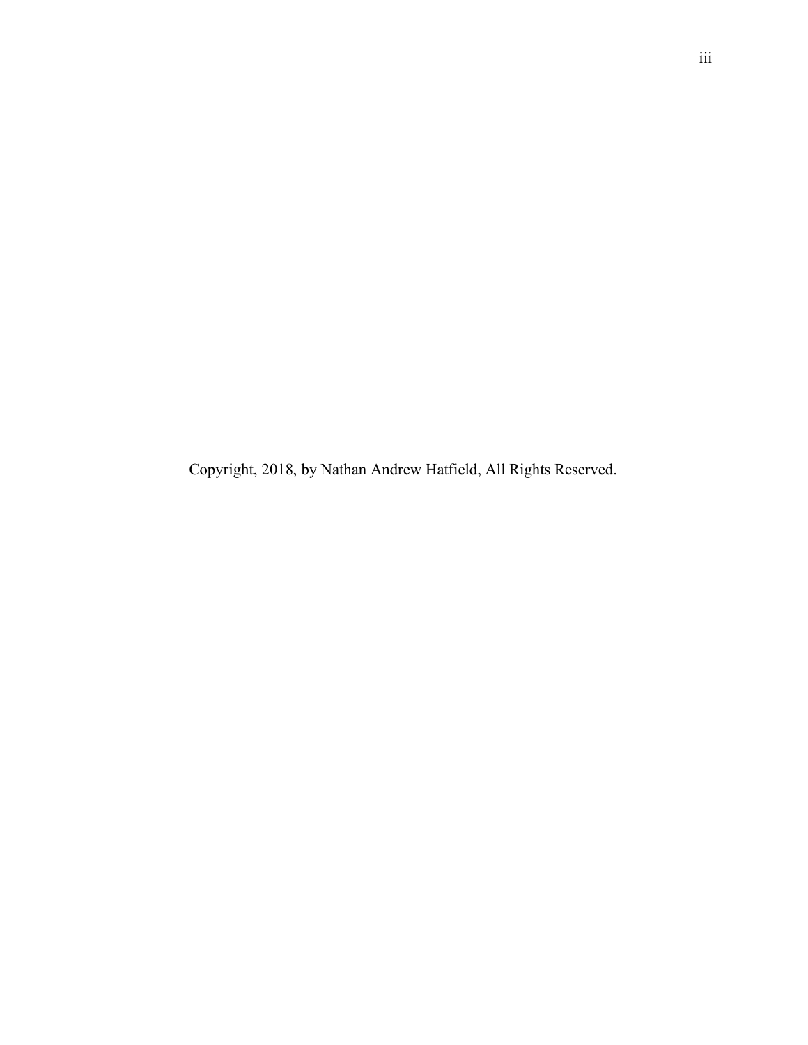Copyright, 2018, by Nathan Andrew Hatfield, All Rights Reserved.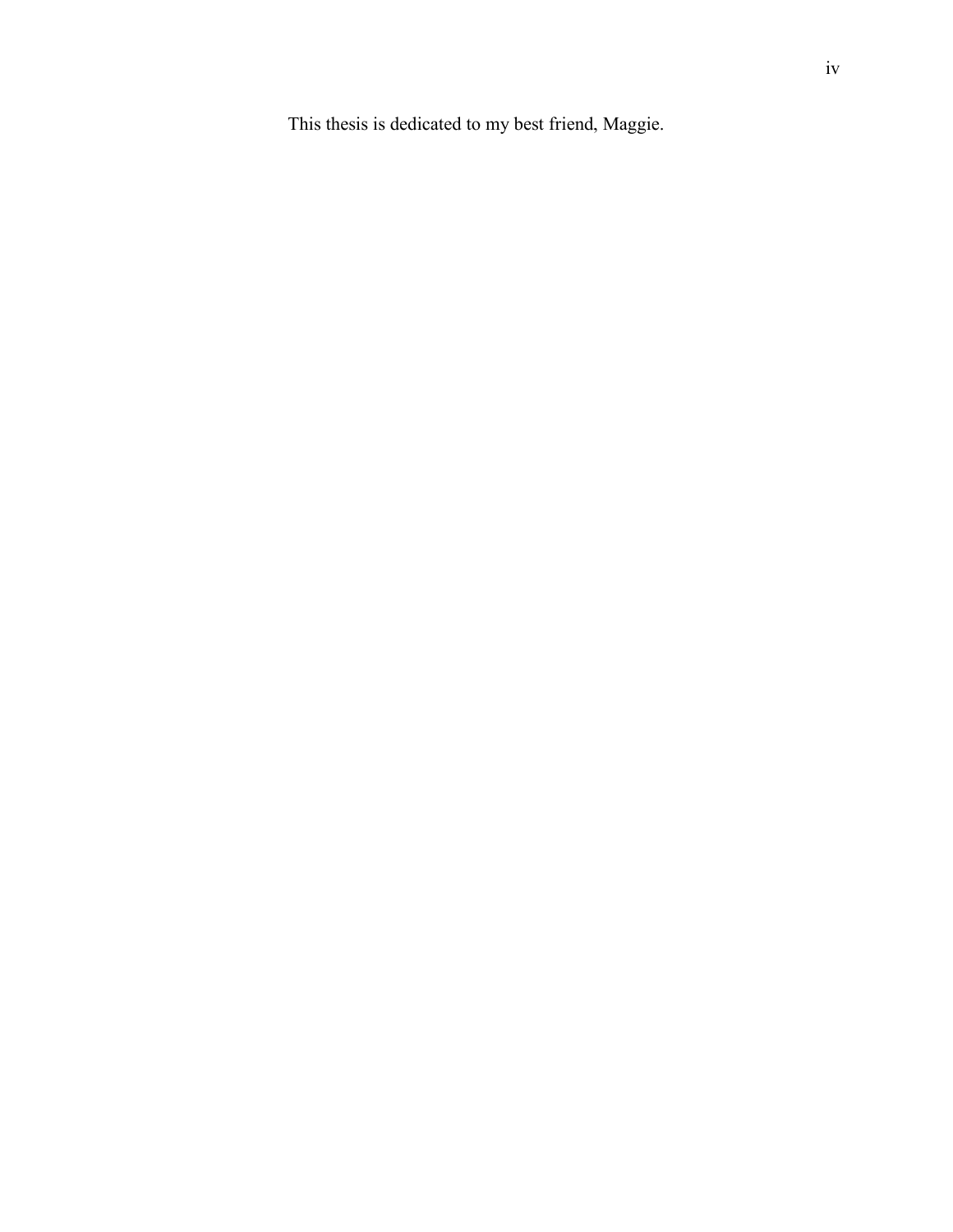This thesis is dedicated to my best friend, Maggie.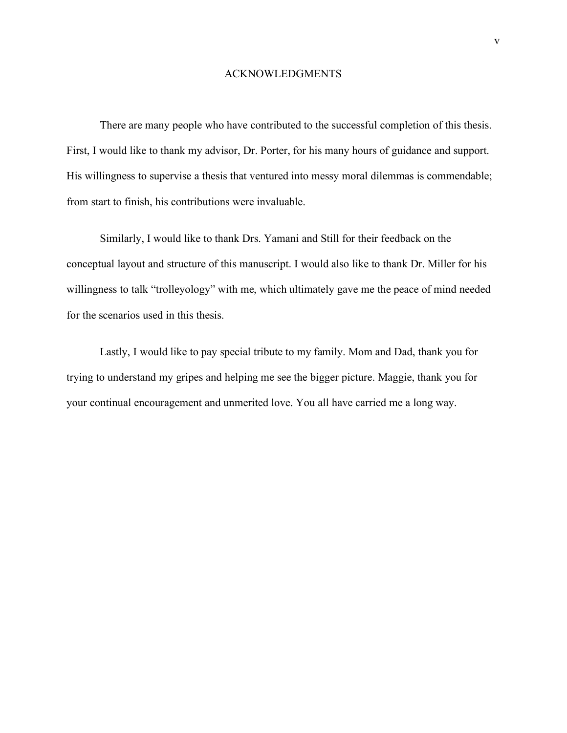# ACKNOWLEDGMENTS

There are many people who have contributed to the successful completion of this thesis. First, I would like to thank my advisor, Dr. Porter, for his many hours of guidance and support. His willingness to supervise a thesis that ventured into messy moral dilemmas is commendable; from start to finish, his contributions were invaluable.

Similarly, I would like to thank Drs. Yamani and Still for their feedback on the conceptual layout and structure of this manuscript. I would also like to thank Dr. Miller for his willingness to talk "trolleyology" with me, which ultimately gave me the peace of mind needed for the scenarios used in this thesis.

Lastly, I would like to pay special tribute to my family. Mom and Dad, thank you for trying to understand my gripes and helping me see the bigger picture. Maggie, thank you for your continual encouragement and unmerited love. You all have carried me a long way.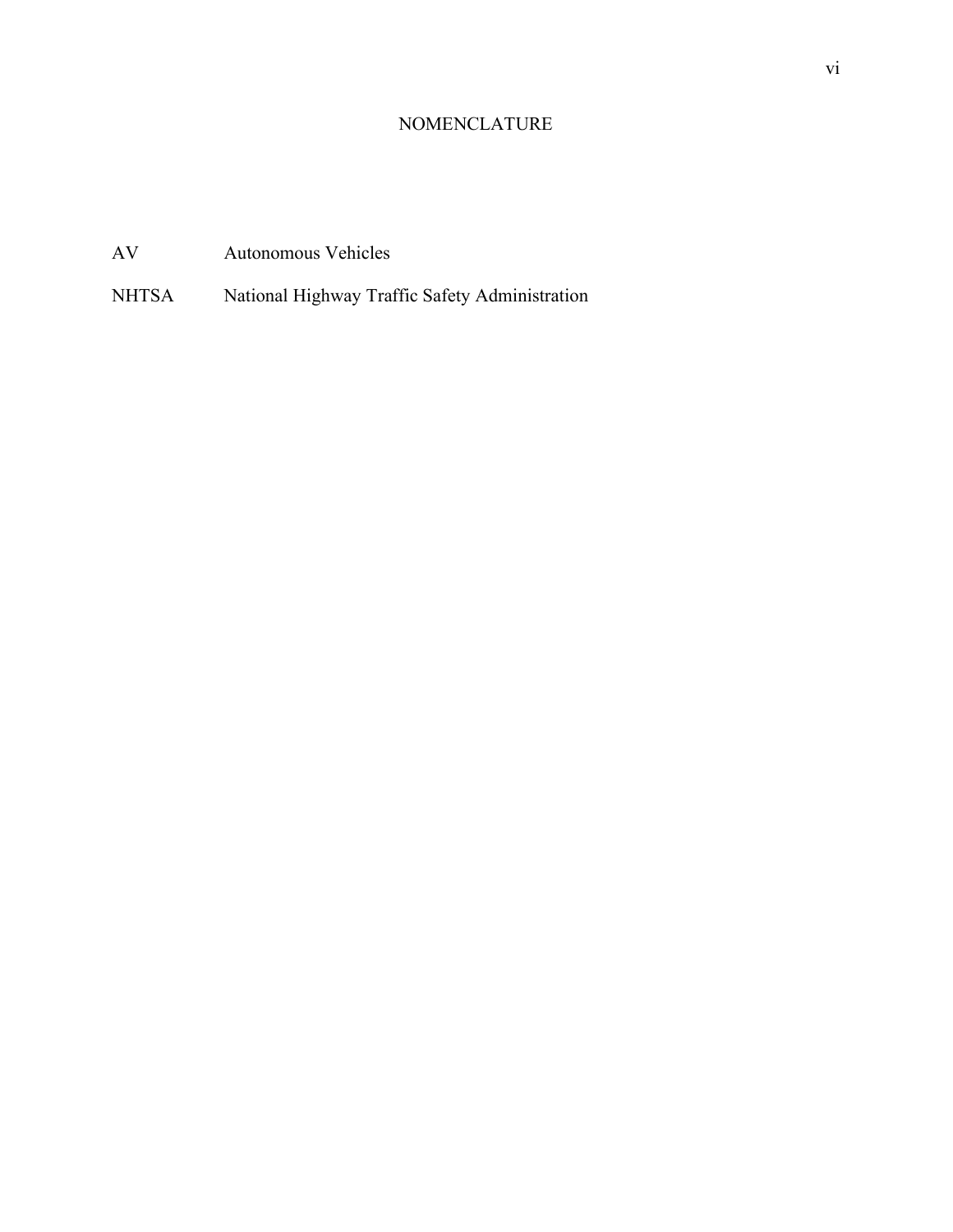# NOMENCLATURE

| | |
|---|---|
| AV | Autonomous Vehicles |
| NHTSA | National Highway Traffic Safety Administration |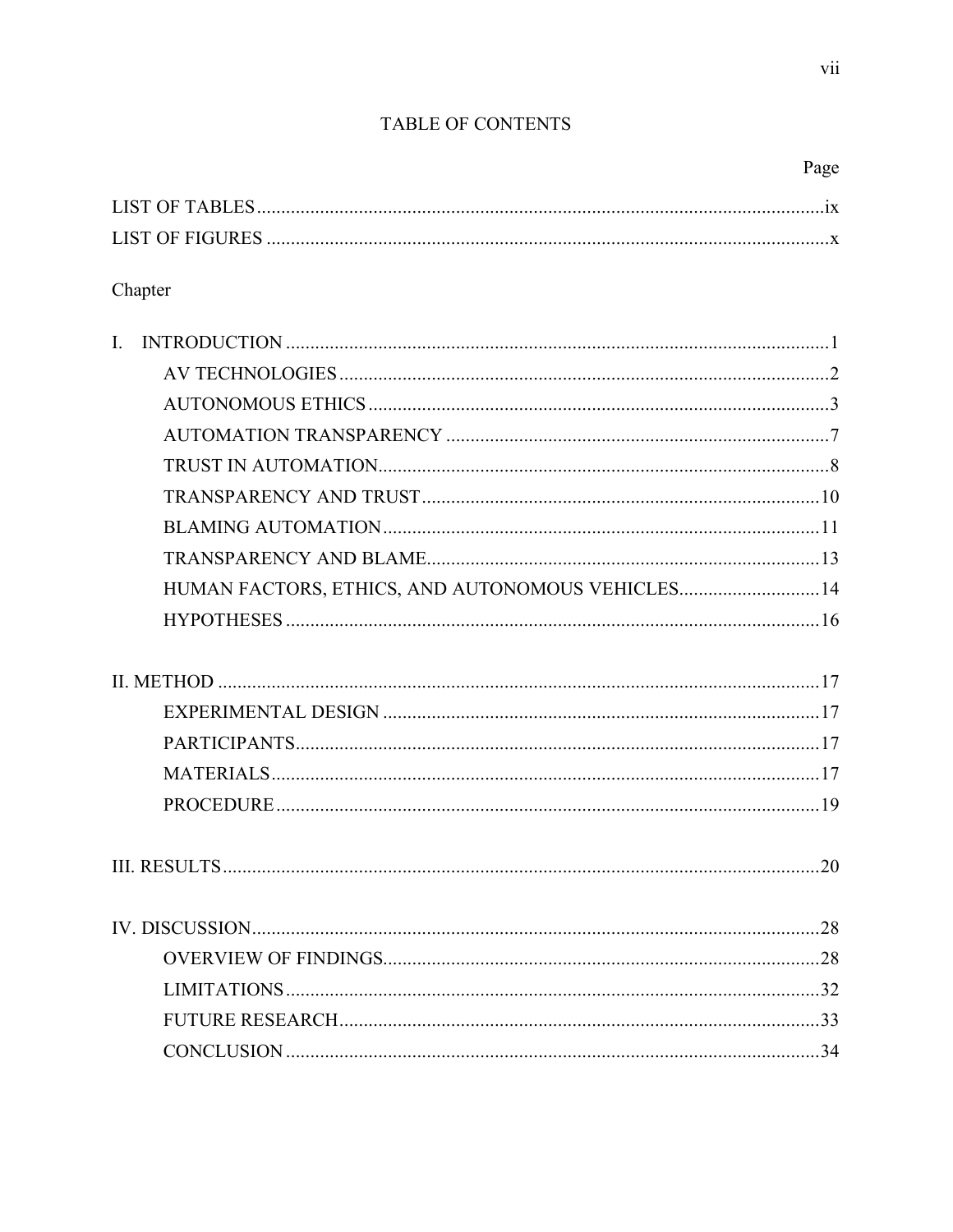# TABLE OF CONTENTS

Page

LIST OF TABLES ix

LIST OF FIGURES x

Chapter

I. INTRODUCTION 1
- AV TECHNOLOGIES 2
- AUTONOMOUS ETHICS 3
- AUTOMATION TRANSPARENCY 7
- TRUST IN AUTOMATION 8
- TRANSPARENCY AND TRUST 10
- BLAMING AUTOMATION 11
- TRANSPARENCY AND BLAME 13
- HUMAN FACTORS, ETHICS, AND AUTONOMOUS VEHICLES 14
- HYPOTHESES 16

II. METHOD 17
- EXPERIMENTAL DESIGN 17
- PARTICIPANTS 17
- MATERIALS 17
- PROCEDURE 19

III. RESULTS 20

IV. DISCUSSION 28
- OVERVIEW OF FINDINGS 28
- LIMITATIONS 32
- FUTURE RESEARCH 33
- CONCLUSION 34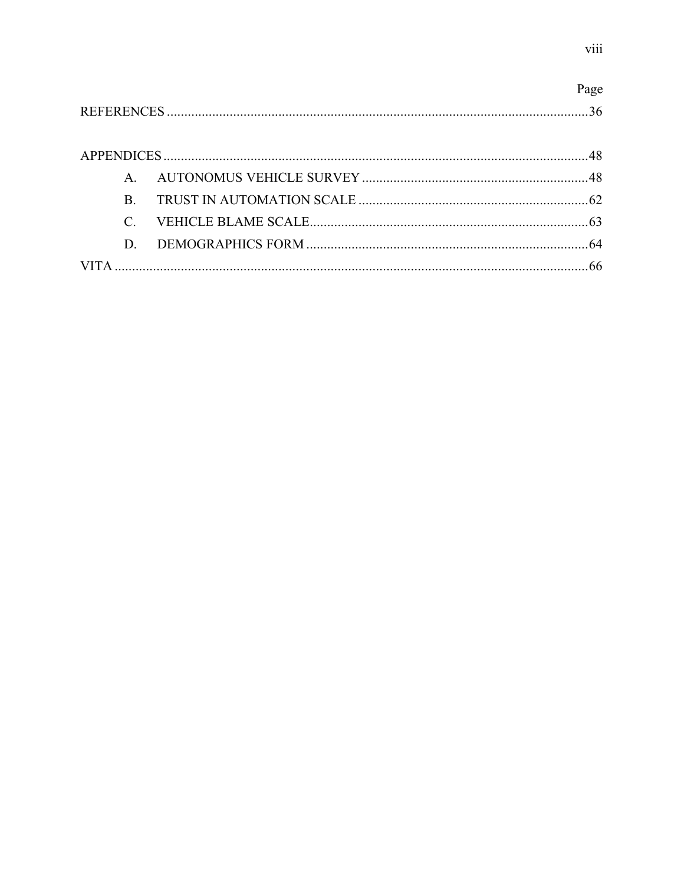Page

REFERENCES ........................................................................................................................36

APPENDICES .........................................................................................................................48

A. AUTONOMUS VEHICLE SURVEY ................................................................48

B. TRUST IN AUTOMATION SCALE ..................................................................62

C. VEHICLE BLAME SCALE................................................................................63

D. DEMOGRAPHICS FORM .................................................................................64

VITA .........................................................................................................................................66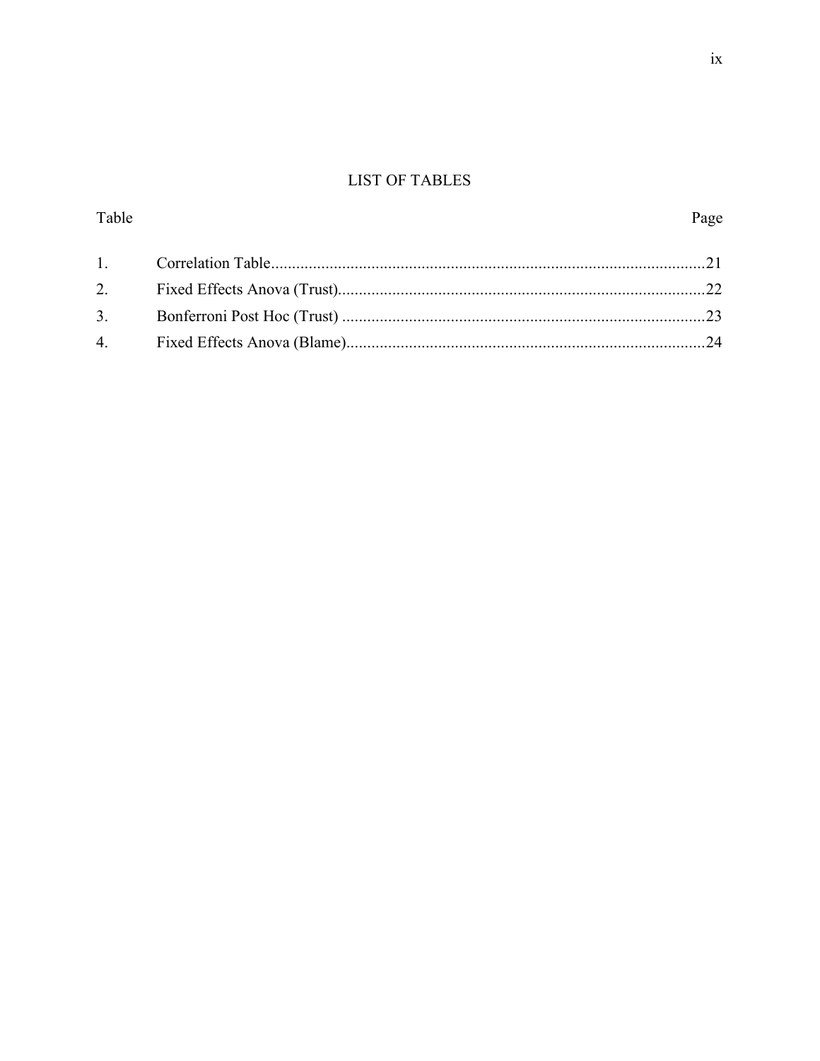# LIST OF TABLES

| Table | | Page |
|---|---|---|
| 1. | Correlation Table | 21 |
| 2. | Fixed Effects Anova (Trust) | 22 |
| 3. | Bonferroni Post Hoc (Trust) | 23 |
| 4. | Fixed Effects Anova (Blame) | 24 |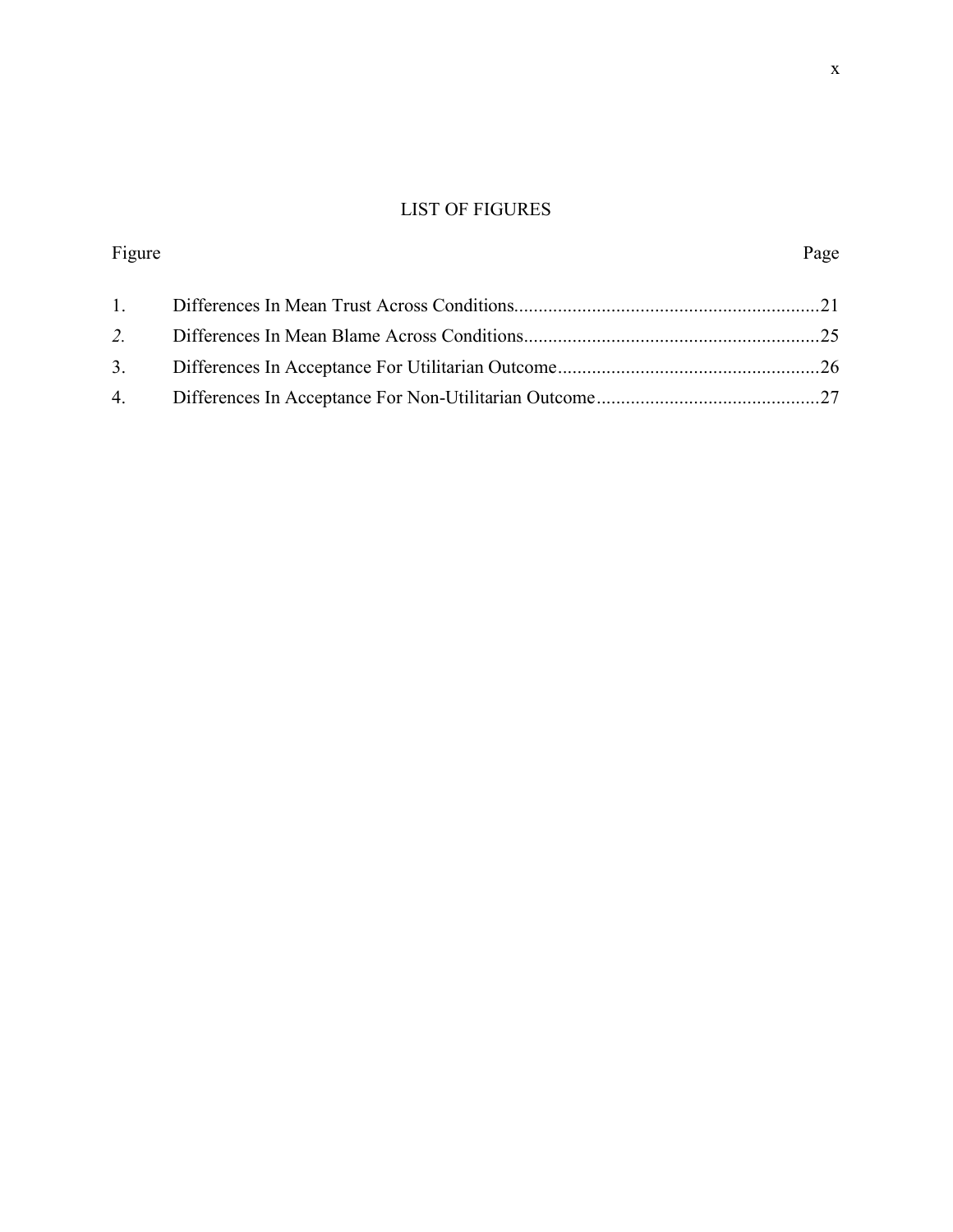# LIST OF FIGURES

| Figure | | Page |
|---|---|---|
| 1. | Differences In Mean Trust Across Conditions | 21 |
| *2.* | Differences In Mean Blame Across Conditions | 25 |
| 3. | Differences In Acceptance For Utilitarian Outcome | 26 |
| 4. | Differences In Acceptance For Non-Utilitarian Outcome | 27 |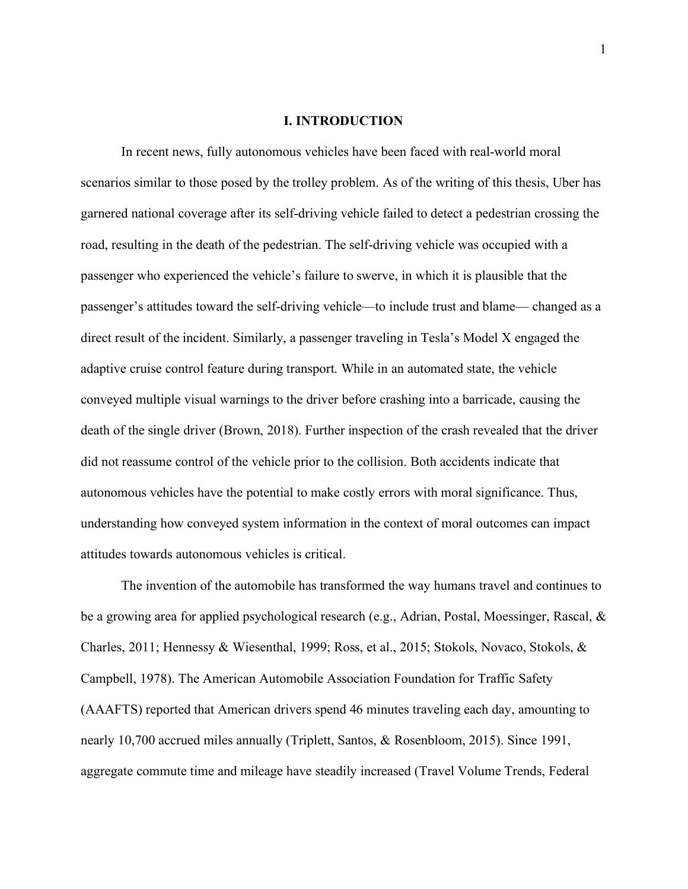# I. INTRODUCTION

In recent news, fully autonomous vehicles have been faced with real-world moral scenarios similar to those posed by the trolley problem. As of the writing of this thesis, Uber has garnered national coverage after its self-driving vehicle failed to detect a pedestrian crossing the road, resulting in the death of the pedestrian. The self-driving vehicle was occupied with a passenger who experienced the vehicle's failure to swerve, in which it is plausible that the passenger's attitudes toward the self-driving vehicle—to include trust and blame— changed as a direct result of the incident. Similarly, a passenger traveling in Tesla's Model X engaged the adaptive cruise control feature during transport. While in an automated state, the vehicle conveyed multiple visual warnings to the driver before crashing into a barricade, causing the death of the single driver (Brown, 2018). Further inspection of the crash revealed that the driver did not reassume control of the vehicle prior to the collision. Both accidents indicate that autonomous vehicles have the potential to make costly errors with moral significance. Thus, understanding how conveyed system information in the context of moral outcomes can impact attitudes towards autonomous vehicles is critical.

The invention of the automobile has transformed the way humans travel and continues to be a growing area for applied psychological research (e.g., Adrian, Postal, Moessinger, Rascal, & Charles, 2011; Hennessy & Wiesenthal, 1999; Ross, et al., 2015; Stokols, Novaco, Stokols, & Campbell, 1978). The American Automobile Association Foundation for Traffic Safety (AAAFTS) reported that American drivers spend 46 minutes traveling each day, amounting to nearly 10,700 accrued miles annually (Triplett, Santos, & Rosenbloom, 2015). Since 1991, aggregate commute time and mileage have steadily increased (Travel Volume Trends, Federal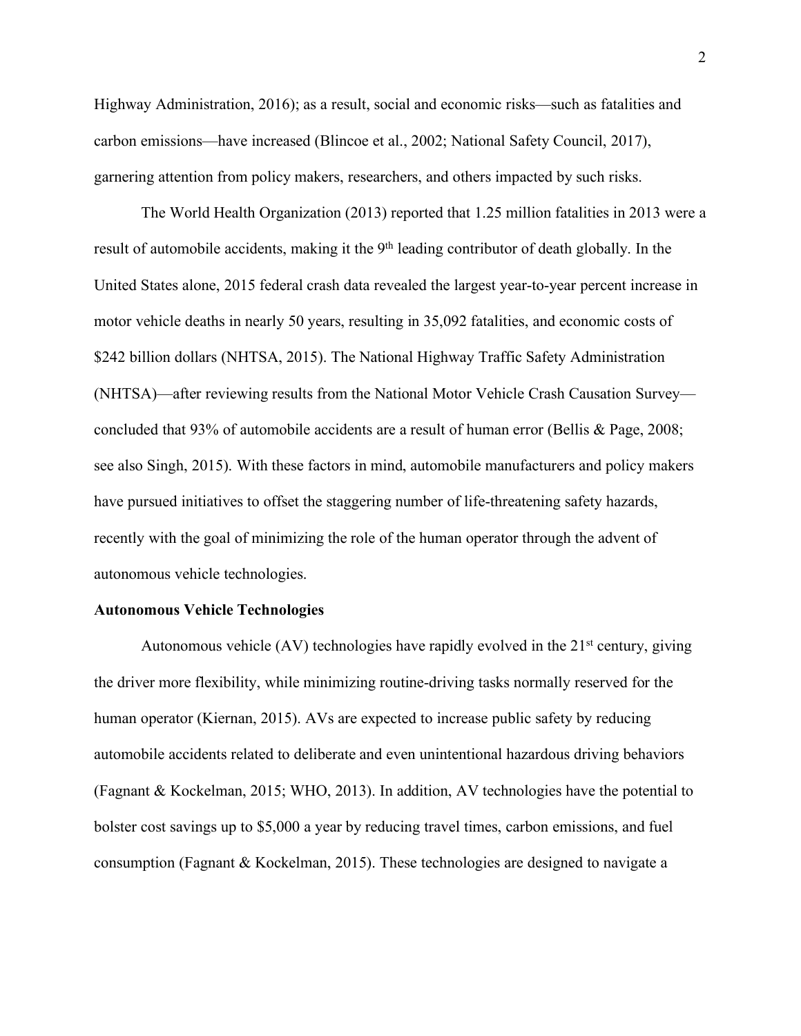Highway Administration, 2016); as a result, social and economic risks—such as fatalities and carbon emissions—have increased (Blincoe et al., 2002; National Safety Council, 2017), garnering attention from policy makers, researchers, and others impacted by such risks.

The World Health Organization (2013) reported that 1.25 million fatalities in 2013 were a result of automobile accidents, making it the 9th leading contributor of death globally. In the United States alone, 2015 federal crash data revealed the largest year-to-year percent increase in motor vehicle deaths in nearly 50 years, resulting in 35,092 fatalities, and economic costs of $242 billion dollars (NHTSA, 2015). The National Highway Traffic Safety Administration (NHTSA)—after reviewing results from the National Motor Vehicle Crash Causation Survey—concluded that 93% of automobile accidents are a result of human error (Bellis & Page, 2008; see also Singh, 2015). With these factors in mind, automobile manufacturers and policy makers have pursued initiatives to offset the staggering number of life-threatening safety hazards, recently with the goal of minimizing the role of the human operator through the advent of autonomous vehicle technologies.

**Autonomous Vehicle Technologies**

Autonomous vehicle (AV) technologies have rapidly evolved in the 21st century, giving the driver more flexibility, while minimizing routine-driving tasks normally reserved for the human operator (Kiernan, 2015). AVs are expected to increase public safety by reducing automobile accidents related to deliberate and even unintentional hazardous driving behaviors (Fagnant & Kockelman, 2015; WHO, 2013). In addition, AV technologies have the potential to bolster cost savings up to $5,000 a year by reducing travel times, carbon emissions, and fuel consumption (Fagnant & Kockelman, 2015). These technologies are designed to navigate a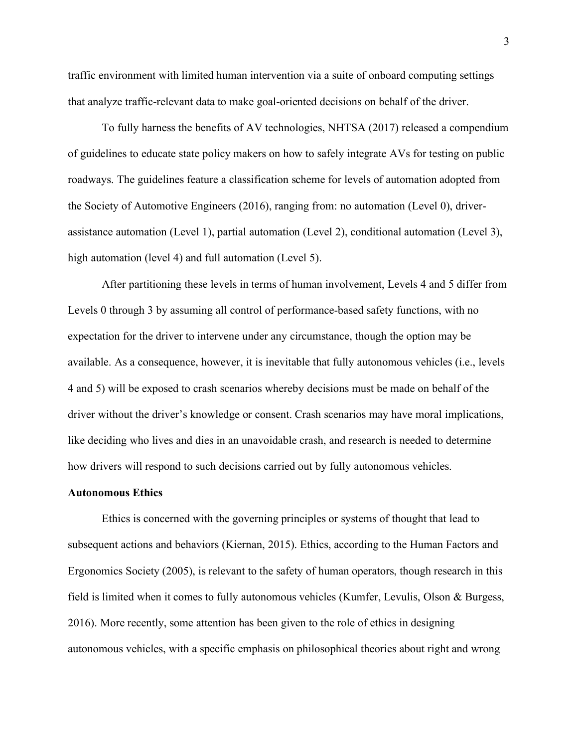traffic environment with limited human intervention via a suite of onboard computing settings that analyze traffic-relevant data to make goal-oriented decisions on behalf of the driver.

To fully harness the benefits of AV technologies, NHTSA (2017) released a compendium of guidelines to educate state policy makers on how to safely integrate AVs for testing on public roadways. The guidelines feature a classification scheme for levels of automation adopted from the Society of Automotive Engineers (2016), ranging from: no automation (Level 0), driver-assistance automation (Level 1), partial automation (Level 2), conditional automation (Level 3), high automation (level 4) and full automation (Level 5).

After partitioning these levels in terms of human involvement, Levels 4 and 5 differ from Levels 0 through 3 by assuming all control of performance-based safety functions, with no expectation for the driver to intervene under any circumstance, though the option may be available. As a consequence, however, it is inevitable that fully autonomous vehicles (i.e., levels 4 and 5) will be exposed to crash scenarios whereby decisions must be made on behalf of the driver without the driver's knowledge or consent. Crash scenarios may have moral implications, like deciding who lives and dies in an unavoidable crash, and research is needed to determine how drivers will respond to such decisions carried out by fully autonomous vehicles.

**Autonomous Ethics**

Ethics is concerned with the governing principles or systems of thought that lead to subsequent actions and behaviors (Kiernan, 2015). Ethics, according to the Human Factors and Ergonomics Society (2005), is relevant to the safety of human operators, though research in this field is limited when it comes to fully autonomous vehicles (Kumfer, Levulis, Olson & Burgess, 2016). More recently, some attention has been given to the role of ethics in designing autonomous vehicles, with a specific emphasis on philosophical theories about right and wrong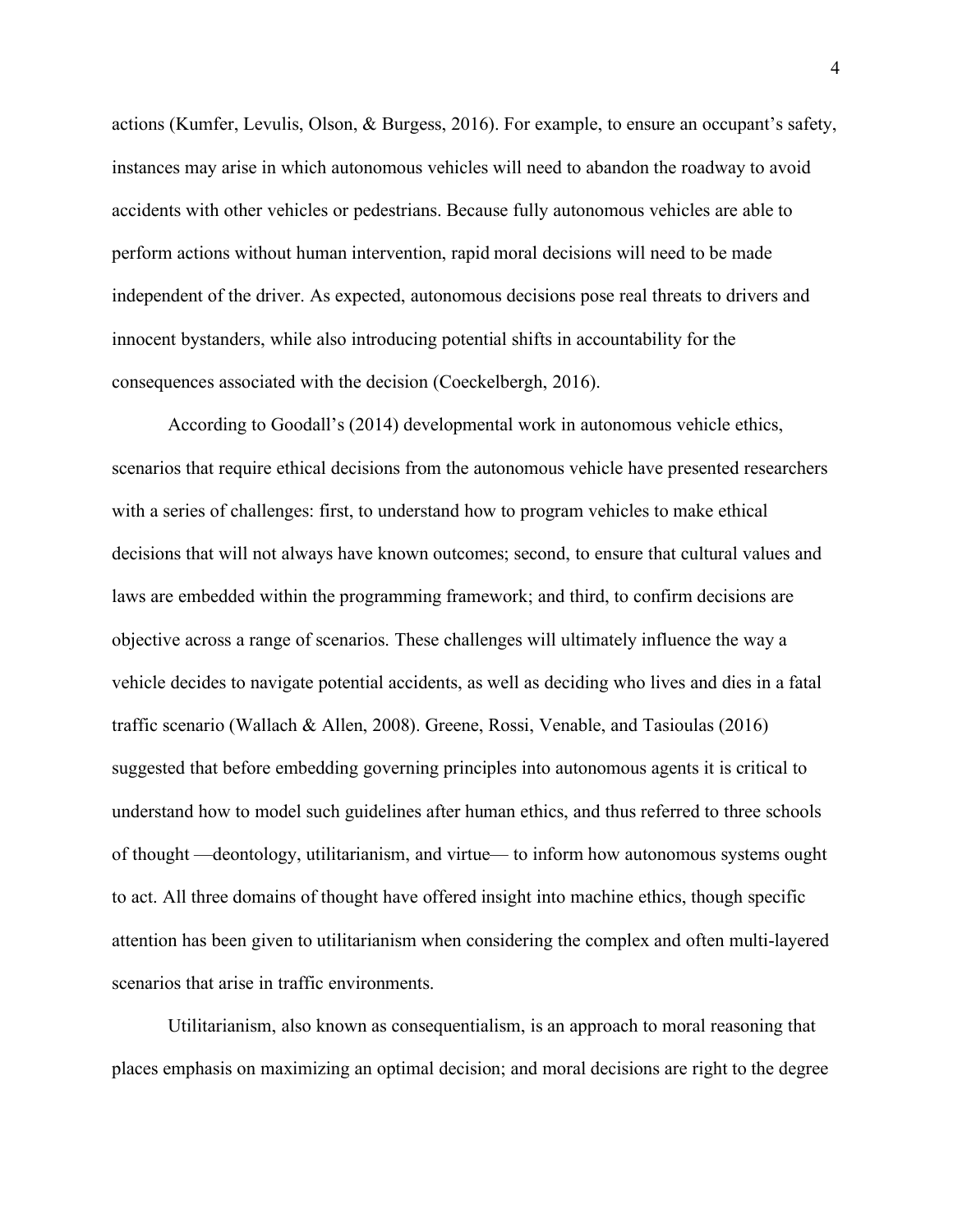actions (Kumfer, Levulis, Olson, & Burgess, 2016). For example, to ensure an occupant's safety, instances may arise in which autonomous vehicles will need to abandon the roadway to avoid accidents with other vehicles or pedestrians. Because fully autonomous vehicles are able to perform actions without human intervention, rapid moral decisions will need to be made independent of the driver. As expected, autonomous decisions pose real threats to drivers and innocent bystanders, while also introducing potential shifts in accountability for the consequences associated with the decision (Coeckelbergh, 2016).

According to Goodall's (2014) developmental work in autonomous vehicle ethics, scenarios that require ethical decisions from the autonomous vehicle have presented researchers with a series of challenges: first, to understand how to program vehicles to make ethical decisions that will not always have known outcomes; second, to ensure that cultural values and laws are embedded within the programming framework; and third, to confirm decisions are objective across a range of scenarios. These challenges will ultimately influence the way a vehicle decides to navigate potential accidents, as well as deciding who lives and dies in a fatal traffic scenario (Wallach & Allen, 2008). Greene, Rossi, Venable, and Tasioulas (2016) suggested that before embedding governing principles into autonomous agents it is critical to understand how to model such guidelines after human ethics, and thus referred to three schools of thought —deontology, utilitarianism, and virtue— to inform how autonomous systems ought to act. All three domains of thought have offered insight into machine ethics, though specific attention has been given to utilitarianism when considering the complex and often multi-layered scenarios that arise in traffic environments.

Utilitarianism, also known as consequentialism, is an approach to moral reasoning that places emphasis on maximizing an optimal decision; and moral decisions are right to the degree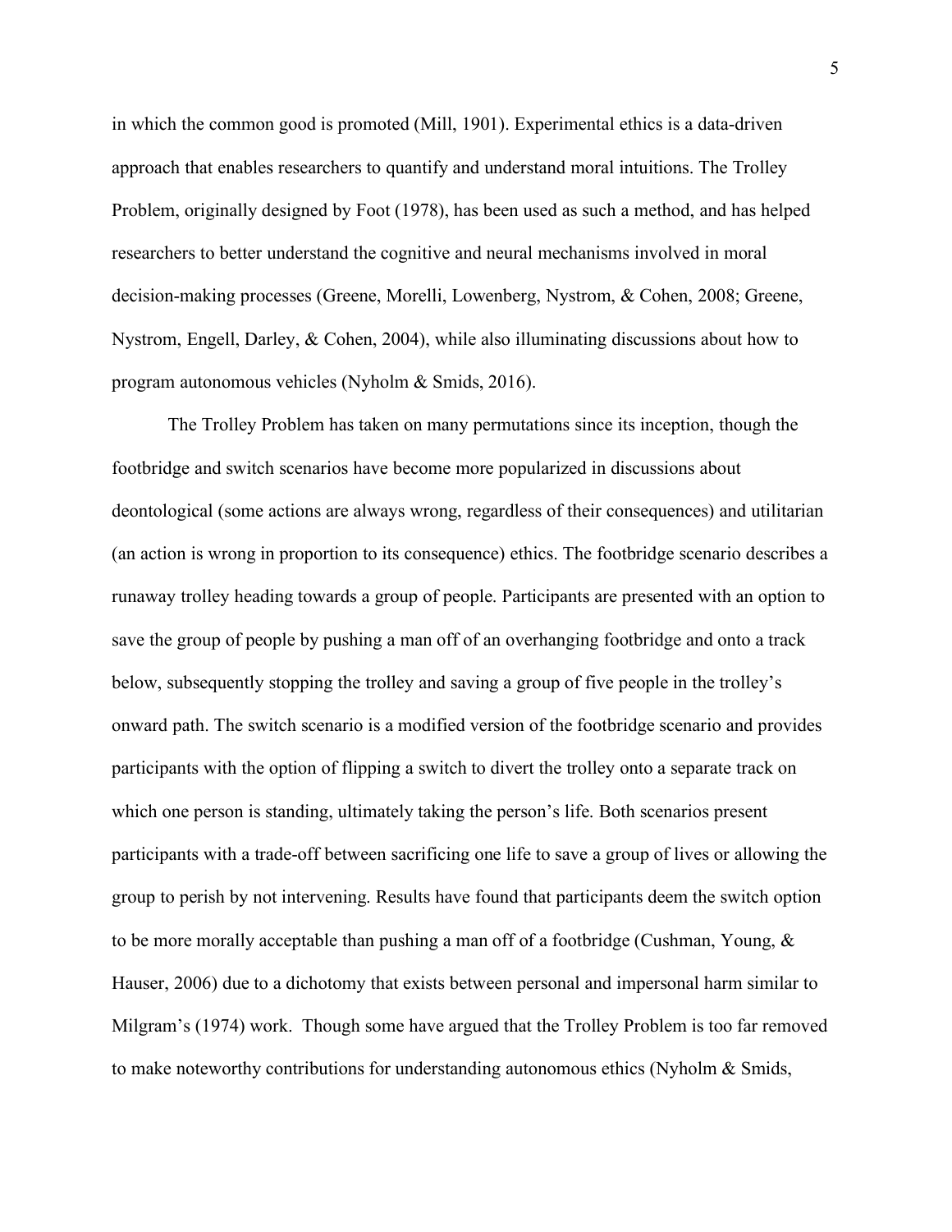in which the common good is promoted (Mill, 1901). Experimental ethics is a data-driven approach that enables researchers to quantify and understand moral intuitions. The Trolley Problem, originally designed by Foot (1978), has been used as such a method, and has helped researchers to better understand the cognitive and neural mechanisms involved in moral decision-making processes (Greene, Morelli, Lowenberg, Nystrom, & Cohen, 2008; Greene, Nystrom, Engell, Darley, & Cohen, 2004), while also illuminating discussions about how to program autonomous vehicles (Nyholm & Smids, 2016).

The Trolley Problem has taken on many permutations since its inception, though the footbridge and switch scenarios have become more popularized in discussions about deontological (some actions are always wrong, regardless of their consequences) and utilitarian (an action is wrong in proportion to its consequence) ethics. The footbridge scenario describes a runaway trolley heading towards a group of people. Participants are presented with an option to save the group of people by pushing a man off of an overhanging footbridge and onto a track below, subsequently stopping the trolley and saving a group of five people in the trolley's onward path. The switch scenario is a modified version of the footbridge scenario and provides participants with the option of flipping a switch to divert the trolley onto a separate track on which one person is standing, ultimately taking the person's life. Both scenarios present participants with a trade-off between sacrificing one life to save a group of lives or allowing the group to perish by not intervening. Results have found that participants deem the switch option to be more morally acceptable than pushing a man off of a footbridge (Cushman, Young, & Hauser, 2006) due to a dichotomy that exists between personal and impersonal harm similar to Milgram's (1974) work. Though some have argued that the Trolley Problem is too far removed to make noteworthy contributions for understanding autonomous ethics (Nyholm & Smids,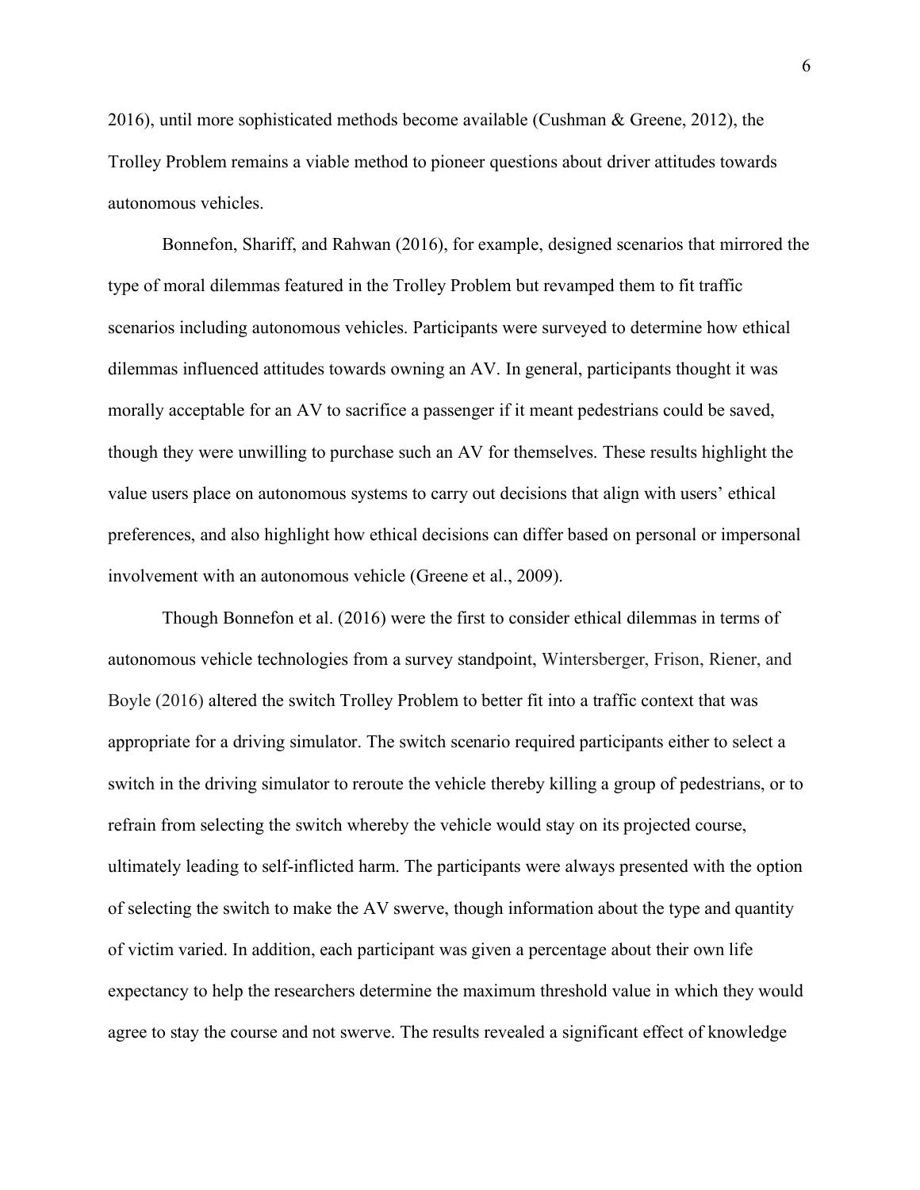2016), until more sophisticated methods become available (Cushman & Greene, 2012), the Trolley Problem remains a viable method to pioneer questions about driver attitudes towards autonomous vehicles.

Bonnefon, Shariff, and Rahwan (2016), for example, designed scenarios that mirrored the type of moral dilemmas featured in the Trolley Problem but revamped them to fit traffic scenarios including autonomous vehicles. Participants were surveyed to determine how ethical dilemmas influenced attitudes towards owning an AV. In general, participants thought it was morally acceptable for an AV to sacrifice a passenger if it meant pedestrians could be saved, though they were unwilling to purchase such an AV for themselves. These results highlight the value users place on autonomous systems to carry out decisions that align with users' ethical preferences, and also highlight how ethical decisions can differ based on personal or impersonal involvement with an autonomous vehicle (Greene et al., 2009).

Though Bonnefon et al. (2016) were the first to consider ethical dilemmas in terms of autonomous vehicle technologies from a survey standpoint, Wintersberger, Frison, Riener, and Boyle (2016) altered the switch Trolley Problem to better fit into a traffic context that was appropriate for a driving simulator. The switch scenario required participants either to select a switch in the driving simulator to reroute the vehicle thereby killing a group of pedestrians, or to refrain from selecting the switch whereby the vehicle would stay on its projected course, ultimately leading to self-inflicted harm. The participants were always presented with the option of selecting the switch to make the AV swerve, though information about the type and quantity of victim varied. In addition, each participant was given a percentage about their own life expectancy to help the researchers determine the maximum threshold value in which they would agree to stay the course and not swerve. The results revealed a significant effect of knowledge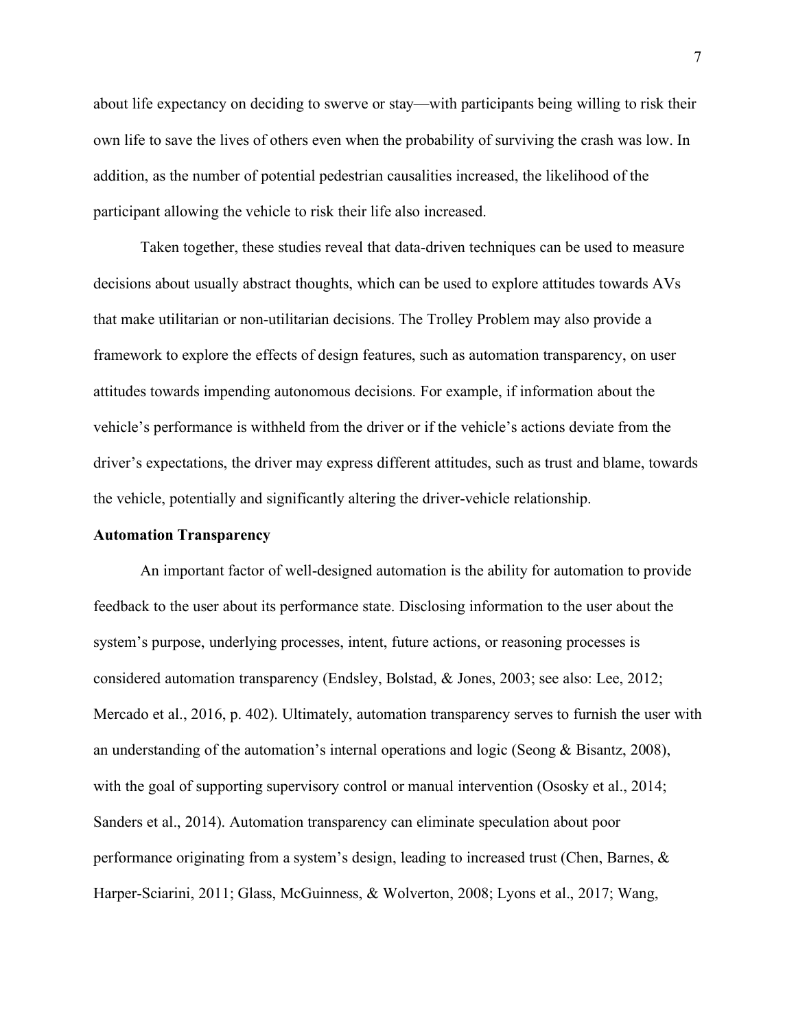about life expectancy on deciding to swerve or stay—with participants being willing to risk their own life to save the lives of others even when the probability of surviving the crash was low. In addition, as the number of potential pedestrian causalities increased, the likelihood of the participant allowing the vehicle to risk their life also increased.

Taken together, these studies reveal that data-driven techniques can be used to measure decisions about usually abstract thoughts, which can be used to explore attitudes towards AVs that make utilitarian or non-utilitarian decisions. The Trolley Problem may also provide a framework to explore the effects of design features, such as automation transparency, on user attitudes towards impending autonomous decisions. For example, if information about the vehicle's performance is withheld from the driver or if the vehicle's actions deviate from the driver's expectations, the driver may express different attitudes, such as trust and blame, towards the vehicle, potentially and significantly altering the driver-vehicle relationship.

**Automation Transparency**

An important factor of well-designed automation is the ability for automation to provide feedback to the user about its performance state. Disclosing information to the user about the system's purpose, underlying processes, intent, future actions, or reasoning processes is considered automation transparency (Endsley, Bolstad, & Jones, 2003; see also: Lee, 2012; Mercado et al., 2016, p. 402). Ultimately, automation transparency serves to furnish the user with an understanding of the automation's internal operations and logic (Seong & Bisantz, 2008), with the goal of supporting supervisory control or manual intervention (Ososky et al., 2014; Sanders et al., 2014). Automation transparency can eliminate speculation about poor performance originating from a system's design, leading to increased trust (Chen, Barnes, & Harper-Sciarini, 2011; Glass, McGuinness, & Wolverton, 2008; Lyons et al., 2017; Wang,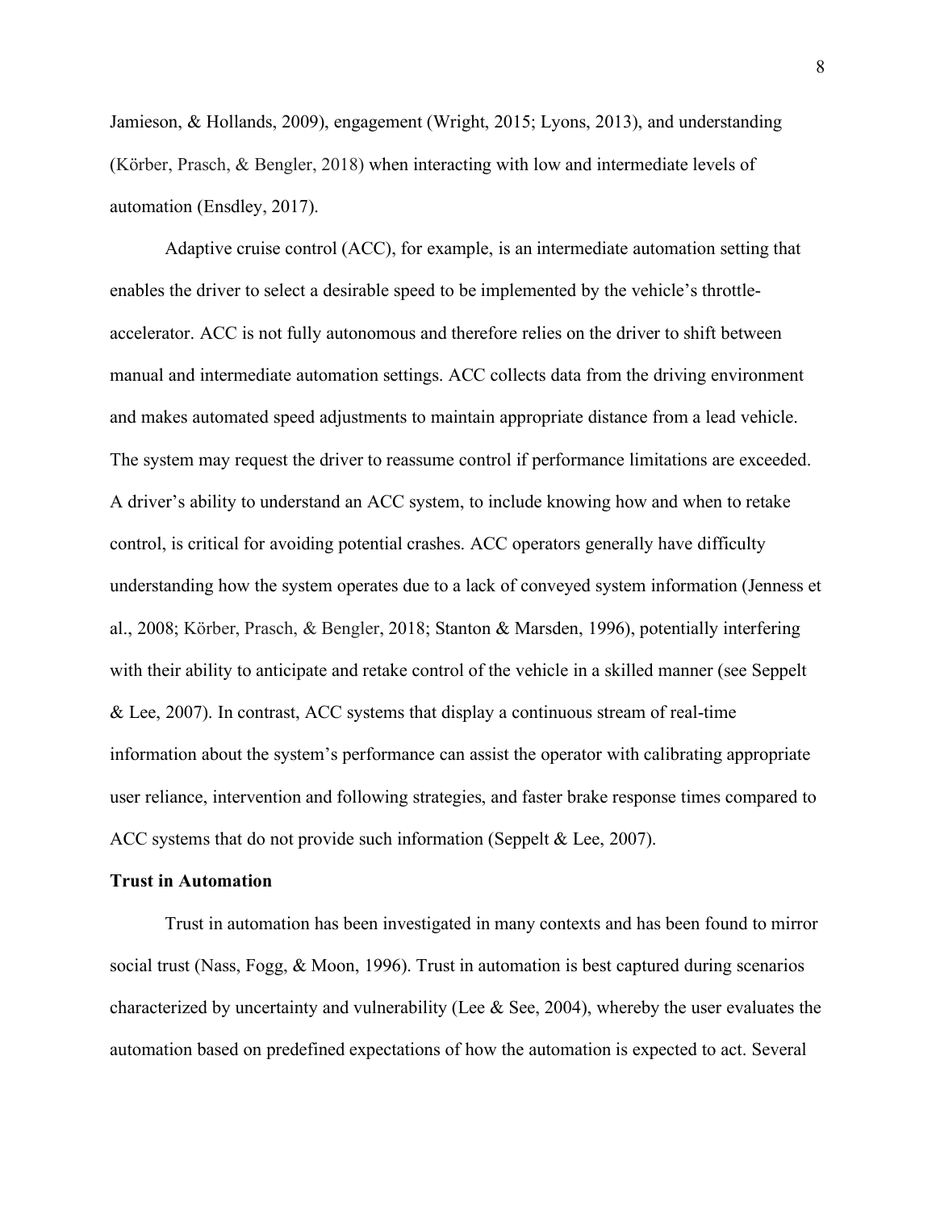Jamieson, & Hollands, 2009), engagement (Wright, 2015; Lyons, 2013), and understanding (Körber, Prasch, & Bengler, 2018) when interacting with low and intermediate levels of automation (Ensdley, 2017).

Adaptive cruise control (ACC), for example, is an intermediate automation setting that enables the driver to select a desirable speed to be implemented by the vehicle's throttle-accelerator. ACC is not fully autonomous and therefore relies on the driver to shift between manual and intermediate automation settings. ACC collects data from the driving environment and makes automated speed adjustments to maintain appropriate distance from a lead vehicle. The system may request the driver to reassume control if performance limitations are exceeded. A driver's ability to understand an ACC system, to include knowing how and when to retake control, is critical for avoiding potential crashes. ACC operators generally have difficulty understanding how the system operates due to a lack of conveyed system information (Jenness et al., 2008; Körber, Prasch, & Bengler, 2018; Stanton & Marsden, 1996), potentially interfering with their ability to anticipate and retake control of the vehicle in a skilled manner (see Seppelt & Lee, 2007). In contrast, ACC systems that display a continuous stream of real-time information about the system's performance can assist the operator with calibrating appropriate user reliance, intervention and following strategies, and faster brake response times compared to ACC systems that do not provide such information (Seppelt & Lee, 2007).

**Trust in Automation**

Trust in automation has been investigated in many contexts and has been found to mirror social trust (Nass, Fogg, & Moon, 1996). Trust in automation is best captured during scenarios characterized by uncertainty and vulnerability (Lee & See, 2004), whereby the user evaluates the automation based on predefined expectations of how the automation is expected to act. Several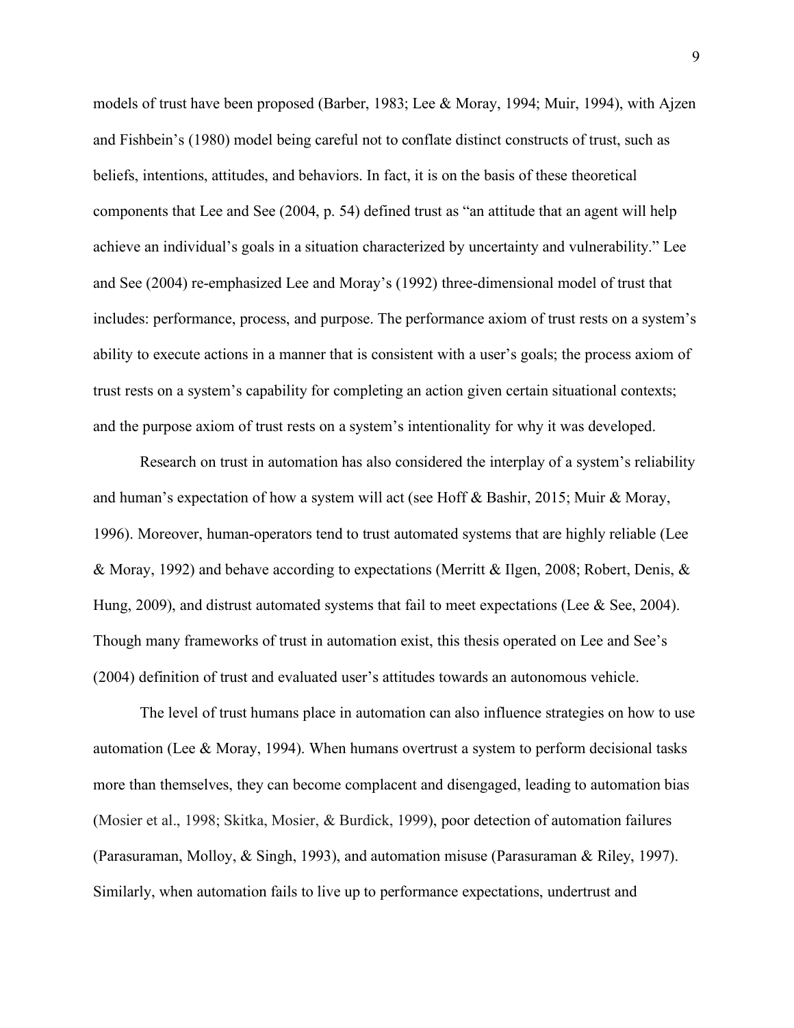models of trust have been proposed (Barber, 1983; Lee & Moray, 1994; Muir, 1994), with Ajzen and Fishbein's (1980) model being careful not to conflate distinct constructs of trust, such as beliefs, intentions, attitudes, and behaviors. In fact, it is on the basis of these theoretical components that Lee and See (2004, p. 54) defined trust as "an attitude that an agent will help achieve an individual's goals in a situation characterized by uncertainty and vulnerability." Lee and See (2004) re-emphasized Lee and Moray's (1992) three-dimensional model of trust that includes: performance, process, and purpose. The performance axiom of trust rests on a system's ability to execute actions in a manner that is consistent with a user's goals; the process axiom of trust rests on a system's capability for completing an action given certain situational contexts; and the purpose axiom of trust rests on a system's intentionality for why it was developed.

Research on trust in automation has also considered the interplay of a system's reliability and human's expectation of how a system will act (see Hoff & Bashir, 2015; Muir & Moray, 1996). Moreover, human-operators tend to trust automated systems that are highly reliable (Lee & Moray, 1992) and behave according to expectations (Merritt & Ilgen, 2008; Robert, Denis, & Hung, 2009), and distrust automated systems that fail to meet expectations (Lee & See, 2004). Though many frameworks of trust in automation exist, this thesis operated on Lee and See's (2004) definition of trust and evaluated user's attitudes towards an autonomous vehicle.

The level of trust humans place in automation can also influence strategies on how to use automation (Lee & Moray, 1994). When humans overtrust a system to perform decisional tasks more than themselves, they can become complacent and disengaged, leading to automation bias (Mosier et al., 1998; Skitka, Mosier, & Burdick, 1999), poor detection of automation failures (Parasuraman, Molloy, & Singh, 1993), and automation misuse (Parasuraman & Riley, 1997). Similarly, when automation fails to live up to performance expectations, undertrust and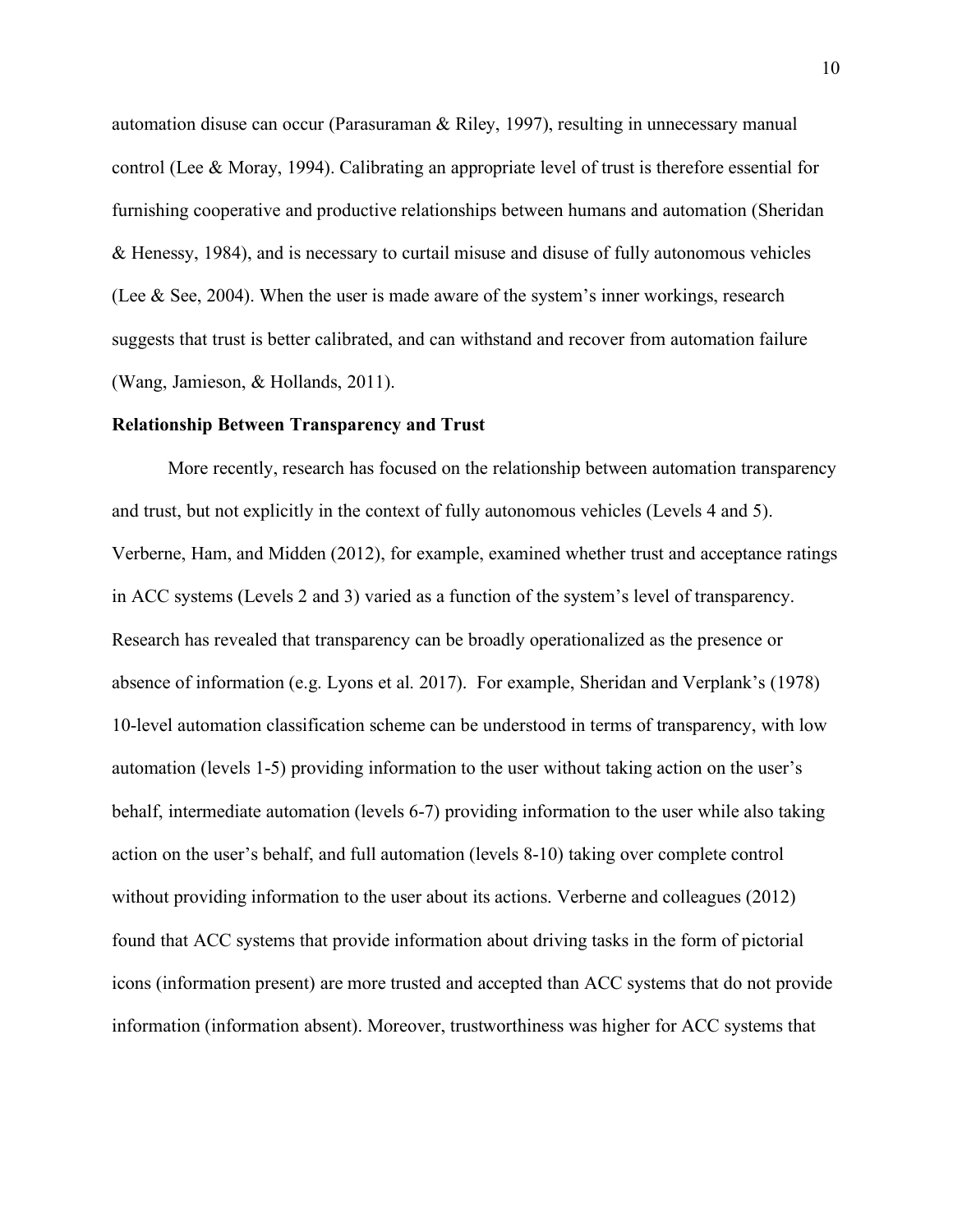automation disuse can occur (Parasuraman & Riley, 1997), resulting in unnecessary manual control (Lee & Moray, 1994). Calibrating an appropriate level of trust is therefore essential for furnishing cooperative and productive relationships between humans and automation (Sheridan & Henessy, 1984), and is necessary to curtail misuse and disuse of fully autonomous vehicles (Lee & See, 2004). When the user is made aware of the system's inner workings, research suggests that trust is better calibrated, and can withstand and recover from automation failure (Wang, Jamieson, & Hollands, 2011).

**Relationship Between Transparency and Trust**

More recently, research has focused on the relationship between automation transparency and trust, but not explicitly in the context of fully autonomous vehicles (Levels 4 and 5). Verberne, Ham, and Midden (2012), for example, examined whether trust and acceptance ratings in ACC systems (Levels 2 and 3) varied as a function of the system's level of transparency. Research has revealed that transparency can be broadly operationalized as the presence or absence of information (e.g. Lyons et al. 2017). For example, Sheridan and Verplank's (1978) 10-level automation classification scheme can be understood in terms of transparency, with low automation (levels 1-5) providing information to the user without taking action on the user's behalf, intermediate automation (levels 6-7) providing information to the user while also taking action on the user's behalf, and full automation (levels 8-10) taking over complete control without providing information to the user about its actions. Verberne and colleagues (2012) found that ACC systems that provide information about driving tasks in the form of pictorial icons (information present) are more trusted and accepted than ACC systems that do not provide information (information absent). Moreover, trustworthiness was higher for ACC systems that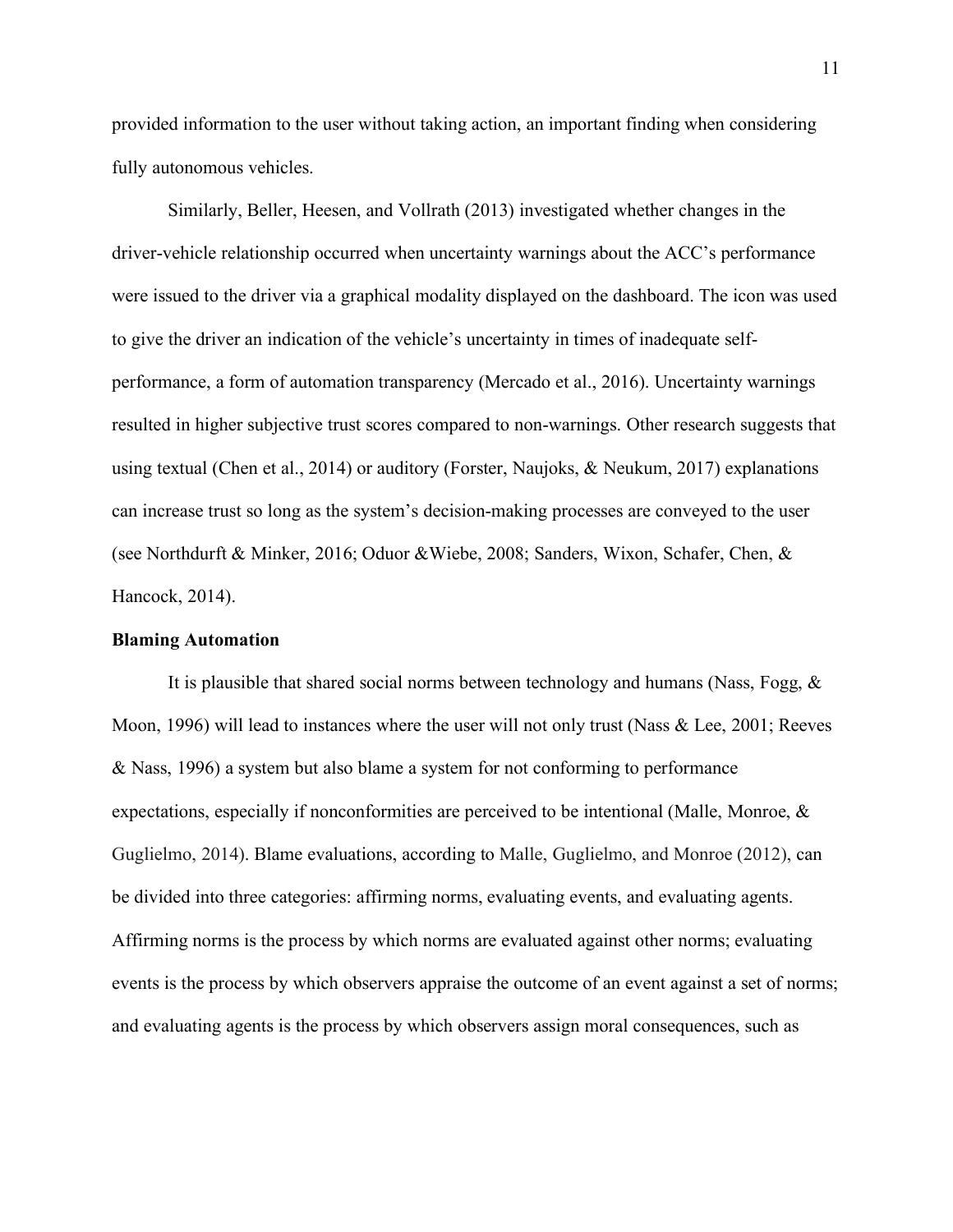provided information to the user without taking action, an important finding when considering fully autonomous vehicles.

Similarly, Beller, Heesen, and Vollrath (2013) investigated whether changes in the driver-vehicle relationship occurred when uncertainty warnings about the ACC's performance were issued to the driver via a graphical modality displayed on the dashboard. The icon was used to give the driver an indication of the vehicle's uncertainty in times of inadequate self-performance, a form of automation transparency (Mercado et al., 2016). Uncertainty warnings resulted in higher subjective trust scores compared to non-warnings. Other research suggests that using textual (Chen et al., 2014) or auditory (Forster, Naujoks, & Neukum, 2017) explanations can increase trust so long as the system's decision-making processes are conveyed to the user (see Northdurft & Minker, 2016; Oduor &Wiebe, 2008; Sanders, Wixon, Schafer, Chen, & Hancock, 2014).

**Blaming Automation**

It is plausible that shared social norms between technology and humans (Nass, Fogg, & Moon, 1996) will lead to instances where the user will not only trust (Nass & Lee, 2001; Reeves & Nass, 1996) a system but also blame a system for not conforming to performance expectations, especially if nonconformities are perceived to be intentional (Malle, Monroe, & Guglielmo, 2014). Blame evaluations, according to Malle, Guglielmo, and Monroe (2012), can be divided into three categories: affirming norms, evaluating events, and evaluating agents. Affirming norms is the process by which norms are evaluated against other norms; evaluating events is the process by which observers appraise the outcome of an event against a set of norms; and evaluating agents is the process by which observers assign moral consequences, such as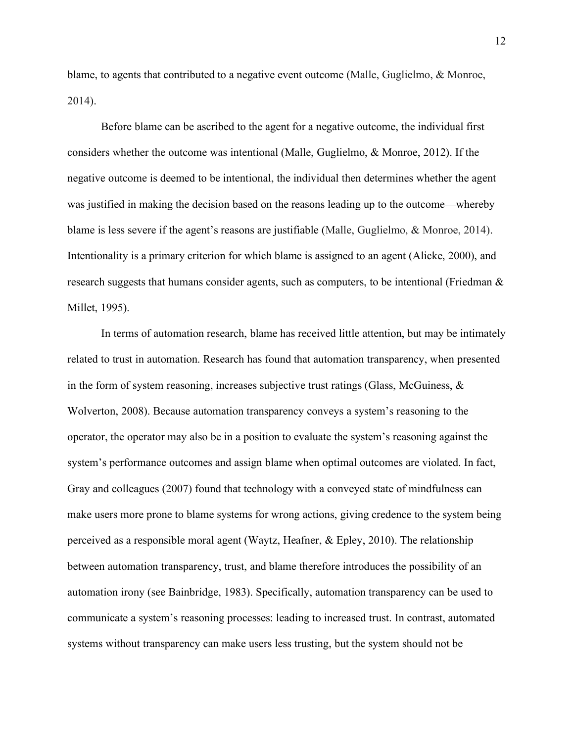blame, to agents that contributed to a negative event outcome (Malle, Guglielmo, & Monroe, 2014).

Before blame can be ascribed to the agent for a negative outcome, the individual first considers whether the outcome was intentional (Malle, Guglielmo, & Monroe, 2012). If the negative outcome is deemed to be intentional, the individual then determines whether the agent was justified in making the decision based on the reasons leading up to the outcome—whereby blame is less severe if the agent's reasons are justifiable (Malle, Guglielmo, & Monroe, 2014). Intentionality is a primary criterion for which blame is assigned to an agent (Alicke, 2000), and research suggests that humans consider agents, such as computers, to be intentional (Friedman & Millet, 1995).

In terms of automation research, blame has received little attention, but may be intimately related to trust in automation. Research has found that automation transparency, when presented in the form of system reasoning, increases subjective trust ratings (Glass, McGuiness, & Wolverton, 2008). Because automation transparency conveys a system's reasoning to the operator, the operator may also be in a position to evaluate the system's reasoning against the system's performance outcomes and assign blame when optimal outcomes are violated. In fact, Gray and colleagues (2007) found that technology with a conveyed state of mindfulness can make users more prone to blame systems for wrong actions, giving credence to the system being perceived as a responsible moral agent (Waytz, Heafner, & Epley, 2010). The relationship between automation transparency, trust, and blame therefore introduces the possibility of an automation irony (see Bainbridge, 1983). Specifically, automation transparency can be used to communicate a system's reasoning processes: leading to increased trust. In contrast, automated systems without transparency can make users less trusting, but the system should not be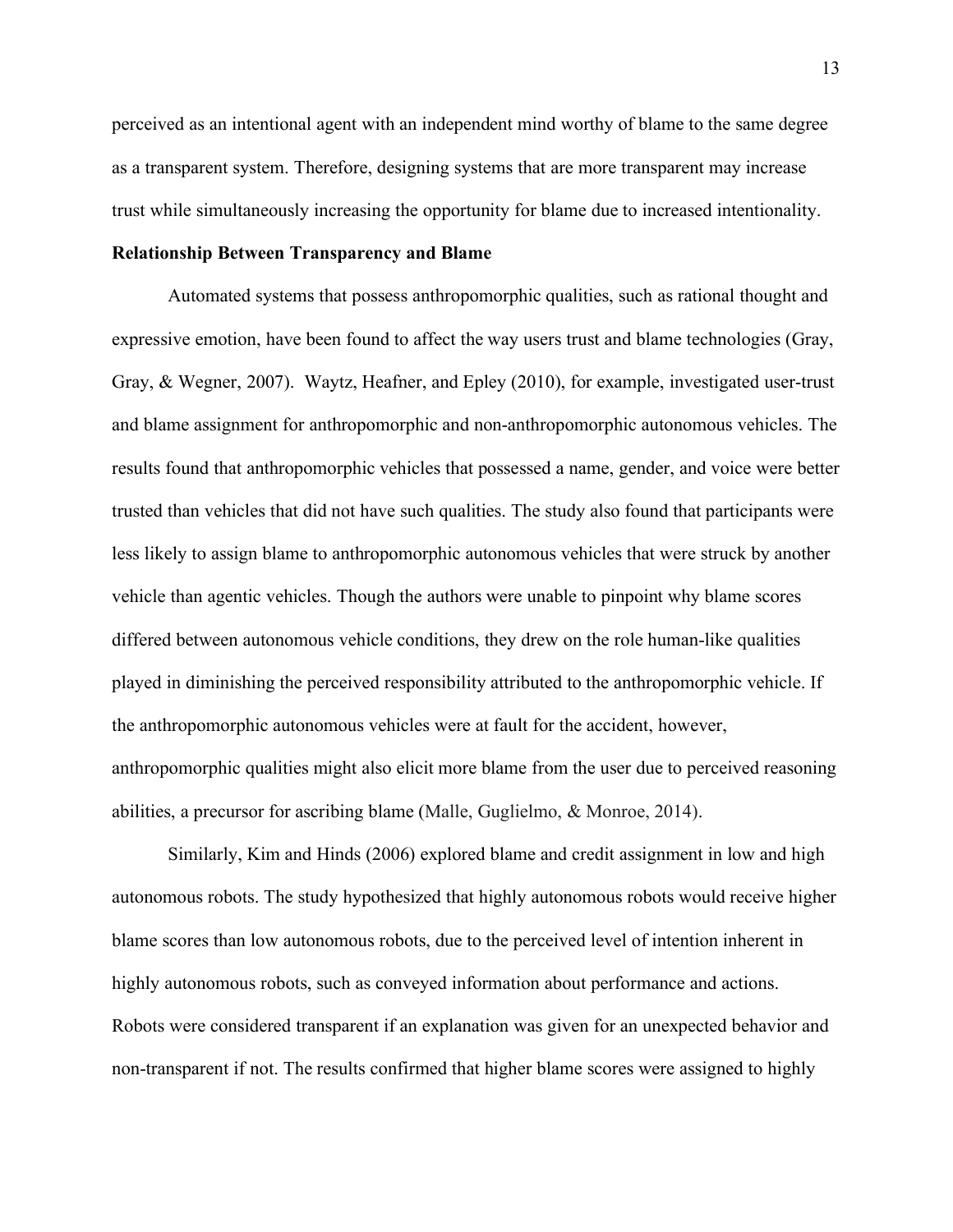perceived as an intentional agent with an independent mind worthy of blame to the same degree as a transparent system. Therefore, designing systems that are more transparent may increase trust while simultaneously increasing the opportunity for blame due to increased intentionality.

**Relationship Between Transparency and Blame**

Automated systems that possess anthropomorphic qualities, such as rational thought and expressive emotion, have been found to affect the way users trust and blame technologies (Gray, Gray, & Wegner, 2007). Waytz, Heafner, and Epley (2010), for example, investigated user-trust and blame assignment for anthropomorphic and non-anthropomorphic autonomous vehicles. The results found that anthropomorphic vehicles that possessed a name, gender, and voice were better trusted than vehicles that did not have such qualities. The study also found that participants were less likely to assign blame to anthropomorphic autonomous vehicles that were struck by another vehicle than agentic vehicles. Though the authors were unable to pinpoint why blame scores differed between autonomous vehicle conditions, they drew on the role human-like qualities played in diminishing the perceived responsibility attributed to the anthropomorphic vehicle. If the anthropomorphic autonomous vehicles were at fault for the accident, however, anthropomorphic qualities might also elicit more blame from the user due to perceived reasoning abilities, a precursor for ascribing blame (Malle, Guglielmo, & Monroe, 2014).

Similarly, Kim and Hinds (2006) explored blame and credit assignment in low and high autonomous robots. The study hypothesized that highly autonomous robots would receive higher blame scores than low autonomous robots, due to the perceived level of intention inherent in highly autonomous robots, such as conveyed information about performance and actions. Robots were considered transparent if an explanation was given for an unexpected behavior and non-transparent if not. The results confirmed that higher blame scores were assigned to highly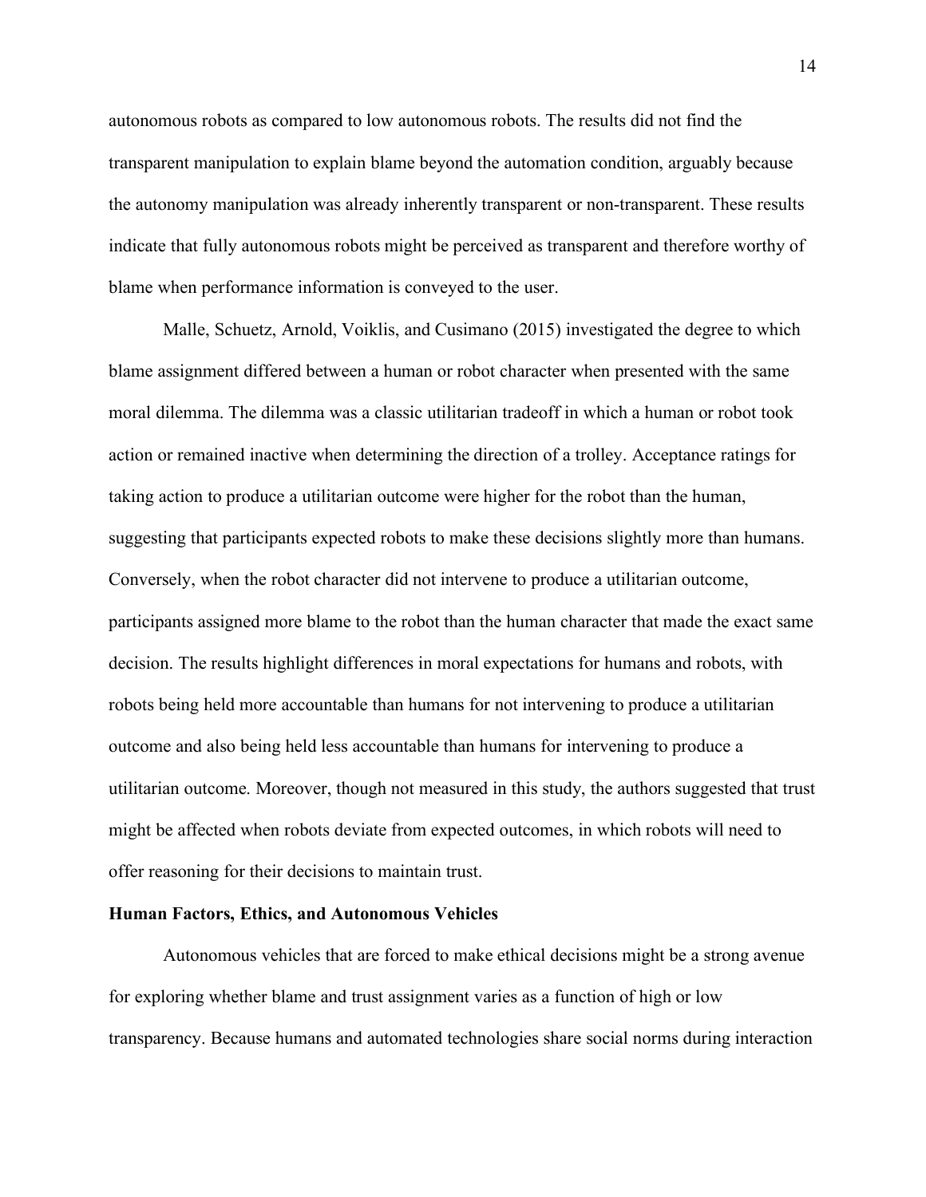autonomous robots as compared to low autonomous robots. The results did not find the transparent manipulation to explain blame beyond the automation condition, arguably because the autonomy manipulation was already inherently transparent or non-transparent. These results indicate that fully autonomous robots might be perceived as transparent and therefore worthy of blame when performance information is conveyed to the user.

Malle, Schuetz, Arnold, Voiklis, and Cusimano (2015) investigated the degree to which blame assignment differed between a human or robot character when presented with the same moral dilemma. The dilemma was a classic utilitarian tradeoff in which a human or robot took action or remained inactive when determining the direction of a trolley. Acceptance ratings for taking action to produce a utilitarian outcome were higher for the robot than the human, suggesting that participants expected robots to make these decisions slightly more than humans. Conversely, when the robot character did not intervene to produce a utilitarian outcome, participants assigned more blame to the robot than the human character that made the exact same decision. The results highlight differences in moral expectations for humans and robots, with robots being held more accountable than humans for not intervening to produce a utilitarian outcome and also being held less accountable than humans for intervening to produce a utilitarian outcome. Moreover, though not measured in this study, the authors suggested that trust might be affected when robots deviate from expected outcomes, in which robots will need to offer reasoning for their decisions to maintain trust.

## Human Factors, Ethics, and Autonomous Vehicles

Autonomous vehicles that are forced to make ethical decisions might be a strong avenue for exploring whether blame and trust assignment varies as a function of high or low transparency. Because humans and automated technologies share social norms during interaction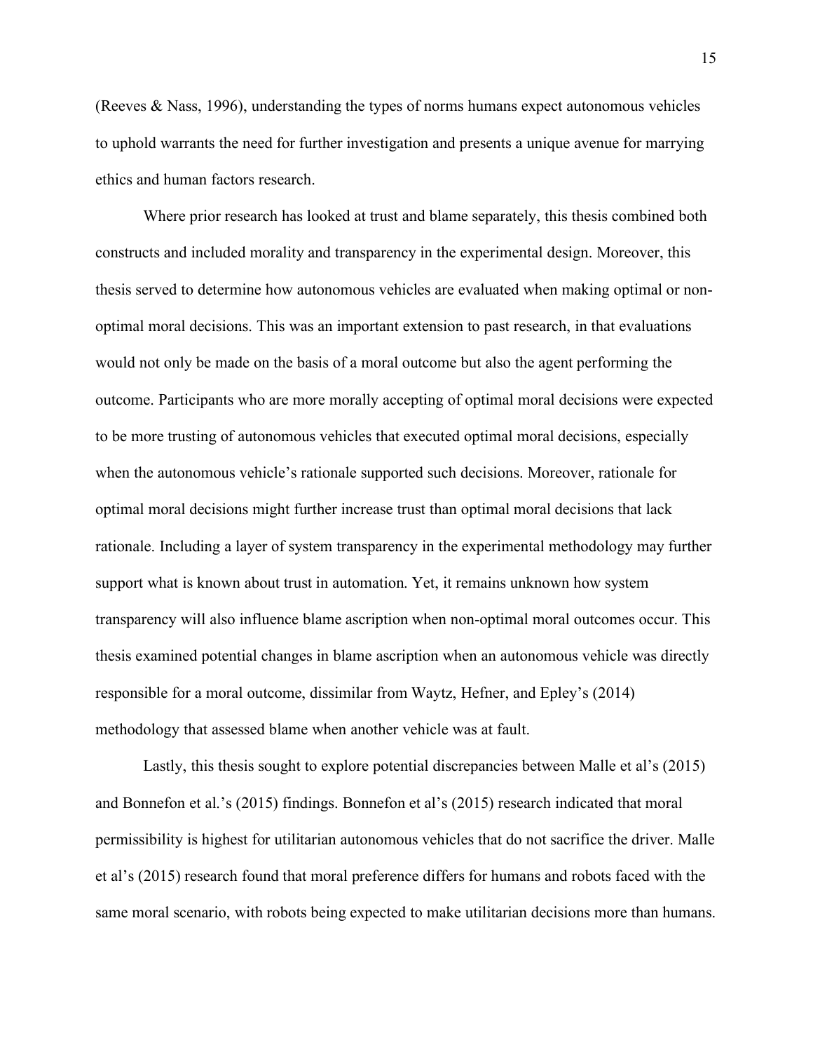(Reeves & Nass, 1996), understanding the types of norms humans expect autonomous vehicles to uphold warrants the need for further investigation and presents a unique avenue for marrying ethics and human factors research.

Where prior research has looked at trust and blame separately, this thesis combined both constructs and included morality and transparency in the experimental design. Moreover, this thesis served to determine how autonomous vehicles are evaluated when making optimal or non-optimal moral decisions. This was an important extension to past research, in that evaluations would not only be made on the basis of a moral outcome but also the agent performing the outcome. Participants who are more morally accepting of optimal moral decisions were expected to be more trusting of autonomous vehicles that executed optimal moral decisions, especially when the autonomous vehicle's rationale supported such decisions. Moreover, rationale for optimal moral decisions might further increase trust than optimal moral decisions that lack rationale. Including a layer of system transparency in the experimental methodology may further support what is known about trust in automation. Yet, it remains unknown how system transparency will also influence blame ascription when non-optimal moral outcomes occur. This thesis examined potential changes in blame ascription when an autonomous vehicle was directly responsible for a moral outcome, dissimilar from Waytz, Hefner, and Epley's (2014) methodology that assessed blame when another vehicle was at fault.

Lastly, this thesis sought to explore potential discrepancies between Malle et al's (2015) and Bonnefon et al.'s (2015) findings. Bonnefon et al's (2015) research indicated that moral permissibility is highest for utilitarian autonomous vehicles that do not sacrifice the driver. Malle et al's (2015) research found that moral preference differs for humans and robots faced with the same moral scenario, with robots being expected to make utilitarian decisions more than humans.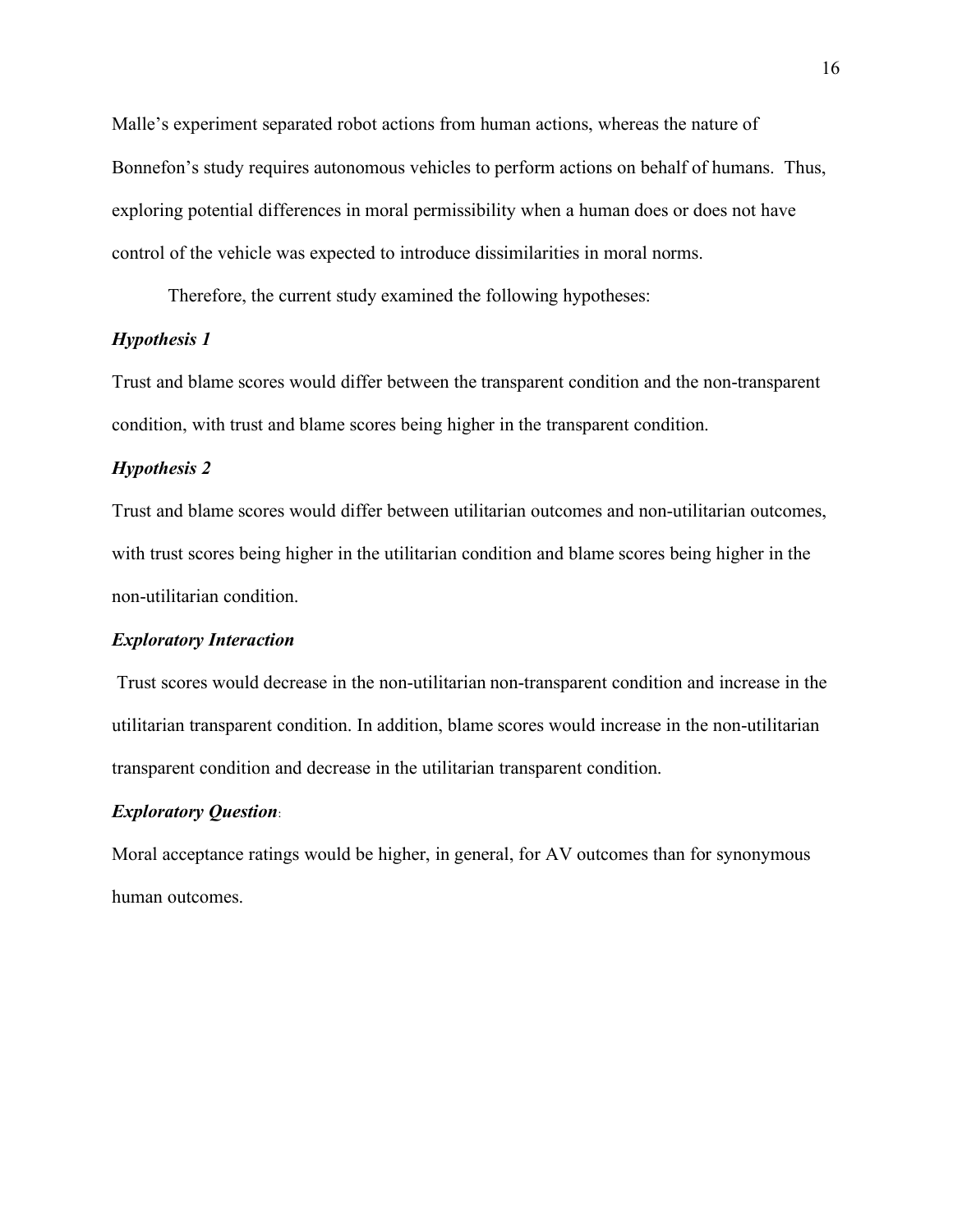Malle's experiment separated robot actions from human actions, whereas the nature of Bonnefon's study requires autonomous vehicles to perform actions on behalf of humans. Thus, exploring potential differences in moral permissibility when a human does or does not have control of the vehicle was expected to introduce dissimilarities in moral norms.

Therefore, the current study examined the following hypotheses:

### *Hypothesis 1*

Trust and blame scores would differ between the transparent condition and the non-transparent condition, with trust and blame scores being higher in the transparent condition.

### *Hypothesis 2*

Trust and blame scores would differ between utilitarian outcomes and non-utilitarian outcomes, with trust scores being higher in the utilitarian condition and blame scores being higher in the non-utilitarian condition.

### *Exploratory Interaction*

Trust scores would decrease in the non-utilitarian non-transparent condition and increase in the utilitarian transparent condition. In addition, blame scores would increase in the non-utilitarian transparent condition and decrease in the utilitarian transparent condition.

### *Exploratory Question*:

Moral acceptance ratings would be higher, in general, for AV outcomes than for synonymous human outcomes.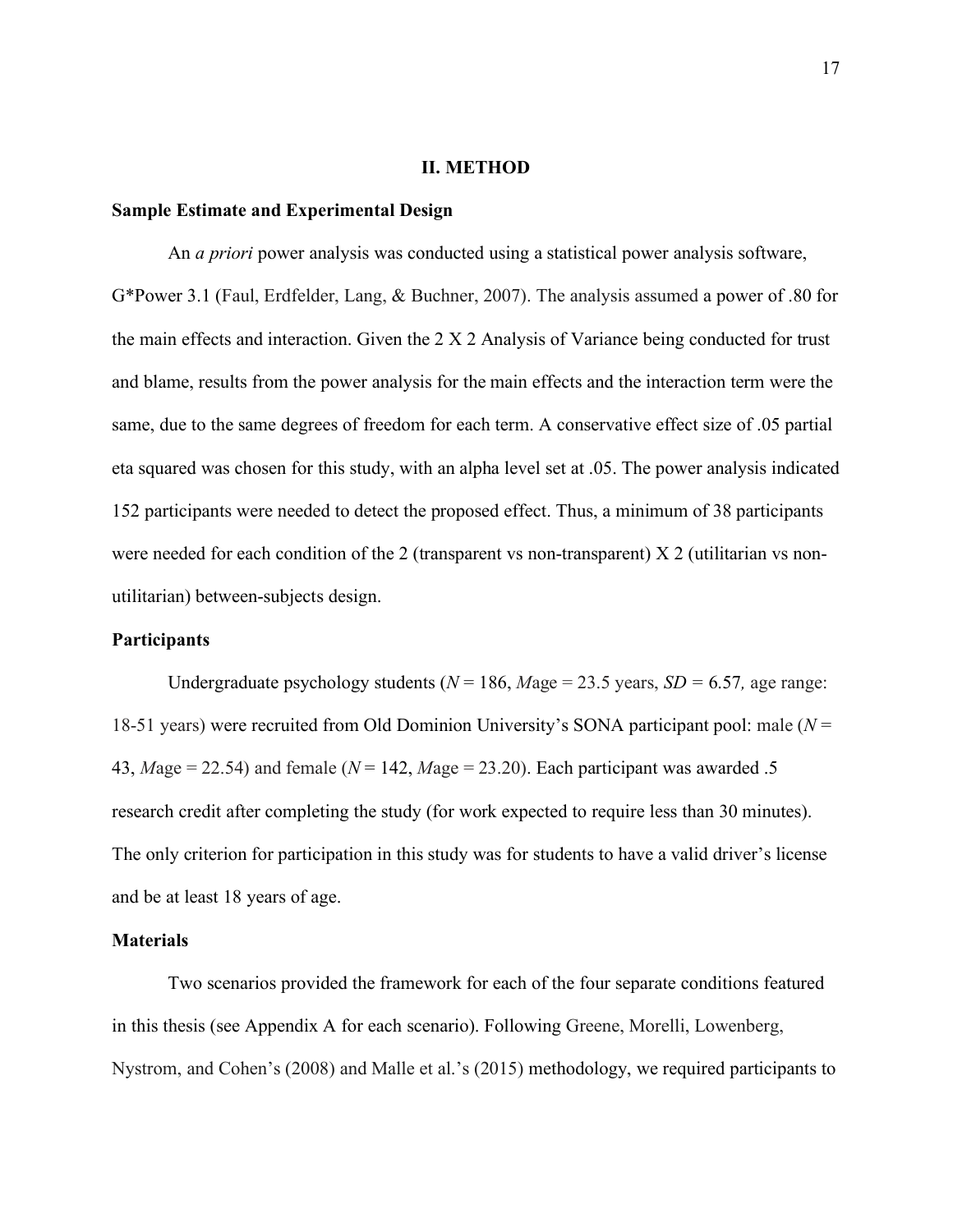## II. METHOD

### Sample Estimate and Experimental Design

An *a priori* power analysis was conducted using a statistical power analysis software, G*Power 3.1 (Faul, Erdfelder, Lang, & Buchner, 2007). The analysis assumed a power of .80 for the main effects and interaction. Given the 2 X 2 Analysis of Variance being conducted for trust and blame, results from the power analysis for the main effects and the interaction term were the same, due to the same degrees of freedom for each term. A conservative effect size of .05 partial eta squared was chosen for this study, with an alpha level set at .05. The power analysis indicated 152 participants were needed to detect the proposed effect. Thus, a minimum of 38 participants were needed for each condition of the 2 (transparent vs non-transparent) X 2 (utilitarian vs non-utilitarian) between-subjects design.

### Participants

Undergraduate psychology students ($N$ = 186, *M*age = 23.5 years, $SD$ = 6.57*,* age range: 18-51 years) were recruited from Old Dominion University's SONA participant pool: male ($N$ = 43, *M*age = 22.54) and female ($N$ = 142, *M*age = 23.20). Each participant was awarded .5 research credit after completing the study (for work expected to require less than 30 minutes). The only criterion for participation in this study was for students to have a valid driver's license and be at least 18 years of age.

### Materials

Two scenarios provided the framework for each of the four separate conditions featured in this thesis (see Appendix A for each scenario). Following Greene, Morelli, Lowenberg, Nystrom, and Cohen's (2008) and Malle et al.'s (2015) methodology, we required participants to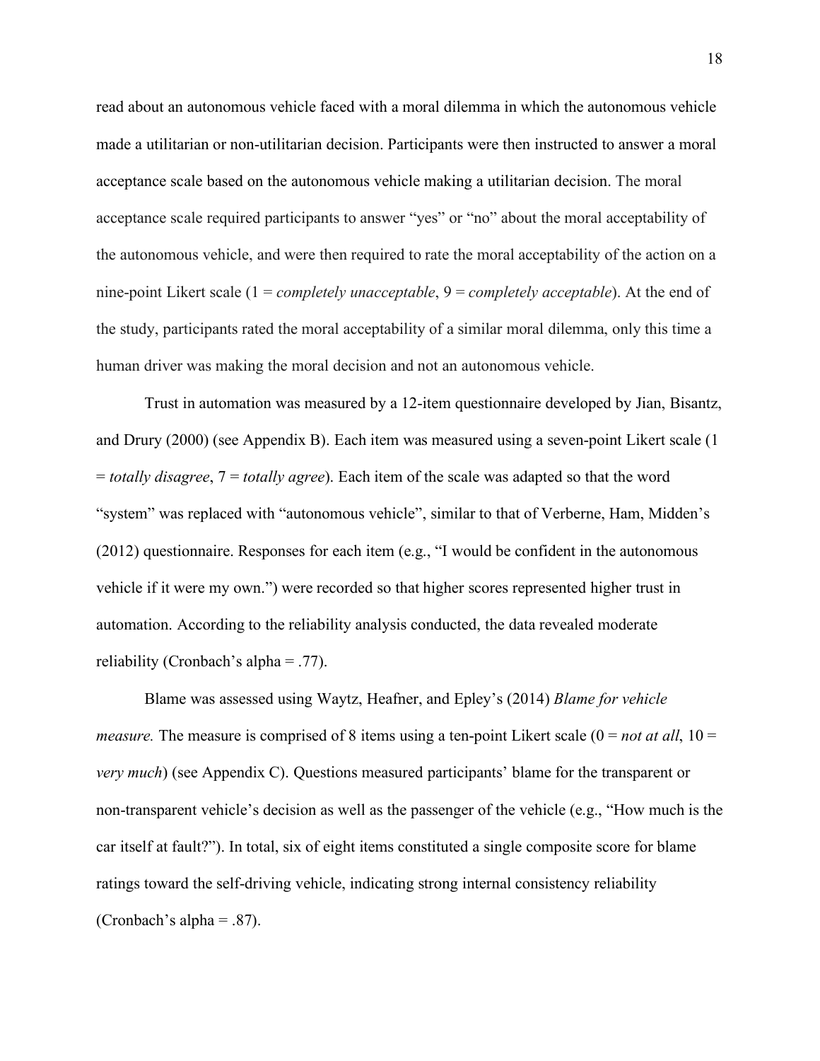read about an autonomous vehicle faced with a moral dilemma in which the autonomous vehicle made a utilitarian or non-utilitarian decision. Participants were then instructed to answer a moral acceptance scale based on the autonomous vehicle making a utilitarian decision. The moral acceptance scale required participants to answer "yes" or "no" about the moral acceptability of the autonomous vehicle, and were then required to rate the moral acceptability of the action on a nine-point Likert scale (1 = *completely unacceptable*, 9 = *completely acceptable*). At the end of the study, participants rated the moral acceptability of a similar moral dilemma, only this time a human driver was making the moral decision and not an autonomous vehicle.

Trust in automation was measured by a 12-item questionnaire developed by Jian, Bisantz, and Drury (2000) (see Appendix B). Each item was measured using a seven-point Likert scale (1 = *totally disagree*, 7 = *totally agree*). Each item of the scale was adapted so that the word "system" was replaced with "autonomous vehicle", similar to that of Verberne, Ham, Midden's (2012) questionnaire. Responses for each item (e.g., "I would be confident in the autonomous vehicle if it were my own.") were recorded so that higher scores represented higher trust in automation. According to the reliability analysis conducted, the data revealed moderate reliability (Cronbach's alpha = .77).

Blame was assessed using Waytz, Heafner, and Epley's (2014) *Blame for vehicle measure.* The measure is comprised of 8 items using a ten-point Likert scale (0 = *not at all*, 10 = *very much*) (see Appendix C). Questions measured participants' blame for the transparent or non-transparent vehicle's decision as well as the passenger of the vehicle (e.g., "How much is the car itself at fault?"). In total, six of eight items constituted a single composite score for blame ratings toward the self-driving vehicle, indicating strong internal consistency reliability (Cronbach's alpha = .87).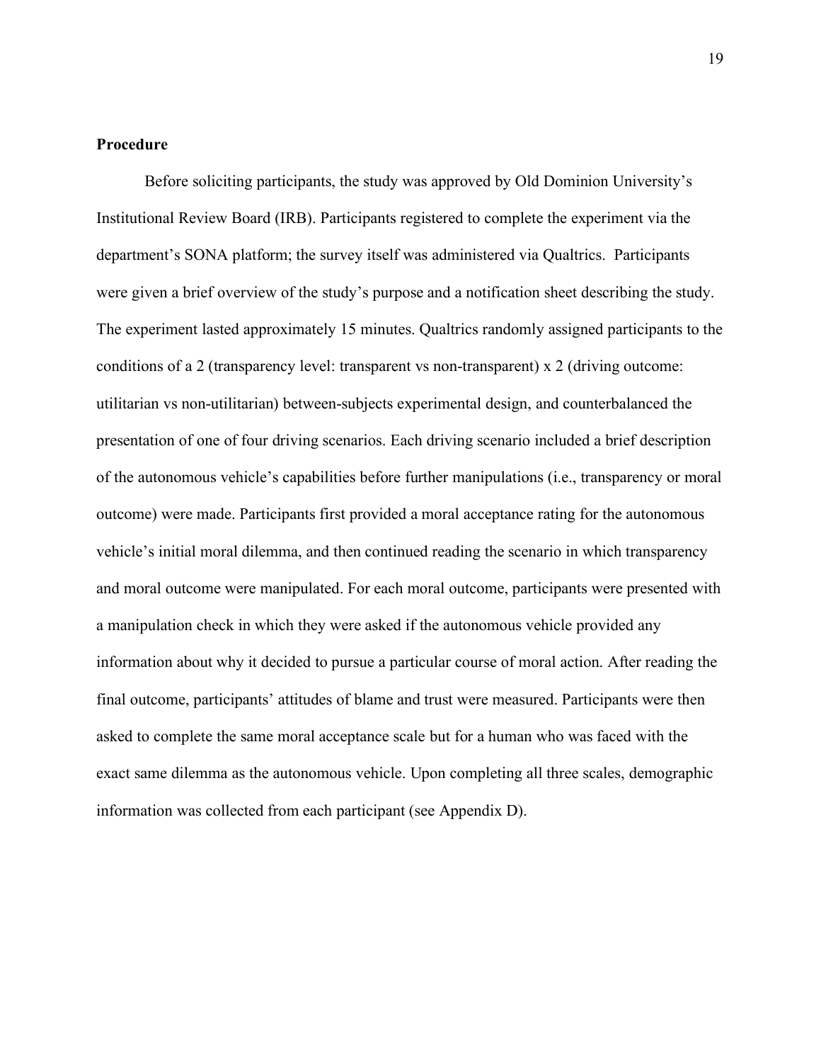**Procedure**

Before soliciting participants, the study was approved by Old Dominion University's Institutional Review Board (IRB). Participants registered to complete the experiment via the department's SONA platform; the survey itself was administered via Qualtrics. Participants were given a brief overview of the study's purpose and a notification sheet describing the study. The experiment lasted approximately 15 minutes. Qualtrics randomly assigned participants to the conditions of a 2 (transparency level: transparent vs non-transparent) x 2 (driving outcome: utilitarian vs non-utilitarian) between-subjects experimental design, and counterbalanced the presentation of one of four driving scenarios. Each driving scenario included a brief description of the autonomous vehicle's capabilities before further manipulations (i.e., transparency or moral outcome) were made. Participants first provided a moral acceptance rating for the autonomous vehicle's initial moral dilemma, and then continued reading the scenario in which transparency and moral outcome were manipulated. For each moral outcome, participants were presented with a manipulation check in which they were asked if the autonomous vehicle provided any information about why it decided to pursue a particular course of moral action. After reading the final outcome, participants' attitudes of blame and trust were measured. Participants were then asked to complete the same moral acceptance scale but for a human who was faced with the exact same dilemma as the autonomous vehicle. Upon completing all three scales, demographic information was collected from each participant (see Appendix D).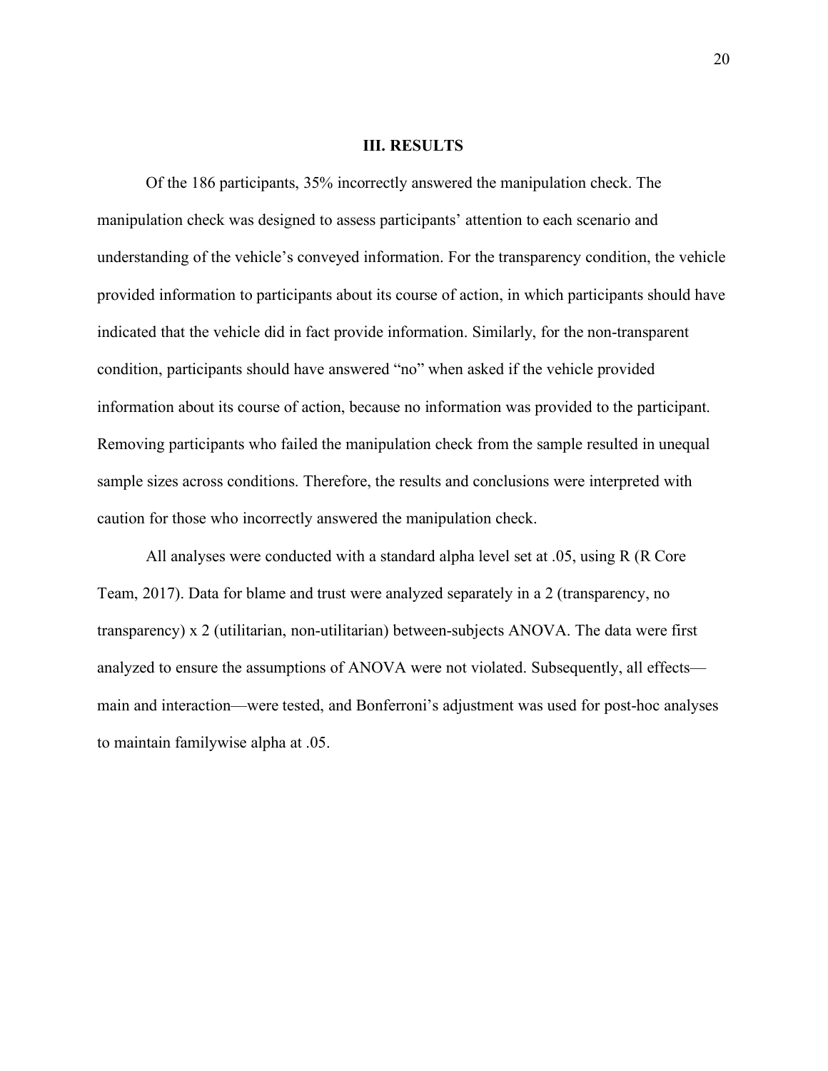## III. RESULTS

Of the 186 participants, 35% incorrectly answered the manipulation check. The manipulation check was designed to assess participants' attention to each scenario and understanding of the vehicle's conveyed information. For the transparency condition, the vehicle provided information to participants about its course of action, in which participants should have indicated that the vehicle did in fact provide information. Similarly, for the non-transparent condition, participants should have answered "no" when asked if the vehicle provided information about its course of action, because no information was provided to the participant. Removing participants who failed the manipulation check from the sample resulted in unequal sample sizes across conditions. Therefore, the results and conclusions were interpreted with caution for those who incorrectly answered the manipulation check.

All analyses were conducted with a standard alpha level set at .05, using R (R Core Team, 2017). Data for blame and trust were analyzed separately in a 2 (transparency, no transparency) x 2 (utilitarian, non-utilitarian) between-subjects ANOVA. The data were first analyzed to ensure the assumptions of ANOVA were not violated. Subsequently, all effects—main and interaction—were tested, and Bonferroni's adjustment was used for post-hoc analyses to maintain familywise alpha at .05.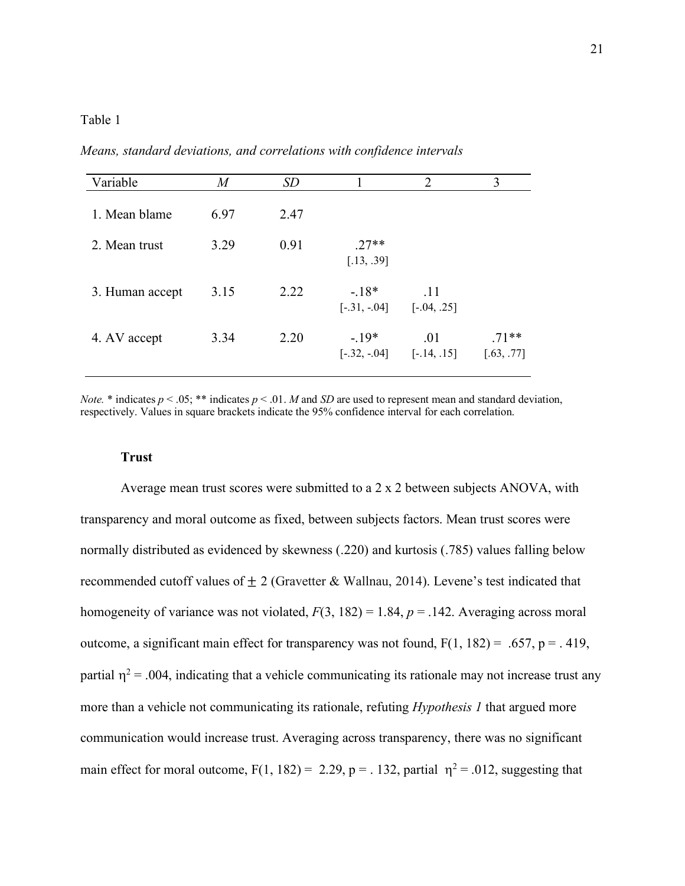Table 1

*Means, standard deviations, and correlations with confidence intervals*

| Variable | *M* | *SD* | 1 | 2 | 3 |
| --- | --- | --- | --- | --- | --- |
| 1. Mean blame | 6.97 | 2.47 | | | |
| 2. Mean trust | 3.29 | 0.91 | .27** [.13, .39] | | |
| 3. Human accept | 3.15 | 2.22 | -.18* [-.31, -.04] | .11 [-.04, .25] | |
| 4. AV accept | 3.34 | 2.20 | -.19* [-.32, -.04] | .01 [-.14, .15] | .71** [.63, .77] |

*Note.* * indicates $p < .05$; ** indicates $p < .01$. *M* and *SD* are used to represent mean and standard deviation, respectively. Values in square brackets indicate the 95% confidence interval for each correlation.

**Trust**

Average mean trust scores were submitted to a 2 x 2 between subjects ANOVA, with transparency and moral outcome as fixed, between subjects factors. Mean trust scores were normally distributed as evidenced by skewness (.220) and kurtosis (.785) values falling below recommended cutoff values of $\pm$ 2 (Gravetter & Wallnau, 2014). Levene's test indicated that homogeneity of variance was not violated, $F(3, 182) = 1.84$, $p = .142$. Averaging across moral outcome, a significant main effect for transparency was not found, $F(1, 182) = .657$, $p = .419$, partial $\eta^2 = .004$, indicating that a vehicle communicating its rationale may not increase trust any more than a vehicle not communicating its rationale, refuting *Hypothesis 1* that argued more communication would increase trust. Averaging across transparency, there was no significant main effect for moral outcome, $F(1, 182) = 2.29$, $p = .132$, partial $\eta^2 = .012$, suggesting that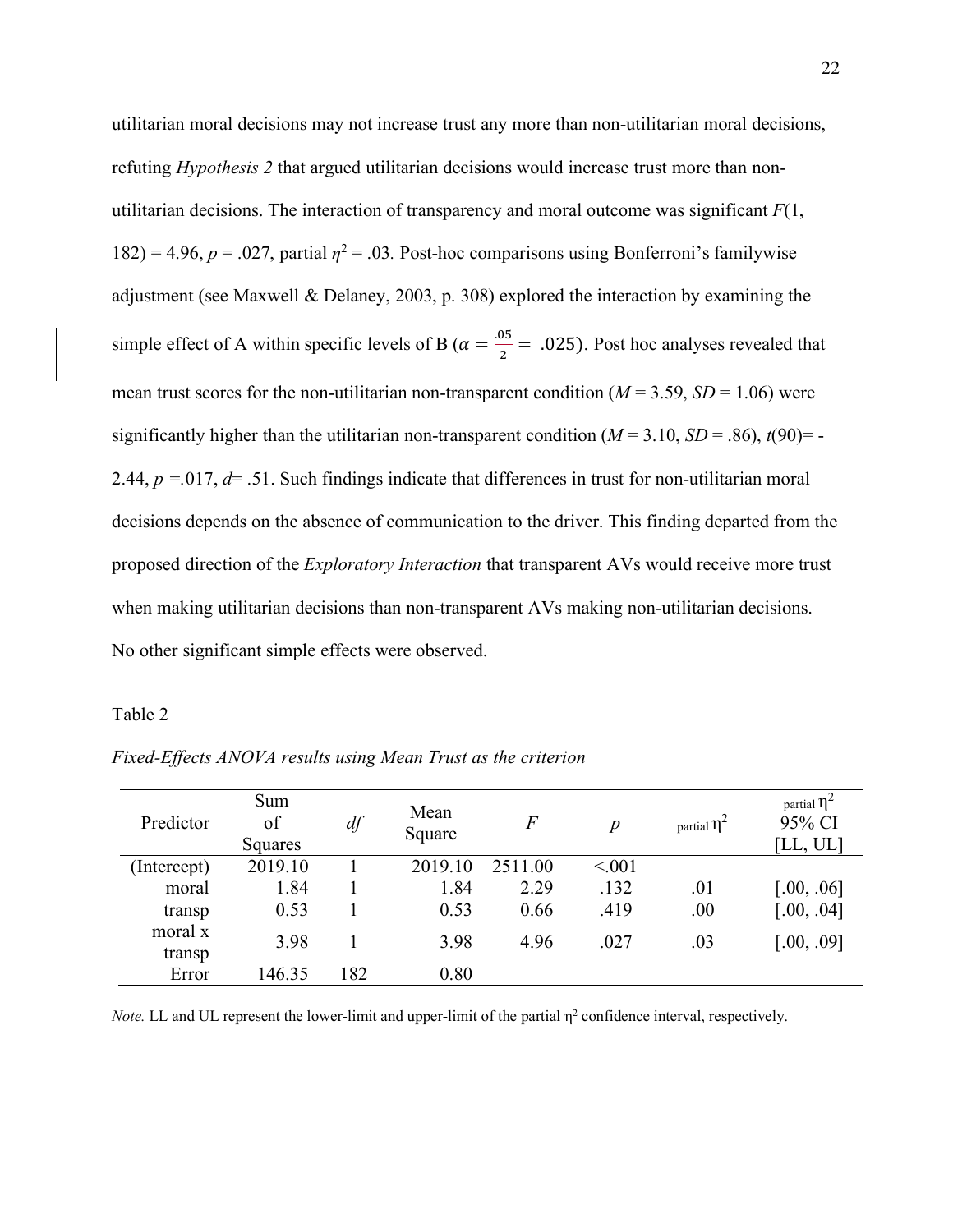utilitarian moral decisions may not increase trust any more than non-utilitarian moral decisions, refuting *Hypothesis 2* that argued utilitarian decisions would increase trust more than non-utilitarian decisions. The interaction of transparency and moral outcome was significant $F(1, 182) = 4.96$, $p = .027$, partial $\eta^2 = .03$. Post-hoc comparisons using Bonferroni's familywise adjustment (see Maxwell & Delaney, 2003, p. 308) explored the interaction by examining the simple effect of A within specific levels of B ($\alpha = \frac{.05}{2} = .025$). Post hoc analyses revealed that mean trust scores for the non-utilitarian non-transparent condition ($M = 3.59$, $SD = 1.06$) were significantly higher than the utilitarian non-transparent condition ($M = 3.10$, $SD = .86$), $t(90) = -2.44$, $p = .017$, $d = .51$. Such findings indicate that differences in trust for non-utilitarian moral decisions depends on the absence of communication to the driver. This finding departed from the proposed direction of the *Exploratory Interaction* that transparent AVs would receive more trust when making utilitarian decisions than non-transparent AVs making non-utilitarian decisions. No other significant simple effects were observed.

Table 2

*Fixed-Effects ANOVA results using Mean Trust as the criterion*

| Predictor | Sum of Squares | *df* | Mean Square | *F* | *p* | partial $\eta^2$ | partial $\eta^2$ 95% CI [LL, UL] |
|---|---|---|---|---|---|---|---|
| (Intercept) | 2019.10 | 1 | 2019.10 | 2511.00 | <.001 | | |
| moral | 1.84 | 1 | 1.84 | 2.29 | .132 | .01 | [.00, .06] |
| transp | 0.53 | 1 | 0.53 | 0.66 | .419 | .00 | [.00, .04] |
| moral x transp | 3.98 | 1 | 3.98 | 4.96 | .027 | .03 | [.00, .09] |
| Error | 146.35 | 182 | 0.80 | | | | |

*Note.* LL and UL represent the lower-limit and upper-limit of the partial $\eta^2$ confidence interval, respectively.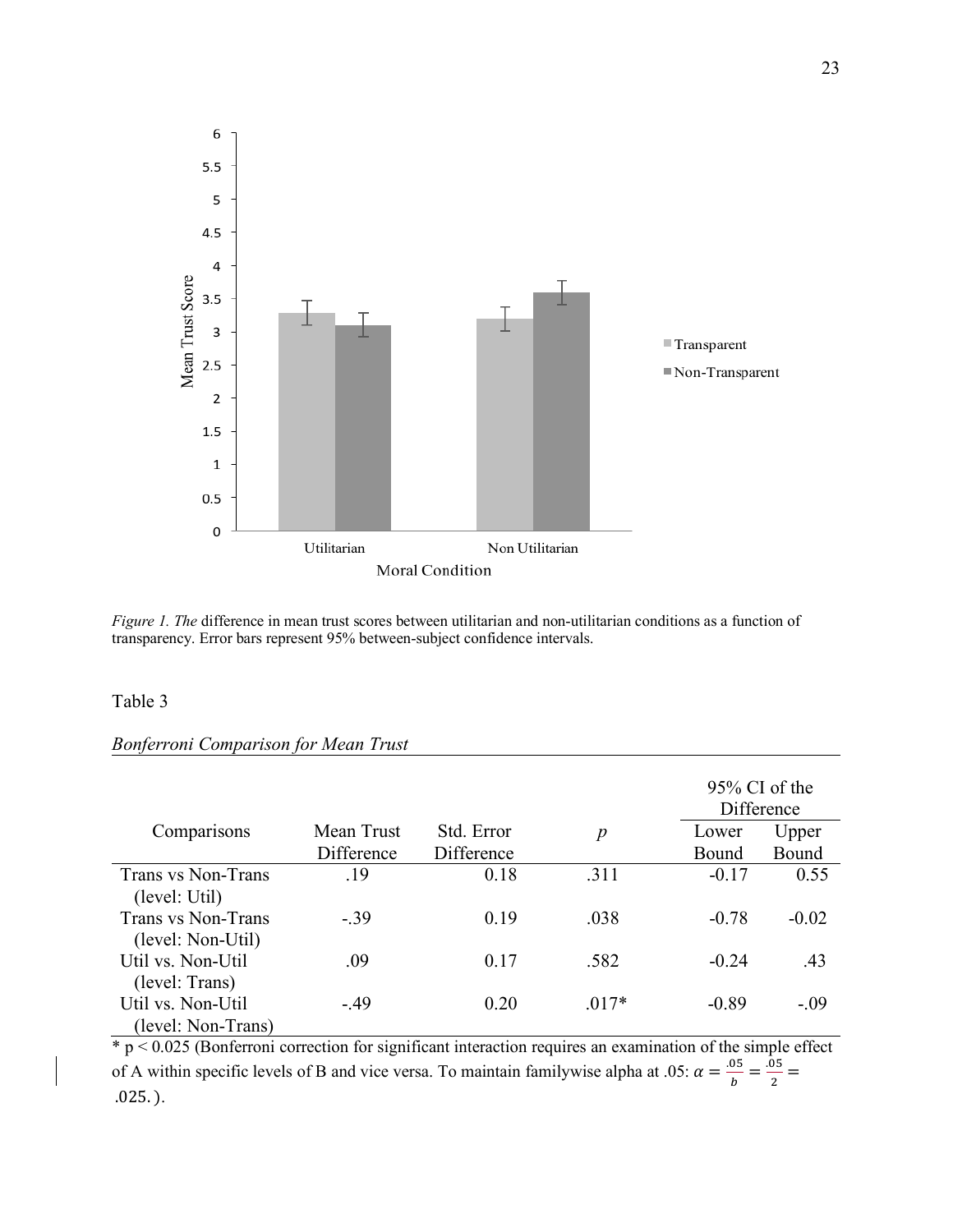*Figure 1. The* difference in mean trust scores between utilitarian and non-utilitarian conditions as a function of transparency. Error bars represent 95% between-subject confidence intervals.

Table 3

*Bonferroni Comparison for Mean Trust*

| Comparisons | Mean Trust Difference | Std. Error Difference | *p* | 95% CI of the Difference | |
|---|---|---|---|---|---|
| | | | | Lower Bound | Upper Bound |
| Trans vs Non-Trans (level: Util) | .19 | 0.18 | .311 | -0.17 | 0.55 |
| Trans vs Non-Trans (level: Non-Util) | -.39 | 0.19 | .038 | -0.78 | -0.02 |
| Util vs. Non-Util (level: Trans) | .09 | 0.17 | .582 | -0.24 | .43 |
| Util vs. Non-Util (level: Non-Trans) | -.49 | 0.20 | .017* | -0.89 | -.09 |

* p < 0.025 (Bonferroni correction for significant interaction requires an examination of the simple effect of A within specific levels of B and vice versa. To maintain familywise alpha at .05: $\alpha = \frac{.05}{b} = \frac{.05}{2} = .025.$).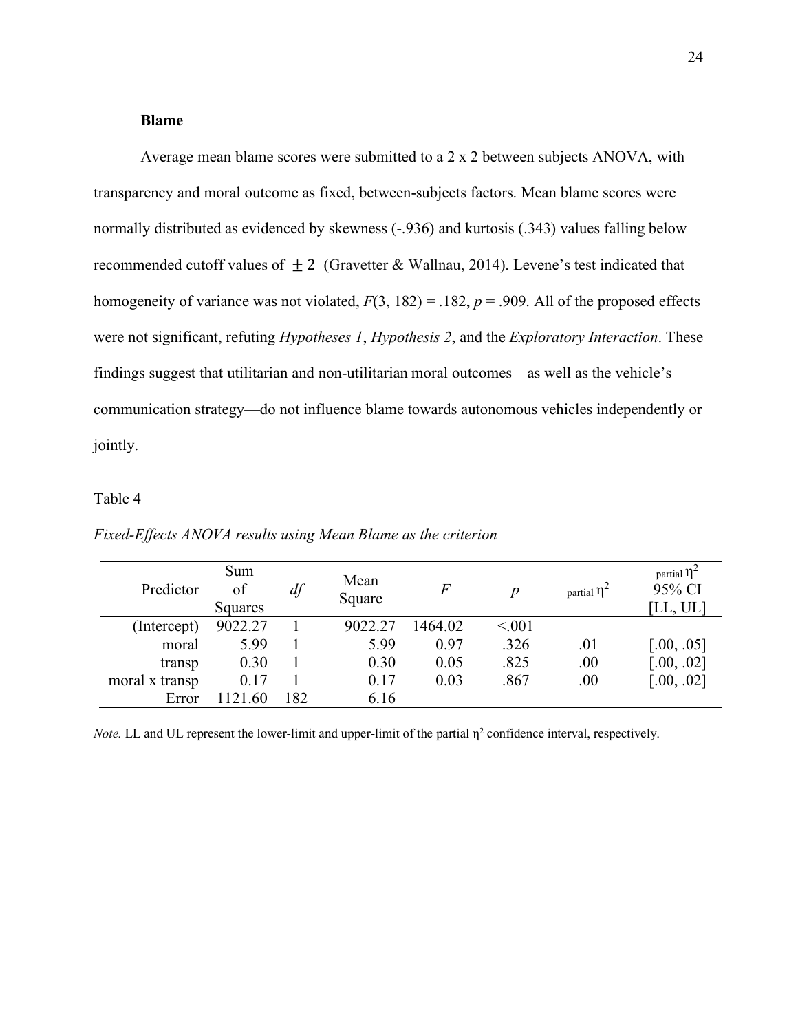### Blame

Average mean blame scores were submitted to a 2 x 2 between subjects ANOVA, with transparency and moral outcome as fixed, between-subjects factors. Mean blame scores were normally distributed as evidenced by skewness (-.936) and kurtosis (.343) values falling below recommended cutoff values of $\pm 2$ (Gravetter & Wallnau, 2014). Levene's test indicated that homogeneity of variance was not violated, $F(3, 182) = .182$, $p = .909$. All of the proposed effects were not significant, refuting *Hypotheses 1*, *Hypothesis 2*, and the *Exploratory Interaction*. These findings suggest that utilitarian and non-utilitarian moral outcomes—as well as the vehicle's communication strategy—do not influence blame towards autonomous vehicles independently or jointly.

Table 4

*Fixed-Effects ANOVA results using Mean Blame as the criterion*

| Predictor | Sum of Squares | *df* | Mean Square | *F* | *p* | partial $\eta^2$ | partial $\eta^2$ 95% CI [LL, UL] |
|---|---|---|---|---|---|---|---|
| (Intercept) | 9022.27 | 1 | 9022.27 | 1464.02 | <.001 | | |
| moral | 5.99 | 1 | 5.99 | 0.97 | .326 | .01 | [.00, .05] |
| transp | 0.30 | 1 | 0.30 | 0.05 | .825 | .00 | [.00, .02] |
| moral x transp | 0.17 | 1 | 0.17 | 0.03 | .867 | .00 | [.00, .02] |
| Error | 1121.60 | 182 | 6.16 | | | | |

*Note.* LL and UL represent the lower-limit and upper-limit of the partial $\eta^2$ confidence interval, respectively.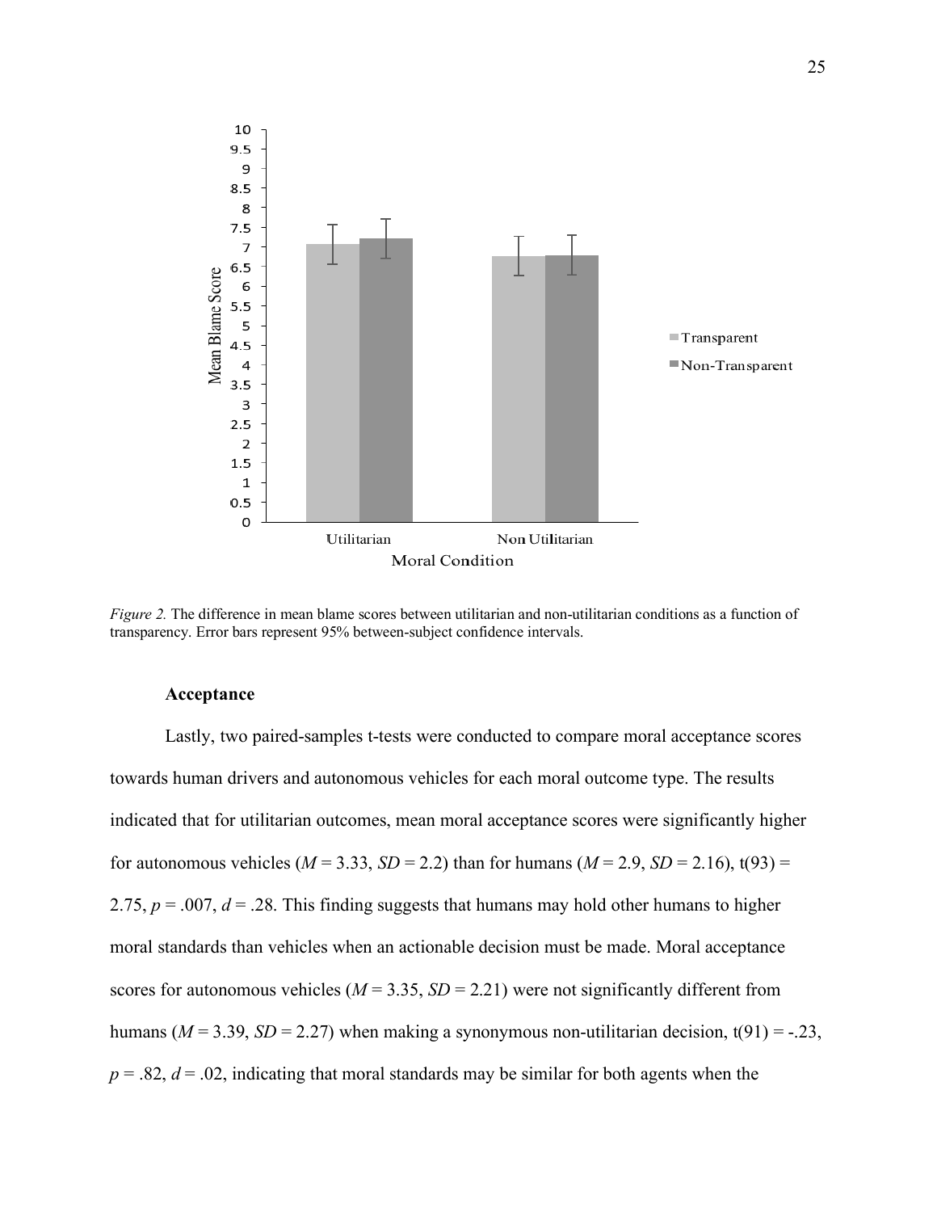*Figure 2.* The difference in mean blame scores between utilitarian and non-utilitarian conditions as a function of transparency. Error bars represent 95% between-subject confidence intervals.

### Acceptance

Lastly, two paired-samples t-tests were conducted to compare moral acceptance scores towards human drivers and autonomous vehicles for each moral outcome type. The results indicated that for utilitarian outcomes, mean moral acceptance scores were significantly higher for autonomous vehicles ($M = 3.33$, $SD = 2.2$) than for humans ($M = 2.9$, $SD = 2.16$), $t(93) = 2.75$, $p = .007$, $d = .28$. This finding suggests that humans may hold other humans to higher moral standards than vehicles when an actionable decision must be made. Moral acceptance scores for autonomous vehicles ($M = 3.35$, $SD = 2.21$) were not significantly different from humans ($M = 3.39$, $SD = 2.27$) when making a synonymous non-utilitarian decision, $t(91) = -.23$, $p = .82$, $d = .02$, indicating that moral standards may be similar for both agents when the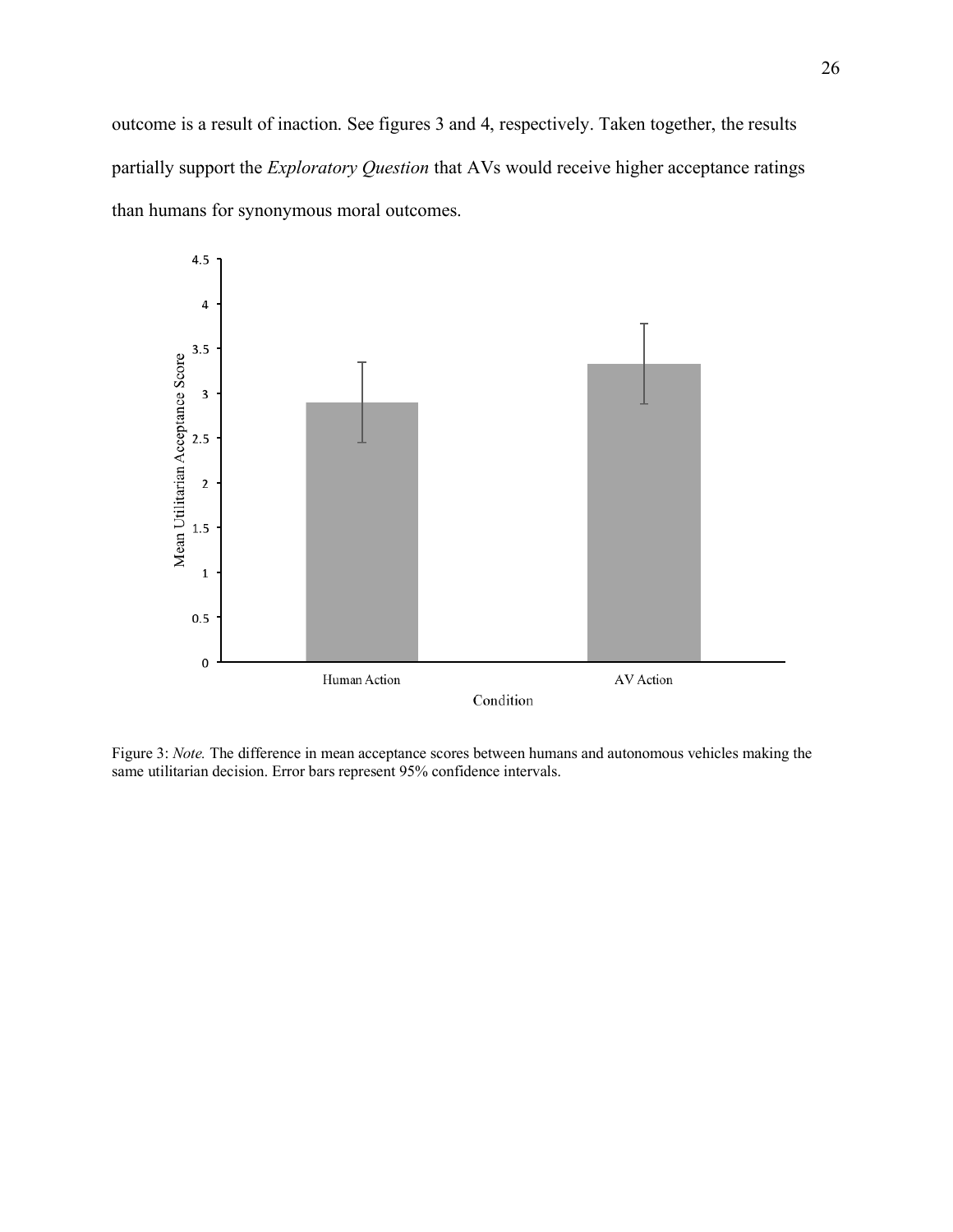outcome is a result of inaction. See figures 3 and 4, respectively. Taken together, the results partially support the *Exploratory Question* that AVs would receive higher acceptance ratings than humans for synonymous moral outcomes.

Figure 3: *Note.* The difference in mean acceptance scores between humans and autonomous vehicles making the same utilitarian decision. Error bars represent 95% confidence intervals.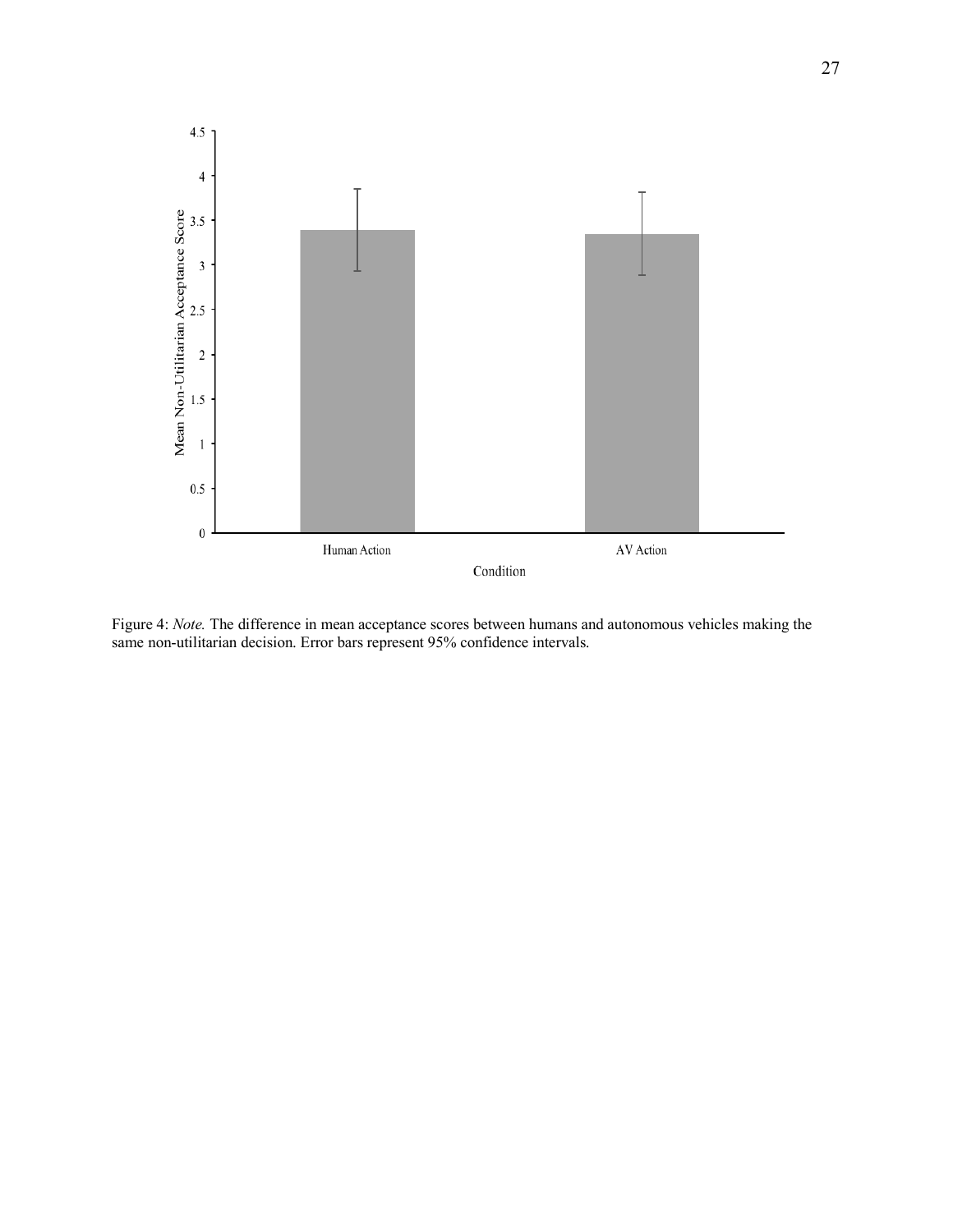Figure 4: *Note.* The difference in mean acceptance scores between humans and autonomous vehicles making the same non-utilitarian decision. Error bars represent 95% confidence intervals.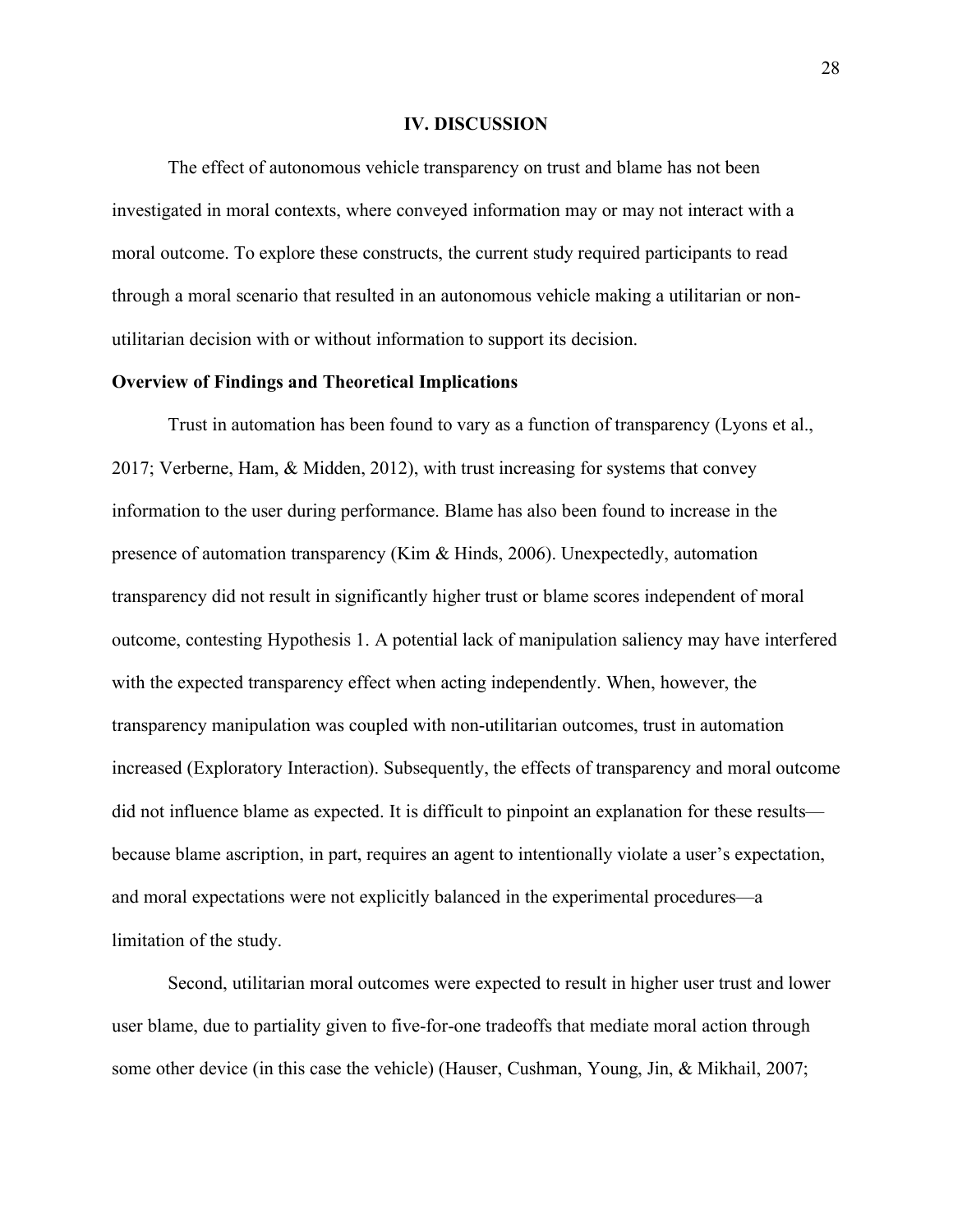# IV. DISCUSSION

The effect of autonomous vehicle transparency on trust and blame has not been investigated in moral contexts, where conveyed information may or may not interact with a moral outcome. To explore these constructs, the current study required participants to read through a moral scenario that resulted in an autonomous vehicle making a utilitarian or non-utilitarian decision with or without information to support its decision.

## Overview of Findings and Theoretical Implications

Trust in automation has been found to vary as a function of transparency (Lyons et al., 2017; Verberne, Ham, & Midden, 2012), with trust increasing for systems that convey information to the user during performance. Blame has also been found to increase in the presence of automation transparency (Kim & Hinds, 2006). Unexpectedly, automation transparency did not result in significantly higher trust or blame scores independent of moral outcome, contesting Hypothesis 1. A potential lack of manipulation saliency may have interfered with the expected transparency effect when acting independently. When, however, the transparency manipulation was coupled with non-utilitarian outcomes, trust in automation increased (Exploratory Interaction). Subsequently, the effects of transparency and moral outcome did not influence blame as expected. It is difficult to pinpoint an explanation for these results—because blame ascription, in part, requires an agent to intentionally violate a user's expectation, and moral expectations were not explicitly balanced in the experimental procedures—a limitation of the study.

Second, utilitarian moral outcomes were expected to result in higher user trust and lower user blame, due to partiality given to five-for-one tradeoffs that mediate moral action through some other device (in this case the vehicle) (Hauser, Cushman, Young, Jin, & Mikhail, 2007;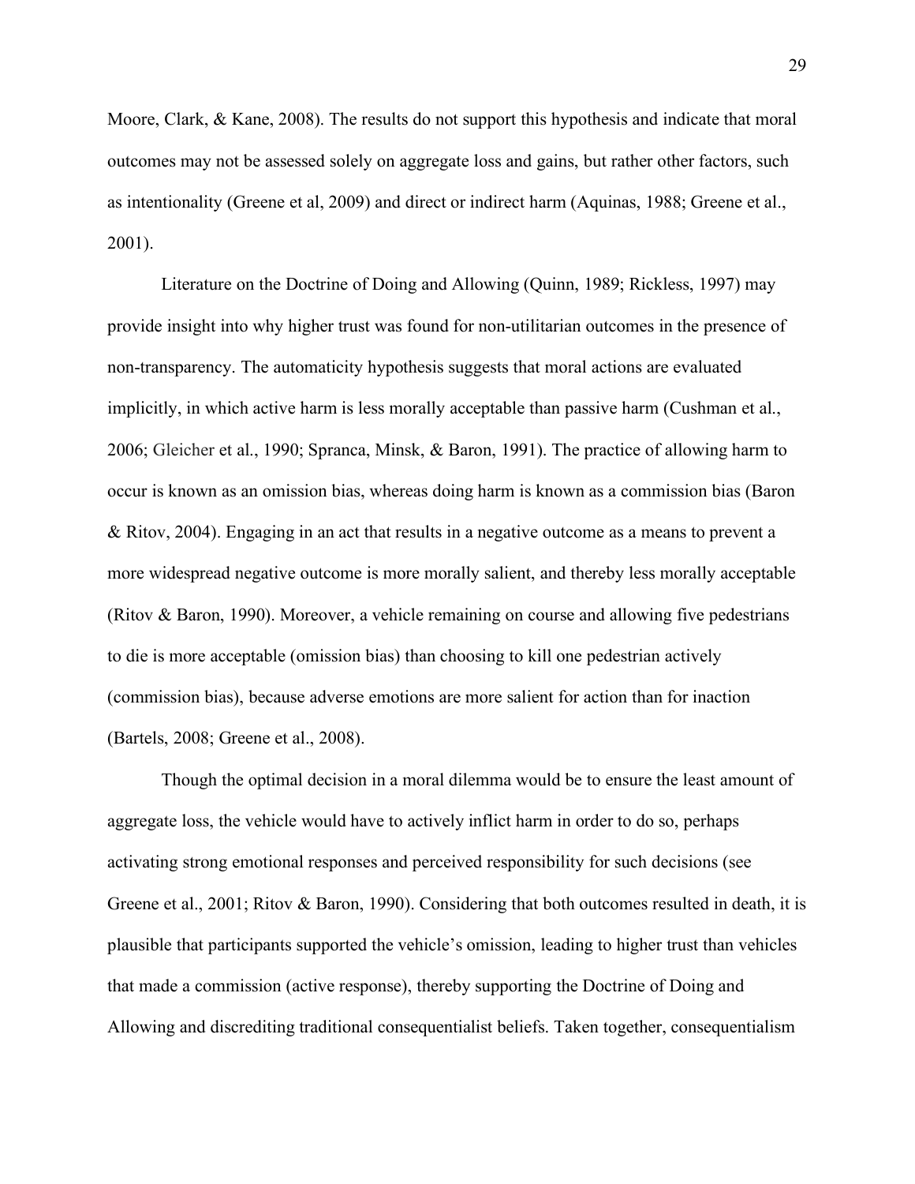Moore, Clark, & Kane, 2008). The results do not support this hypothesis and indicate that moral outcomes may not be assessed solely on aggregate loss and gains, but rather other factors, such as intentionality (Greene et al, 2009) and direct or indirect harm (Aquinas, 1988; Greene et al., 2001).

Literature on the Doctrine of Doing and Allowing (Quinn, 1989; Rickless, 1997) may provide insight into why higher trust was found for non-utilitarian outcomes in the presence of non-transparency. The automaticity hypothesis suggests that moral actions are evaluated implicitly, in which active harm is less morally acceptable than passive harm (Cushman et al., 2006; Gleicher et al., 1990; Spranca, Minsk, & Baron, 1991). The practice of allowing harm to occur is known as an omission bias, whereas doing harm is known as a commission bias (Baron & Ritov, 2004). Engaging in an act that results in a negative outcome as a means to prevent a more widespread negative outcome is more morally salient, and thereby less morally acceptable (Ritov & Baron, 1990). Moreover, a vehicle remaining on course and allowing five pedestrians to die is more acceptable (omission bias) than choosing to kill one pedestrian actively (commission bias), because adverse emotions are more salient for action than for inaction (Bartels, 2008; Greene et al., 2008).

Though the optimal decision in a moral dilemma would be to ensure the least amount of aggregate loss, the vehicle would have to actively inflict harm in order to do so, perhaps activating strong emotional responses and perceived responsibility for such decisions (see Greene et al., 2001; Ritov & Baron, 1990). Considering that both outcomes resulted in death, it is plausible that participants supported the vehicle's omission, leading to higher trust than vehicles that made a commission (active response), thereby supporting the Doctrine of Doing and Allowing and discrediting traditional consequentialist beliefs. Taken together, consequentialism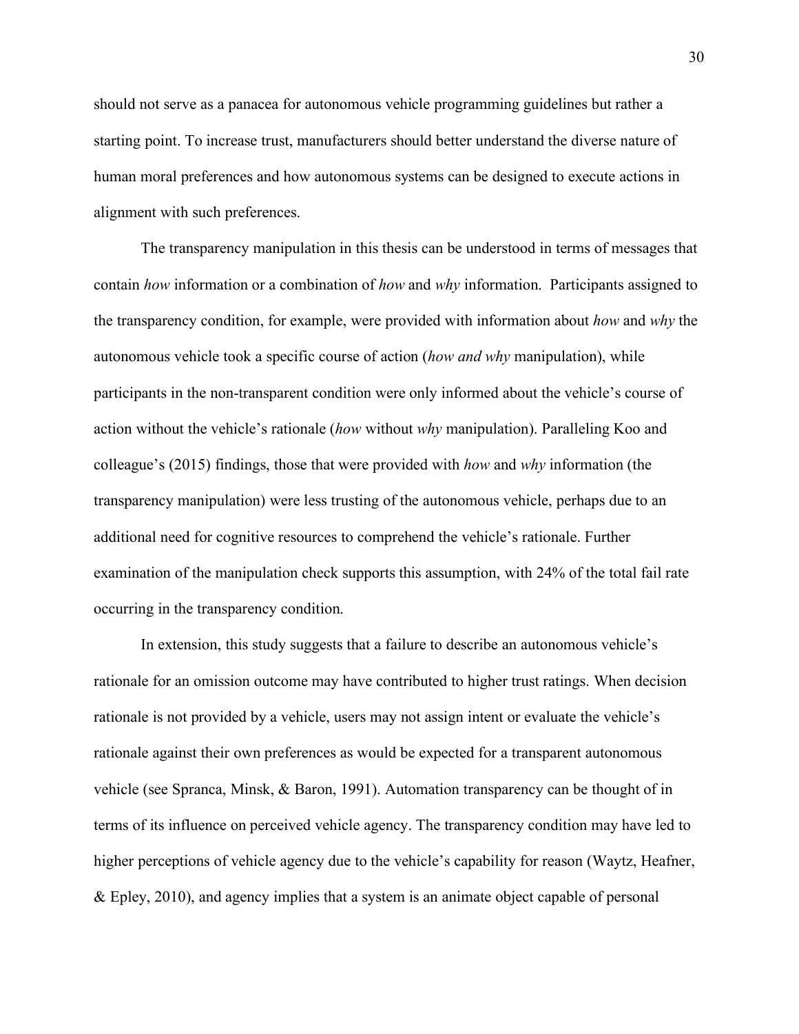should not serve as a panacea for autonomous vehicle programming guidelines but rather a starting point. To increase trust, manufacturers should better understand the diverse nature of human moral preferences and how autonomous systems can be designed to execute actions in alignment with such preferences.

The transparency manipulation in this thesis can be understood in terms of messages that contain *how* information or a combination of *how* and *why* information. Participants assigned to the transparency condition, for example, were provided with information about *how* and *why* the autonomous vehicle took a specific course of action (*how and why* manipulation), while participants in the non-transparent condition were only informed about the vehicle's course of action without the vehicle's rationale (*how* without *why* manipulation). Paralleling Koo and colleague's (2015) findings, those that were provided with *how* and *why* information (the transparency manipulation) were less trusting of the autonomous vehicle, perhaps due to an additional need for cognitive resources to comprehend the vehicle's rationale. Further examination of the manipulation check supports this assumption, with 24% of the total fail rate occurring in the transparency condition.

In extension, this study suggests that a failure to describe an autonomous vehicle's rationale for an omission outcome may have contributed to higher trust ratings. When decision rationale is not provided by a vehicle, users may not assign intent or evaluate the vehicle's rationale against their own preferences as would be expected for a transparent autonomous vehicle (see Spranca, Minsk, & Baron, 1991). Automation transparency can be thought of in terms of its influence on perceived vehicle agency. The transparency condition may have led to higher perceptions of vehicle agency due to the vehicle's capability for reason (Waytz, Heafner, & Epley, 2010), and agency implies that a system is an animate object capable of personal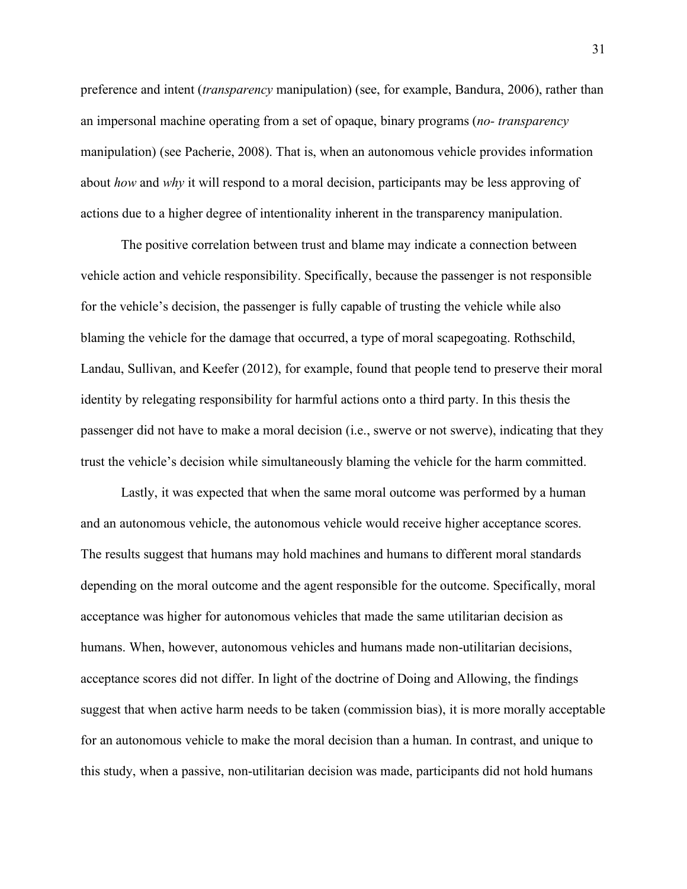preference and intent (*transparency* manipulation) (see, for example, Bandura, 2006), rather than an impersonal machine operating from a set of opaque, binary programs (*no- transparency* manipulation) (see Pacherie, 2008). That is, when an autonomous vehicle provides information about *how* and *why* it will respond to a moral decision, participants may be less approving of actions due to a higher degree of intentionality inherent in the transparency manipulation.

The positive correlation between trust and blame may indicate a connection between vehicle action and vehicle responsibility. Specifically, because the passenger is not responsible for the vehicle's decision, the passenger is fully capable of trusting the vehicle while also blaming the vehicle for the damage that occurred, a type of moral scapegoating. Rothschild, Landau, Sullivan, and Keefer (2012), for example, found that people tend to preserve their moral identity by relegating responsibility for harmful actions onto a third party. In this thesis the passenger did not have to make a moral decision (i.e., swerve or not swerve), indicating that they trust the vehicle's decision while simultaneously blaming the vehicle for the harm committed.

Lastly, it was expected that when the same moral outcome was performed by a human and an autonomous vehicle, the autonomous vehicle would receive higher acceptance scores. The results suggest that humans may hold machines and humans to different moral standards depending on the moral outcome and the agent responsible for the outcome. Specifically, moral acceptance was higher for autonomous vehicles that made the same utilitarian decision as humans. When, however, autonomous vehicles and humans made non-utilitarian decisions, acceptance scores did not differ. In light of the doctrine of Doing and Allowing, the findings suggest that when active harm needs to be taken (commission bias), it is more morally acceptable for an autonomous vehicle to make the moral decision than a human. In contrast, and unique to this study, when a passive, non-utilitarian decision was made, participants did not hold humans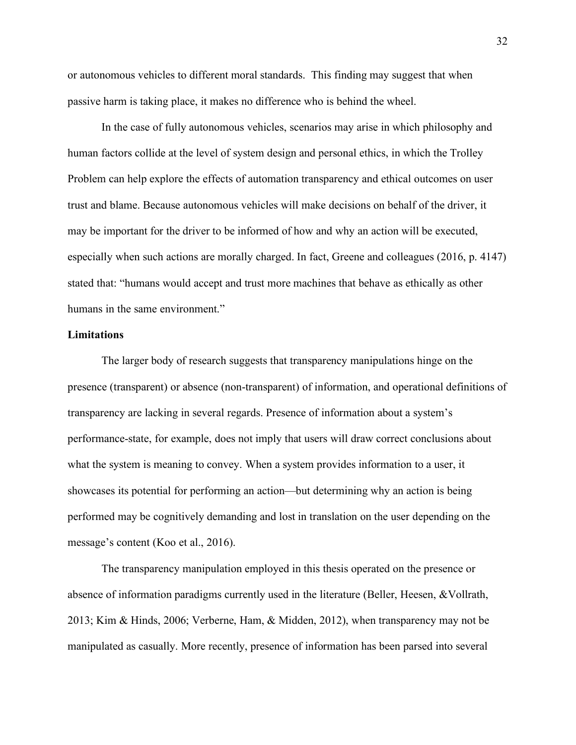or autonomous vehicles to different moral standards. This finding may suggest that when passive harm is taking place, it makes no difference who is behind the wheel.

In the case of fully autonomous vehicles, scenarios may arise in which philosophy and human factors collide at the level of system design and personal ethics, in which the Trolley Problem can help explore the effects of automation transparency and ethical outcomes on user trust and blame. Because autonomous vehicles will make decisions on behalf of the driver, it may be important for the driver to be informed of how and why an action will be executed, especially when such actions are morally charged. In fact, Greene and colleagues (2016, p. 4147) stated that: "humans would accept and trust more machines that behave as ethically as other humans in the same environment."

## Limitations

The larger body of research suggests that transparency manipulations hinge on the presence (transparent) or absence (non-transparent) of information, and operational definitions of transparency are lacking in several regards. Presence of information about a system's performance-state, for example, does not imply that users will draw correct conclusions about what the system is meaning to convey. When a system provides information to a user, it showcases its potential for performing an action—but determining why an action is being performed may be cognitively demanding and lost in translation on the user depending on the message's content (Koo et al., 2016).

The transparency manipulation employed in this thesis operated on the presence or absence of information paradigms currently used in the literature (Beller, Heesen, &Vollrath, 2013; Kim & Hinds, 2006; Verberne, Ham, & Midden, 2012), when transparency may not be manipulated as casually. More recently, presence of information has been parsed into several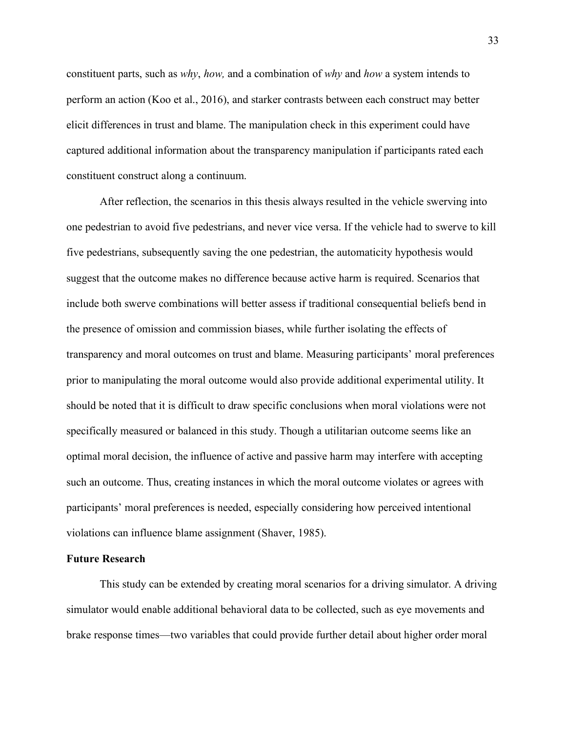constituent parts, such as *why*, *how,* and a combination of *why* and *how* a system intends to perform an action (Koo et al., 2016), and starker contrasts between each construct may better elicit differences in trust and blame. The manipulation check in this experiment could have captured additional information about the transparency manipulation if participants rated each constituent construct along a continuum.

After reflection, the scenarios in this thesis always resulted in the vehicle swerving into one pedestrian to avoid five pedestrians, and never vice versa. If the vehicle had to swerve to kill five pedestrians, subsequently saving the one pedestrian, the automaticity hypothesis would suggest that the outcome makes no difference because active harm is required. Scenarios that include both swerve combinations will better assess if traditional consequential beliefs bend in the presence of omission and commission biases, while further isolating the effects of transparency and moral outcomes on trust and blame. Measuring participants' moral preferences prior to manipulating the moral outcome would also provide additional experimental utility. It should be noted that it is difficult to draw specific conclusions when moral violations were not specifically measured or balanced in this study. Though a utilitarian outcome seems like an optimal moral decision, the influence of active and passive harm may interfere with accepting such an outcome. Thus, creating instances in which the moral outcome violates or agrees with participants' moral preferences is needed, especially considering how perceived intentional violations can influence blame assignment (Shaver, 1985).

**Future Research**

This study can be extended by creating moral scenarios for a driving simulator. A driving simulator would enable additional behavioral data to be collected, such as eye movements and brake response times—two variables that could provide further detail about higher order moral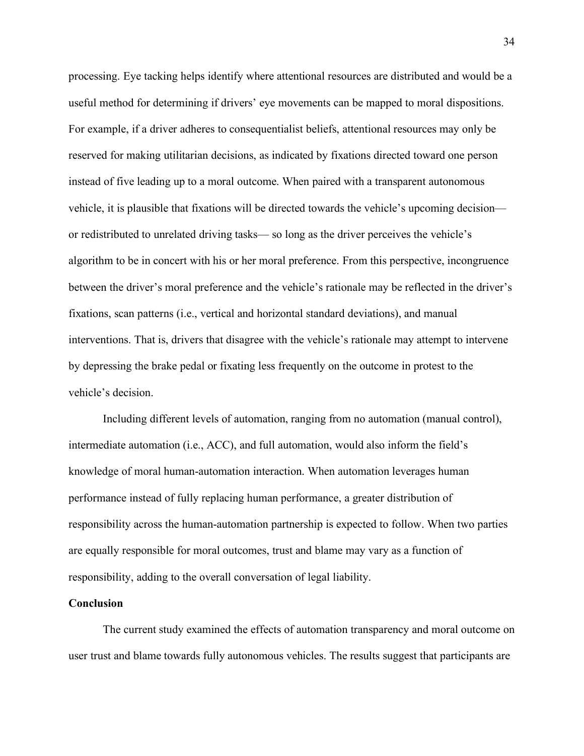processing. Eye tacking helps identify where attentional resources are distributed and would be a useful method for determining if drivers' eye movements can be mapped to moral dispositions. For example, if a driver adheres to consequentialist beliefs, attentional resources may only be reserved for making utilitarian decisions, as indicated by fixations directed toward one person instead of five leading up to a moral outcome. When paired with a transparent autonomous vehicle, it is plausible that fixations will be directed towards the vehicle's upcoming decision— or redistributed to unrelated driving tasks— so long as the driver perceives the vehicle's algorithm to be in concert with his or her moral preference. From this perspective, incongruence between the driver's moral preference and the vehicle's rationale may be reflected in the driver's fixations, scan patterns (i.e., vertical and horizontal standard deviations), and manual interventions. That is, drivers that disagree with the vehicle's rationale may attempt to intervene by depressing the brake pedal or fixating less frequently on the outcome in protest to the vehicle's decision.

Including different levels of automation, ranging from no automation (manual control), intermediate automation (i.e., ACC), and full automation, would also inform the field's knowledge of moral human-automation interaction. When automation leverages human performance instead of fully replacing human performance, a greater distribution of responsibility across the human-automation partnership is expected to follow. When two parties are equally responsible for moral outcomes, trust and blame may vary as a function of responsibility, adding to the overall conversation of legal liability.

## Conclusion

The current study examined the effects of automation transparency and moral outcome on user trust and blame towards fully autonomous vehicles. The results suggest that participants are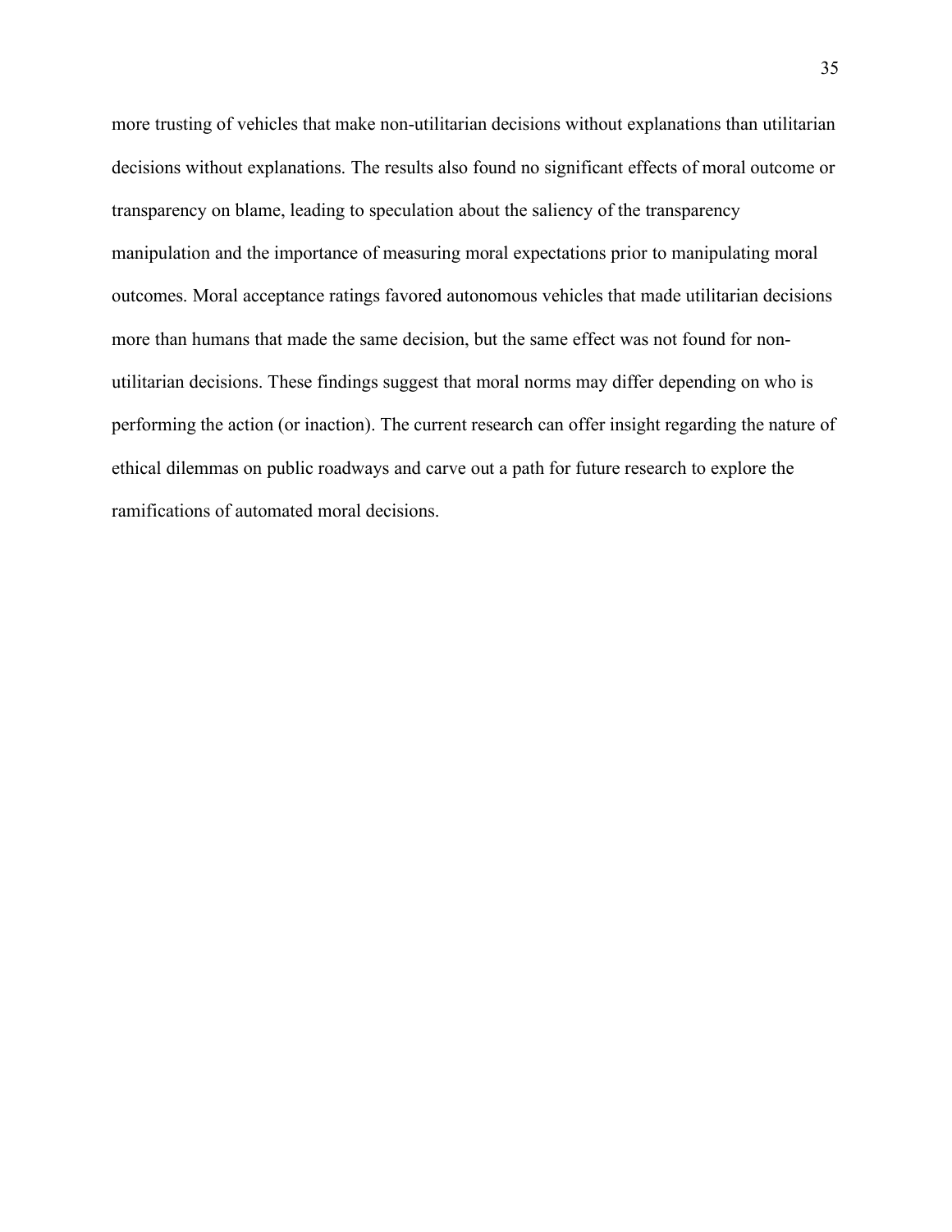more trusting of vehicles that make non-utilitarian decisions without explanations than utilitarian decisions without explanations. The results also found no significant effects of moral outcome or transparency on blame, leading to speculation about the saliency of the transparency manipulation and the importance of measuring moral expectations prior to manipulating moral outcomes. Moral acceptance ratings favored autonomous vehicles that made utilitarian decisions more than humans that made the same decision, but the same effect was not found for non-utilitarian decisions. These findings suggest that moral norms may differ depending on who is performing the action (or inaction). The current research can offer insight regarding the nature of ethical dilemmas on public roadways and carve out a path for future research to explore the ramifications of automated moral decisions.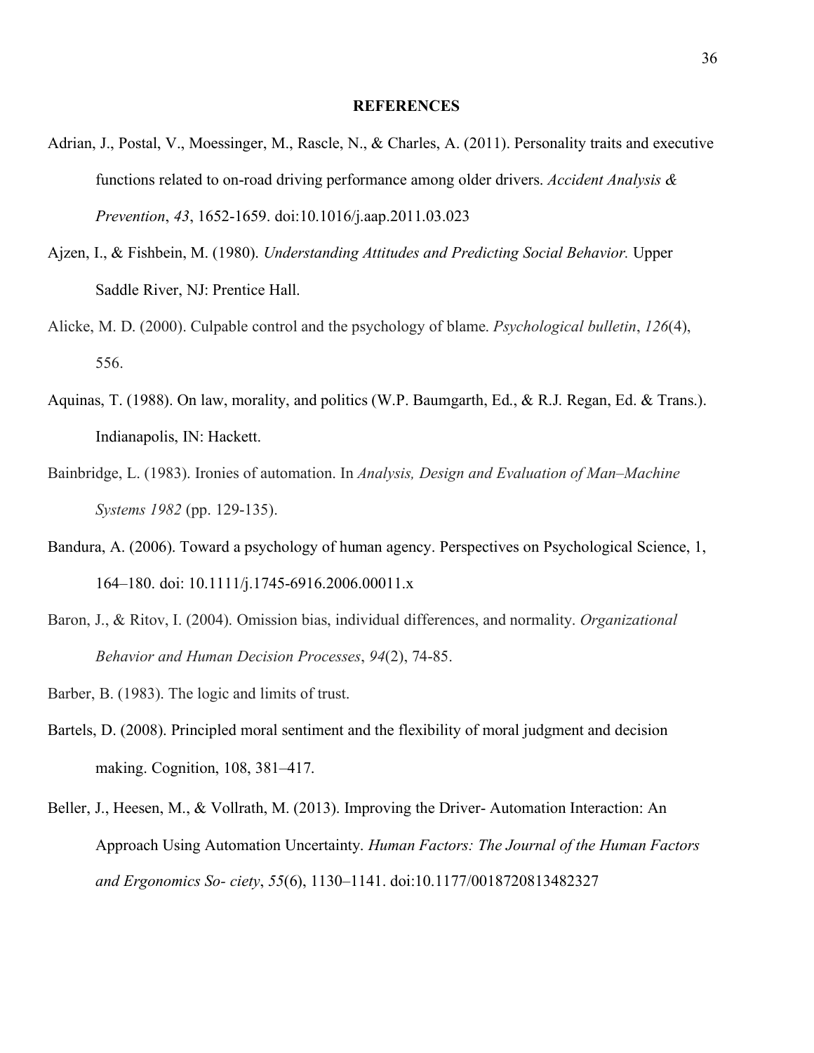# REFERENCES

Adrian, J., Postal, V., Moessinger, M., Rascle, N., & Charles, A. (2011). Personality traits and executive functions related to on-road driving performance among older drivers. *Accident Analysis & Prevention*, *43*, 1652-1659. doi:10.1016/j.aap.2011.03.023

Ajzen, I., & Fishbein, M. (1980). *Understanding Attitudes and Predicting Social Behavior.* Upper Saddle River, NJ: Prentice Hall.

Alicke, M. D. (2000). Culpable control and the psychology of blame. *Psychological bulletin*, *126*(4), 556.

Aquinas, T. (1988). On law, morality, and politics (W.P. Baumgarth, Ed., & R.J. Regan, Ed. & Trans.). Indianapolis, IN: Hackett.

Bainbridge, L. (1983). Ironies of automation. In *Analysis, Design and Evaluation of Man–Machine Systems 1982* (pp. 129-135).

Bandura, A. (2006). Toward a psychology of human agency. Perspectives on Psychological Science, 1, 164–180. doi: 10.1111/j.1745-6916.2006.00011.x

Baron, J., & Ritov, I. (2004). Omission bias, individual differences, and normality. *Organizational Behavior and Human Decision Processes*, *94*(2), 74-85.

Barber, B. (1983). The logic and limits of trust.

Bartels, D. (2008). Principled moral sentiment and the flexibility of moral judgment and decision making. Cognition, 108, 381–417.

Beller, J., Heesen, M., & Vollrath, M. (2013). Improving the Driver- Automation Interaction: An Approach Using Automation Uncertainty. *Human Factors: The Journal of the Human Factors and Ergonomics So- ciety*, *55*(6), 1130–1141. doi:10.1177/0018720813482327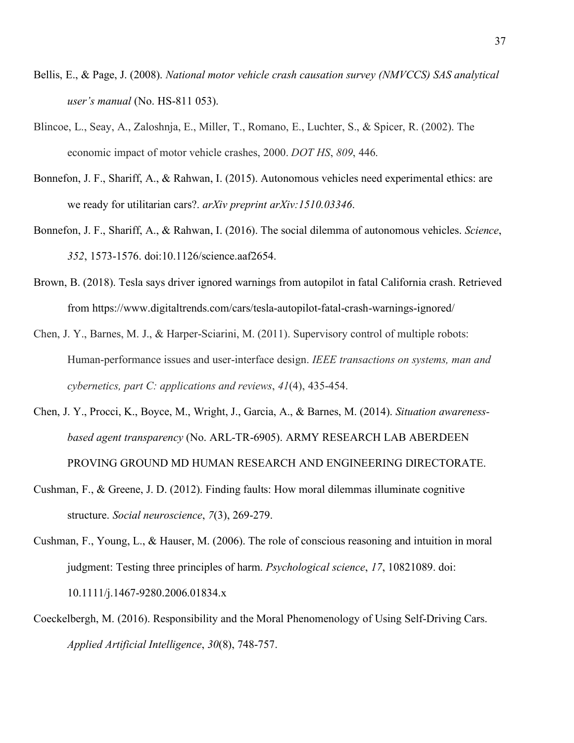Bellis, E., & Page, J. (2008). *National motor vehicle crash causation survey (NMVCCS) SAS analytical user's manual* (No. HS-811 053).

Blincoe, L., Seay, A., Zaloshnja, E., Miller, T., Romano, E., Luchter, S., & Spicer, R. (2002). The economic impact of motor vehicle crashes, 2000. *DOT HS*, *809*, 446.

Bonnefon, J. F., Shariff, A., & Rahwan, I. (2015). Autonomous vehicles need experimental ethics: are we ready for utilitarian cars?. *arXiv preprint arXiv:1510.03346*.

Bonnefon, J. F., Shariff, A., & Rahwan, I. (2016). The social dilemma of autonomous vehicles. *Science*, *352*, 1573-1576. doi:10.1126/science.aaf2654.

Brown, B. (2018). Tesla says driver ignored warnings from autopilot in fatal California crash. Retrieved from https://www.digitaltrends.com/cars/tesla-autopilot-fatal-crash-warnings-ignored/

Chen, J. Y., Barnes, M. J., & Harper-Sciarini, M. (2011). Supervisory control of multiple robots: Human-performance issues and user-interface design. *IEEE transactions on systems, man and cybernetics, part C: applications and reviews*, *41*(4), 435-454.

Chen, J. Y., Procci, K., Boyce, M., Wright, J., Garcia, A., & Barnes, M. (2014). *Situation awareness-based agent transparency* (No. ARL-TR-6905). ARMY RESEARCH LAB ABERDEEN PROVING GROUND MD HUMAN RESEARCH AND ENGINEERING DIRECTORATE.

Cushman, F., & Greene, J. D. (2012). Finding faults: How moral dilemmas illuminate cognitive structure. *Social neuroscience*, *7*(3), 269-279.

Cushman, F., Young, L., & Hauser, M. (2006). The role of conscious reasoning and intuition in moral judgment: Testing three principles of harm. *Psychological science*, *17*, 10821089. doi: 10.1111/j.1467-9280.2006.01834.x

Coeckelbergh, M. (2016). Responsibility and the Moral Phenomenology of Using Self-Driving Cars. *Applied Artificial Intelligence*, *30*(8), 748-757.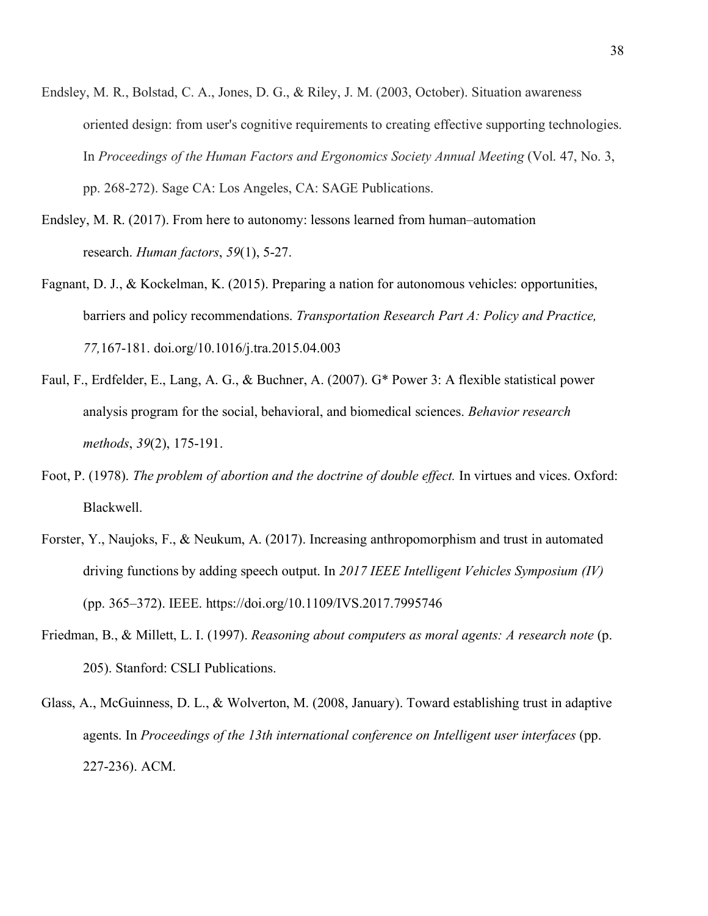Endsley, M. R., Bolstad, C. A., Jones, D. G., & Riley, J. M. (2003, October). Situation awareness oriented design: from user's cognitive requirements to creating effective supporting technologies. In *Proceedings of the Human Factors and Ergonomics Society Annual Meeting* (Vol. 47, No. 3, pp. 268-272). Sage CA: Los Angeles, CA: SAGE Publications.

Endsley, M. R. (2017). From here to autonomy: lessons learned from human–automation research. *Human factors*, *59*(1), 5-27.

Fagnant, D. J., & Kockelman, K. (2015). Preparing a nation for autonomous vehicles: opportunities, barriers and policy recommendations. *Transportation Research Part A: Policy and Practice, 77,*167-181. doi.org/10.1016/j.tra.2015.04.003

Faul, F., Erdfelder, E., Lang, A. G., & Buchner, A. (2007). G* Power 3: A flexible statistical power analysis program for the social, behavioral, and biomedical sciences. *Behavior research methods*, *39*(2), 175-191.

Foot, P. (1978). *The problem of abortion and the doctrine of double effect.* In virtues and vices. Oxford: Blackwell.

Forster, Y., Naujoks, F., & Neukum, A. (2017). Increasing anthropomorphism and trust in automated driving functions by adding speech output. In *2017 IEEE Intelligent Vehicles Symposium (IV)* (pp. 365–372). IEEE. https://doi.org/10.1109/IVS.2017.7995746

Friedman, B., & Millett, L. I. (1997). *Reasoning about computers as moral agents: A research note* (p. 205). Stanford: CSLI Publications.

Glass, A., McGuinness, D. L., & Wolverton, M. (2008, January). Toward establishing trust in adaptive agents. In *Proceedings of the 13th international conference on Intelligent user interfaces* (pp. 227-236). ACM.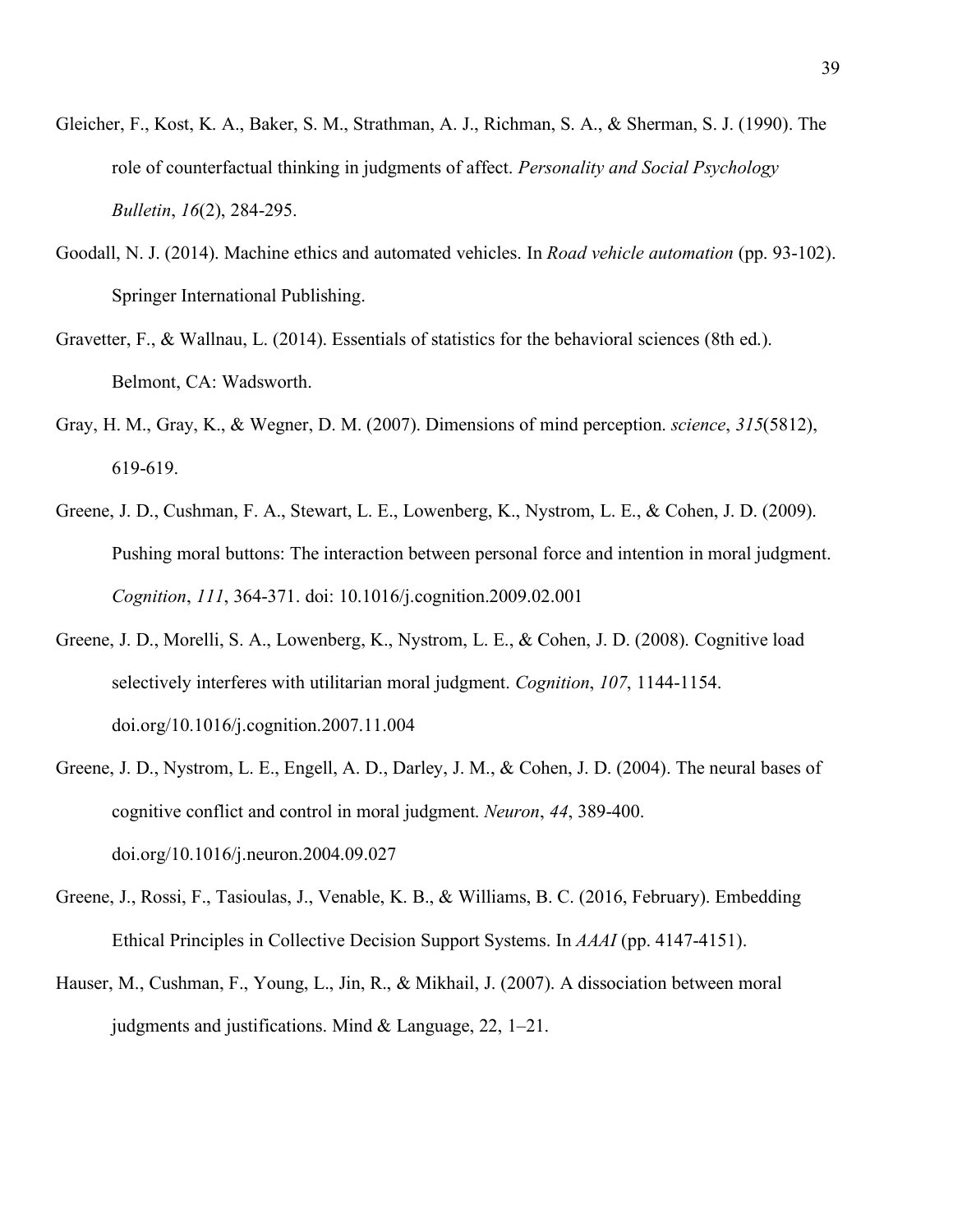Gleicher, F., Kost, K. A., Baker, S. M., Strathman, A. J., Richman, S. A., & Sherman, S. J. (1990). The role of counterfactual thinking in judgments of affect. *Personality and Social Psychology Bulletin*, *16*(2), 284-295.

Goodall, N. J. (2014). Machine ethics and automated vehicles. In *Road vehicle automation* (pp. 93-102). Springer International Publishing.

Gravetter, F., & Wallnau, L. (2014). Essentials of statistics for the behavioral sciences (8th ed.). Belmont, CA: Wadsworth.

Gray, H. M., Gray, K., & Wegner, D. M. (2007). Dimensions of mind perception. *science*, *315*(5812), 619-619.

Greene, J. D., Cushman, F. A., Stewart, L. E., Lowenberg, K., Nystrom, L. E., & Cohen, J. D. (2009). Pushing moral buttons: The interaction between personal force and intention in moral judgment. *Cognition*, *111*, 364-371. doi: 10.1016/j.cognition.2009.02.001

Greene, J. D., Morelli, S. A., Lowenberg, K., Nystrom, L. E., & Cohen, J. D. (2008). Cognitive load selectively interferes with utilitarian moral judgment. *Cognition*, *107*, 1144-1154. doi.org/10.1016/j.cognition.2007.11.004

Greene, J. D., Nystrom, L. E., Engell, A. D., Darley, J. M., & Cohen, J. D. (2004). The neural bases of cognitive conflict and control in moral judgment. *Neuron*, *44*, 389-400. doi.org/10.1016/j.neuron.2004.09.027

Greene, J., Rossi, F., Tasioulas, J., Venable, K. B., & Williams, B. C. (2016, February). Embedding Ethical Principles in Collective Decision Support Systems. In *AAAI* (pp. 4147-4151).

Hauser, M., Cushman, F., Young, L., Jin, R., & Mikhail, J. (2007). A dissociation between moral judgments and justifications. Mind & Language, 22, 1–21.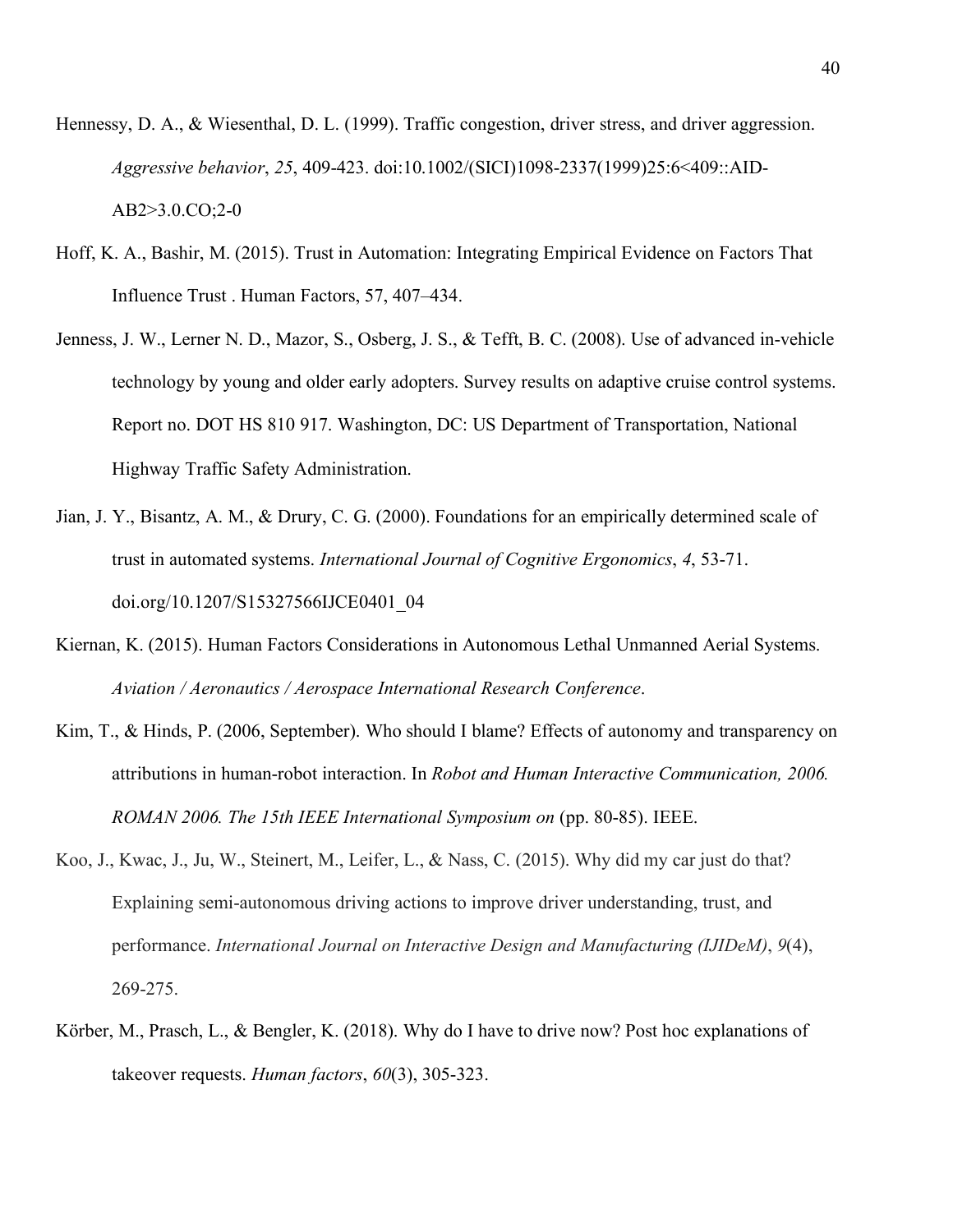Hennessy, D. A., & Wiesenthal, D. L. (1999). Traffic congestion, driver stress, and driver aggression. *Aggressive behavior*, *25*, 409-423. doi:10.1002/(SICI)1098-2337(1999)25:6<409::AID-AB2>3.0.CO;2-0

Hoff, K. A., Bashir, M. (2015). Trust in Automation: Integrating Empirical Evidence on Factors That Influence Trust . Human Factors, 57, 407–434.

Jenness, J. W., Lerner N. D., Mazor, S., Osberg, J. S., & Tefft, B. C. (2008). Use of advanced in-vehicle technology by young and older early adopters. Survey results on adaptive cruise control systems. Report no. DOT HS 810 917. Washington, DC: US Department of Transportation, National Highway Traffic Safety Administration.

Jian, J. Y., Bisantz, A. M., & Drury, C. G. (2000). Foundations for an empirically determined scale of trust in automated systems. *International Journal of Cognitive Ergonomics*, *4*, 53-71. doi.org/10.1207/S15327566IJCE0401_04

Kiernan, K. (2015). Human Factors Considerations in Autonomous Lethal Unmanned Aerial Systems. *Aviation / Aeronautics / Aerospace International Research Conference*.

Kim, T., & Hinds, P. (2006, September). Who should I blame? Effects of autonomy and transparency on attributions in human-robot interaction. In *Robot and Human Interactive Communication, 2006. ROMAN 2006. The 15th IEEE International Symposium on* (pp. 80-85). IEEE.

Koo, J., Kwac, J., Ju, W., Steinert, M., Leifer, L., & Nass, C. (2015). Why did my car just do that? Explaining semi-autonomous driving actions to improve driver understanding, trust, and performance. *International Journal on Interactive Design and Manufacturing (IJIDeM)*, *9*(4), 269-275.

Körber, M., Prasch, L., & Bengler, K. (2018). Why do I have to drive now? Post hoc explanations of takeover requests. *Human factors*, *60*(3), 305-323.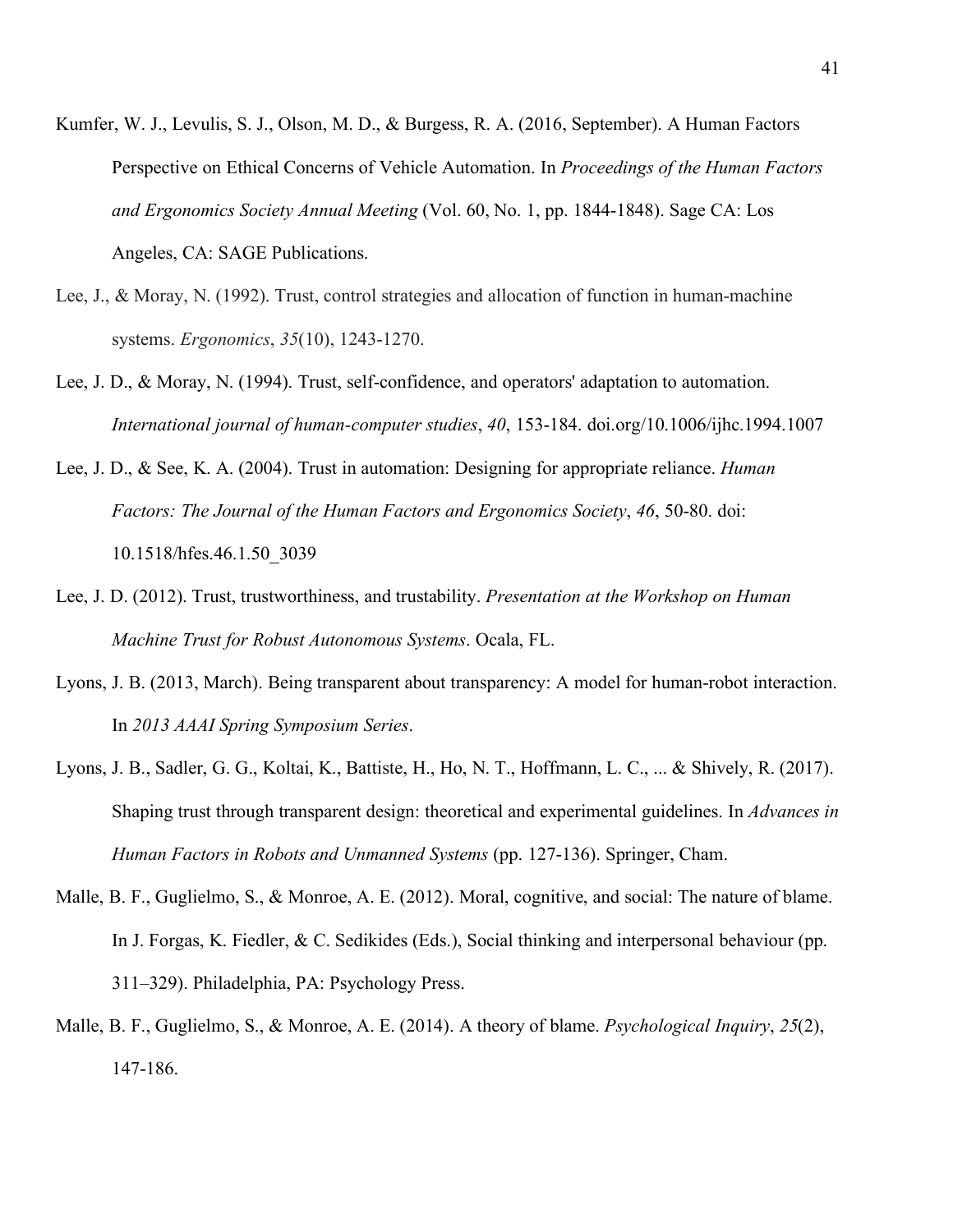Kumfer, W. J., Levulis, S. J., Olson, M. D., & Burgess, R. A. (2016, September). A Human Factors Perspective on Ethical Concerns of Vehicle Automation. In *Proceedings of the Human Factors and Ergonomics Society Annual Meeting* (Vol. 60, No. 1, pp. 1844-1848). Sage CA: Los Angeles, CA: SAGE Publications.

Lee, J., & Moray, N. (1992). Trust, control strategies and allocation of function in human-machine systems. *Ergonomics*, *35*(10), 1243-1270.

Lee, J. D., & Moray, N. (1994). Trust, self-confidence, and operators' adaptation to automation. *International journal of human-computer studies*, *40*, 153-184. doi.org/10.1006/ijhc.1994.1007

Lee, J. D., & See, K. A. (2004). Trust in automation: Designing for appropriate reliance. *Human Factors: The Journal of the Human Factors and Ergonomics Society*, *46*, 50-80. doi: 10.1518/hfes.46.1.50_3039

Lee, J. D. (2012). Trust, trustworthiness, and trustability. *Presentation at the Workshop on Human Machine Trust for Robust Autonomous Systems*. Ocala, FL.

Lyons, J. B. (2013, March). Being transparent about transparency: A model for human-robot interaction. In *2013 AAAI Spring Symposium Series*.

Lyons, J. B., Sadler, G. G., Koltai, K., Battiste, H., Ho, N. T., Hoffmann, L. C., ... & Shively, R. (2017). Shaping trust through transparent design: theoretical and experimental guidelines. In *Advances in Human Factors in Robots and Unmanned Systems* (pp. 127-136). Springer, Cham.

Malle, B. F., Guglielmo, S., & Monroe, A. E. (2012). Moral, cognitive, and social: The nature of blame. In J. Forgas, K. Fiedler, & C. Sedikides (Eds.), Social thinking and interpersonal behaviour (pp. 311–329). Philadelphia, PA: Psychology Press.

Malle, B. F., Guglielmo, S., & Monroe, A. E. (2014). A theory of blame. *Psychological Inquiry*, *25*(2), 147-186.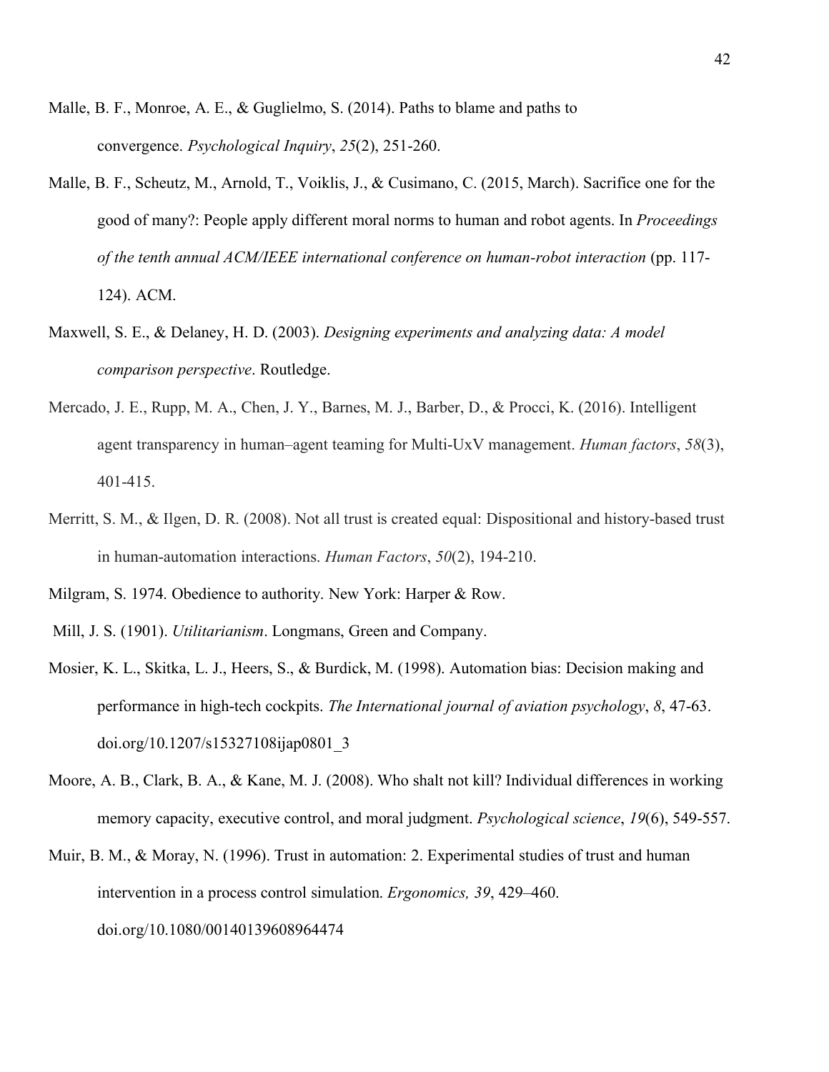Malle, B. F., Monroe, A. E., & Guglielmo, S. (2014). Paths to blame and paths to convergence. *Psychological Inquiry*, *25*(2), 251-260.

Malle, B. F., Scheutz, M., Arnold, T., Voiklis, J., & Cusimano, C. (2015, March). Sacrifice one for the good of many?: People apply different moral norms to human and robot agents. In *Proceedings of the tenth annual ACM/IEEE international conference on human-robot interaction* (pp. 117-124). ACM.

Maxwell, S. E., & Delaney, H. D. (2003). *Designing experiments and analyzing data: A model comparison perspective*. Routledge.

Mercado, J. E., Rupp, M. A., Chen, J. Y., Barnes, M. J., Barber, D., & Procci, K. (2016). Intelligent agent transparency in human–agent teaming for Multi-UxV management. *Human factors*, *58*(3), 401-415.

Merritt, S. M., & Ilgen, D. R. (2008). Not all trust is created equal: Dispositional and history-based trust in human-automation interactions. *Human Factors*, *50*(2), 194-210.

Milgram, S. 1974. Obedience to authority. New York: Harper & Row.

Mill, J. S. (1901). *Utilitarianism*. Longmans, Green and Company.

Mosier, K. L., Skitka, L. J., Heers, S., & Burdick, M. (1998). Automation bias: Decision making and performance in high-tech cockpits. *The International journal of aviation psychology*, *8*, 47-63. doi.org/10.1207/s15327108ijap0801_3

Moore, A. B., Clark, B. A., & Kane, M. J. (2008). Who shalt not kill? Individual differences in working memory capacity, executive control, and moral judgment. *Psychological science*, *19*(6), 549-557.

Muir, B. M., & Moray, N. (1996). Trust in automation: 2. Experimental studies of trust and human intervention in a process control simulation. *Ergonomics, 39*, 429–460. doi.org/10.1080/00140139608964474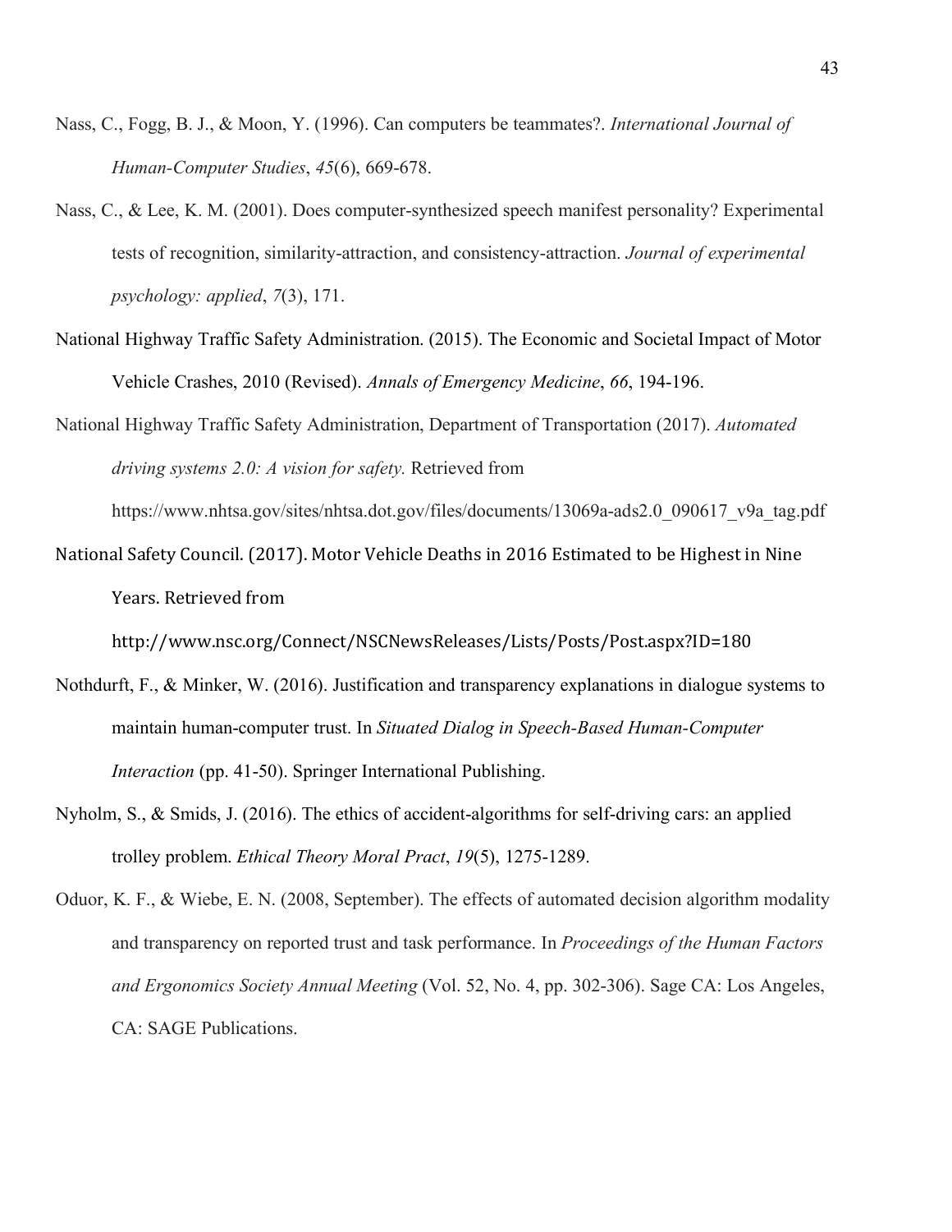Nass, C., Fogg, B. J., & Moon, Y. (1996). Can computers be teammates?. *International Journal of Human-Computer Studies*, *45*(6), 669-678.

Nass, C., & Lee, K. M. (2001). Does computer-synthesized speech manifest personality? Experimental tests of recognition, similarity-attraction, and consistency-attraction. *Journal of experimental psychology: applied*, *7*(3), 171.

National Highway Traffic Safety Administration. (2015). The Economic and Societal Impact of Motor Vehicle Crashes, 2010 (Revised). *Annals of Emergency Medicine*, *66*, 194-196.

National Highway Traffic Safety Administration, Department of Transportation (2017). *Automated driving systems 2.0: A vision for safety.* Retrieved from https://www.nhtsa.gov/sites/nhtsa.dot.gov/files/documents/13069a-ads2.0_090617_v9a_tag.pdf

National Safety Council. (2017). Motor Vehicle Deaths in 2016 Estimated to be Highest in Nine Years. Retrieved from http://www.nsc.org/Connect/NSCNewsReleases/Lists/Posts/Post.aspx?ID=180

Nothdurft, F., & Minker, W. (2016). Justification and transparency explanations in dialogue systems to maintain human-computer trust. In *Situated Dialog in Speech-Based Human-Computer Interaction* (pp. 41-50). Springer International Publishing.

Nyholm, S., & Smids, J. (2016). The ethics of accident-algorithms for self-driving cars: an applied trolley problem. *Ethical Theory Moral Pract*, *19*(5), 1275-1289.

Oduor, K. F., & Wiebe, E. N. (2008, September). The effects of automated decision algorithm modality and transparency on reported trust and task performance. In *Proceedings of the Human Factors and Ergonomics Society Annual Meeting* (Vol. 52, No. 4, pp. 302-306). Sage CA: Los Angeles, CA: SAGE Publications.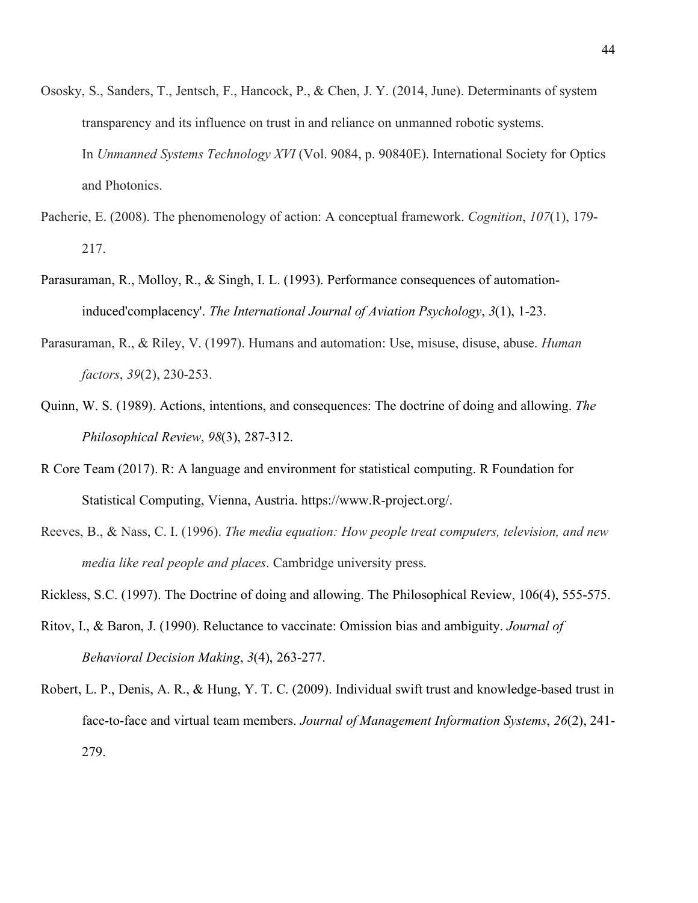Ososky, S., Sanders, T., Jentsch, F., Hancock, P., & Chen, J. Y. (2014, June). Determinants of system transparency and its influence on trust in and reliance on unmanned robotic systems. In *Unmanned Systems Technology XVI* (Vol. 9084, p. 90840E). International Society for Optics and Photonics.

Pacherie, E. (2008). The phenomenology of action: A conceptual framework. *Cognition*, *107*(1), 179-217.

Parasuraman, R., Molloy, R., & Singh, I. L. (1993). Performance consequences of automation-induced'complacency'. *The International Journal of Aviation Psychology*, *3*(1), 1-23.

Parasuraman, R., & Riley, V. (1997). Humans and automation: Use, misuse, disuse, abuse. *Human factors*, *39*(2), 230-253.

Quinn, W. S. (1989). Actions, intentions, and consequences: The doctrine of doing and allowing. *The Philosophical Review*, *98*(3), 287-312.

R Core Team (2017). R: A language and environment for statistical computing. R Foundation for Statistical Computing, Vienna, Austria. https://www.R-project.org/.

Reeves, B., & Nass, C. I. (1996). *The media equation: How people treat computers, television, and new media like real people and places*. Cambridge university press.

Rickless, S.C. (1997). The Doctrine of doing and allowing. The Philosophical Review, 106(4), 555-575.

Ritov, I., & Baron, J. (1990). Reluctance to vaccinate: Omission bias and ambiguity. *Journal of Behavioral Decision Making*, *3*(4), 263-277.

Robert, L. P., Denis, A. R., & Hung, Y. T. C. (2009). Individual swift trust and knowledge-based trust in face-to-face and virtual team members. *Journal of Management Information Systems*, *26*(2), 241-279.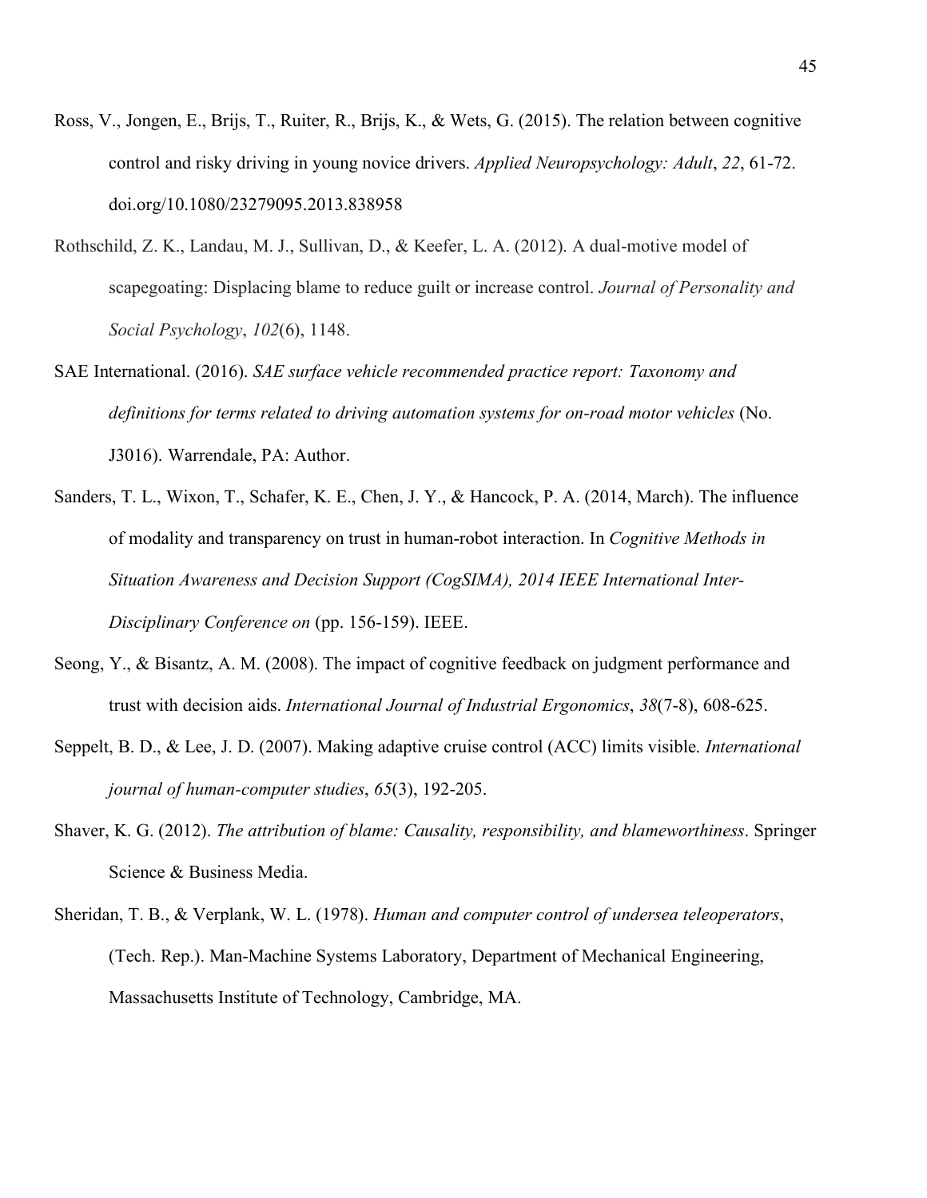Ross, V., Jongen, E., Brijs, T., Ruiter, R., Brijs, K., & Wets, G. (2015). The relation between cognitive control and risky driving in young novice drivers. *Applied Neuropsychology: Adult*, *22*, 61-72. doi.org/10.1080/23279095.2013.838958

Rothschild, Z. K., Landau, M. J., Sullivan, D., & Keefer, L. A. (2012). A dual-motive model of scapegoating: Displacing blame to reduce guilt or increase control. *Journal of Personality and Social Psychology*, *102*(6), 1148.

SAE International. (2016). *SAE surface vehicle recommended practice report: Taxonomy and definitions for terms related to driving automation systems for on-road motor vehicles* (No. J3016). Warrendale, PA: Author.

Sanders, T. L., Wixon, T., Schafer, K. E., Chen, J. Y., & Hancock, P. A. (2014, March). The influence of modality and transparency on trust in human-robot interaction. In *Cognitive Methods in Situation Awareness and Decision Support (CogSIMA), 2014 IEEE International Inter-Disciplinary Conference on* (pp. 156-159). IEEE.

Seong, Y., & Bisantz, A. M. (2008). The impact of cognitive feedback on judgment performance and trust with decision aids. *International Journal of Industrial Ergonomics*, *38*(7-8), 608-625.

Seppelt, B. D., & Lee, J. D. (2007). Making adaptive cruise control (ACC) limits visible. *International journal of human-computer studies*, *65*(3), 192-205.

Shaver, K. G. (2012). *The attribution of blame: Causality, responsibility, and blameworthiness*. Springer Science & Business Media.

Sheridan, T. B., & Verplank, W. L. (1978). *Human and computer control of undersea teleoperators*, (Tech. Rep.). Man-Machine Systems Laboratory, Department of Mechanical Engineering, Massachusetts Institute of Technology, Cambridge, MA.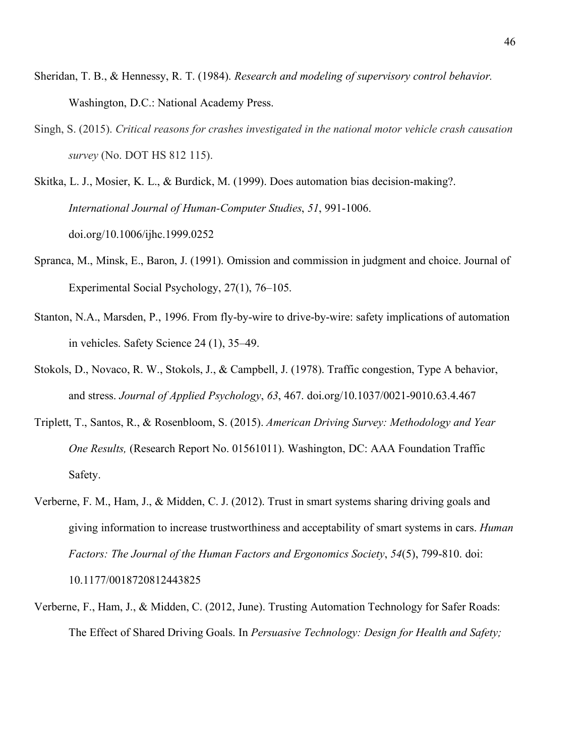Sheridan, T. B., & Hennessy, R. T. (1984). *Research and modeling of supervisory control behavior.* Washington, D.C.: National Academy Press.

Singh, S. (2015). *Critical reasons for crashes investigated in the national motor vehicle crash causation survey* (No. DOT HS 812 115).

Skitka, L. J., Mosier, K. L., & Burdick, M. (1999). Does automation bias decision-making?. *International Journal of Human-Computer Studies*, *51*, 991-1006. doi.org/10.1006/ijhc.1999.0252

Spranca, M., Minsk, E., Baron, J. (1991). Omission and commission in judgment and choice. Journal of Experimental Social Psychology, 27(1), 76–105.

Stanton, N.A., Marsden, P., 1996. From fly-by-wire to drive-by-wire: safety implications of automation in vehicles. Safety Science 24 (1), 35–49.

Stokols, D., Novaco, R. W., Stokols, J., & Campbell, J. (1978). Traffic congestion, Type A behavior, and stress. *Journal of Applied Psychology*, *63*, 467. doi.org/10.1037/0021-9010.63.4.467

Triplett, T., Santos, R., & Rosenbloom, S. (2015). *American Driving Survey: Methodology and Year One Results,* (Research Report No. 01561011). Washington, DC: AAA Foundation Traffic Safety.

Verberne, F. M., Ham, J., & Midden, C. J. (2012). Trust in smart systems sharing driving goals and giving information to increase trustworthiness and acceptability of smart systems in cars. *Human Factors: The Journal of the Human Factors and Ergonomics Society*, *54*(5), 799-810. doi: 10.1177/0018720812443825

Verberne, F., Ham, J., & Midden, C. (2012, June). Trusting Automation Technology for Safer Roads: The Effect of Shared Driving Goals. In *Persuasive Technology: Design for Health and Safety;*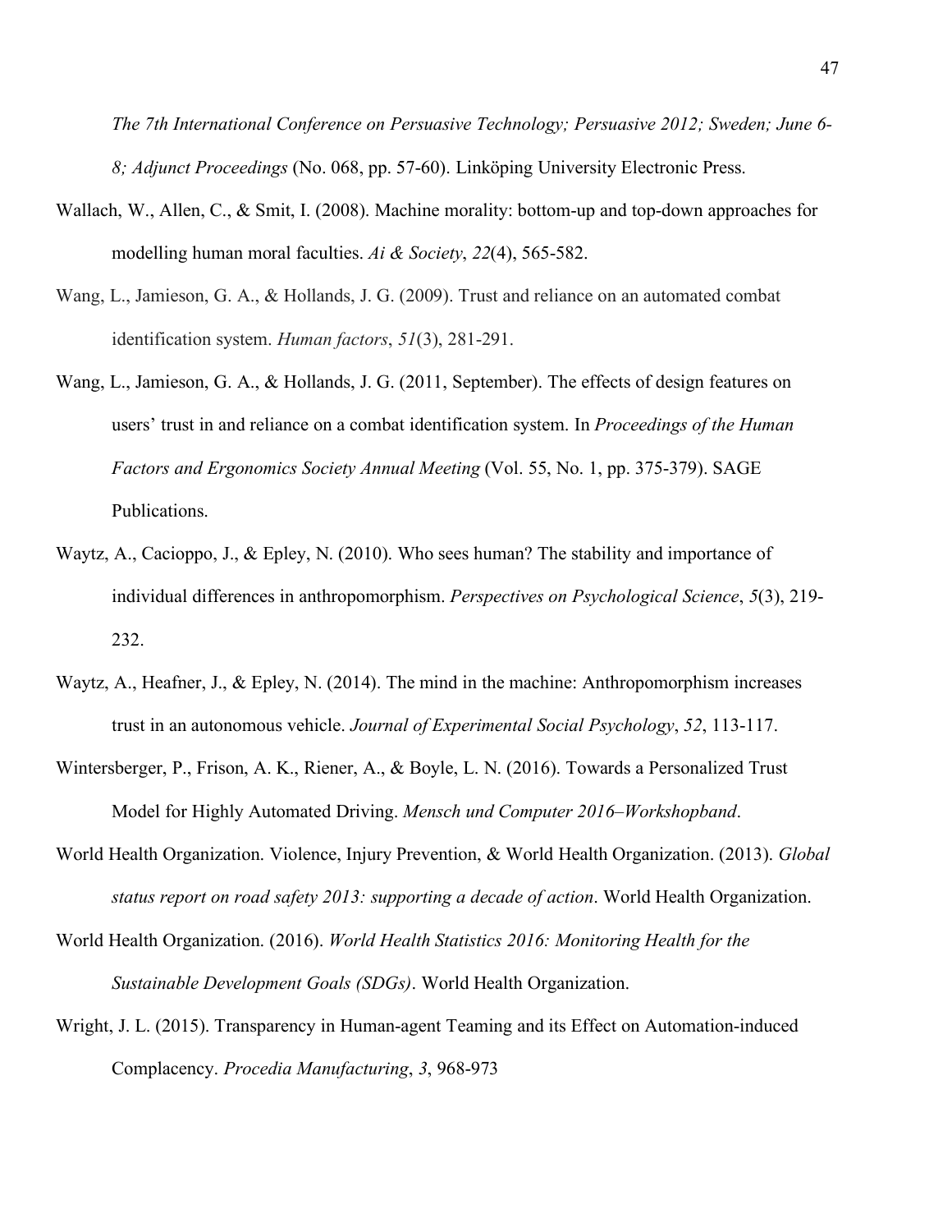*The 7th International Conference on Persuasive Technology; Persuasive 2012; Sweden; June 6-8; Adjunct Proceedings* (No. 068, pp. 57-60). Linköping University Electronic Press.

Wallach, W., Allen, C., & Smit, I. (2008). Machine morality: bottom-up and top-down approaches for modelling human moral faculties. *Ai & Society*, *22*(4), 565-582.

Wang, L., Jamieson, G. A., & Hollands, J. G. (2009). Trust and reliance on an automated combat identification system. *Human factors*, *51*(3), 281-291.

Wang, L., Jamieson, G. A., & Hollands, J. G. (2011, September). The effects of design features on users' trust in and reliance on a combat identification system. In *Proceedings of the Human Factors and Ergonomics Society Annual Meeting* (Vol. 55, No. 1, pp. 375-379). SAGE Publications.

Waytz, A., Cacioppo, J., & Epley, N. (2010). Who sees human? The stability and importance of individual differences in anthropomorphism. *Perspectives on Psychological Science*, *5*(3), 219-232.

Waytz, A., Heafner, J., & Epley, N. (2014). The mind in the machine: Anthropomorphism increases trust in an autonomous vehicle. *Journal of Experimental Social Psychology*, *52*, 113-117.

Wintersberger, P., Frison, A. K., Riener, A., & Boyle, L. N. (2016). Towards a Personalized Trust Model for Highly Automated Driving. *Mensch und Computer 2016–Workshopband*.

World Health Organization. Violence, Injury Prevention, & World Health Organization. (2013). *Global status report on road safety 2013: supporting a decade of action*. World Health Organization.

World Health Organization. (2016). *World Health Statistics 2016: Monitoring Health for the Sustainable Development Goals (SDGs)*. World Health Organization.

Wright, J. L. (2015). Transparency in Human-agent Teaming and its Effect on Automation-induced Complacency. *Procedia Manufacturing*, *3*, 968-973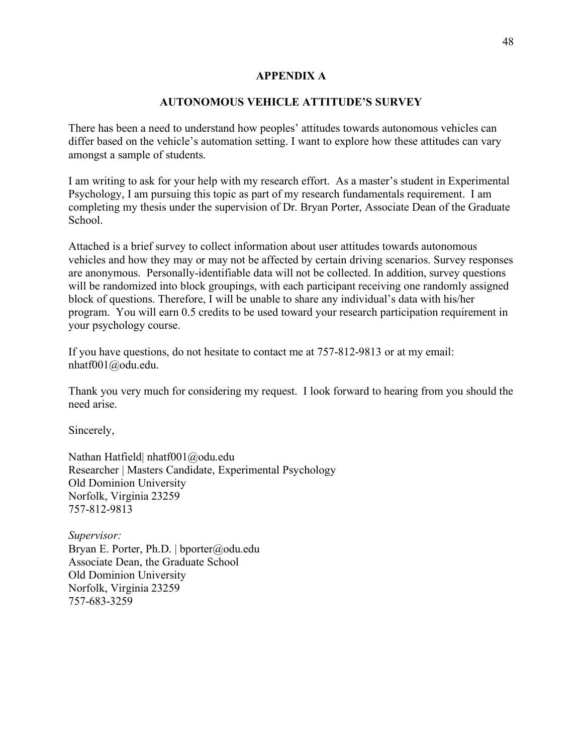# APPENDIX A

## AUTONOMOUS VEHICLE ATTITUDE'S SURVEY

There has been a need to understand how peoples' attitudes towards autonomous vehicles can differ based on the vehicle's automation setting. I want to explore how these attitudes can vary amongst a sample of students.

I am writing to ask for your help with my research effort. As a master's student in Experimental Psychology, I am pursuing this topic as part of my research fundamentals requirement. I am completing my thesis under the supervision of Dr. Bryan Porter, Associate Dean of the Graduate School.

Attached is a brief survey to collect information about user attitudes towards autonomous vehicles and how they may or may not be affected by certain driving scenarios. Survey responses are anonymous. Personally-identifiable data will not be collected. In addition, survey questions will be randomized into block groupings, with each participant receiving one randomly assigned block of questions. Therefore, I will be unable to share any individual's data with his/her program. You will earn 0.5 credits to be used toward your research participation requirement in your psychology course.

If you have questions, do not hesitate to contact me at 757-812-9813 or at my email: nhatf001@odu.edu.

Thank you very much for considering my request. I look forward to hearing from you should the need arise.

Sincerely,

Nathan Hatfield| nhatf001@odu.edu
Researcher | Masters Candidate, Experimental Psychology
Old Dominion University
Norfolk, Virginia 23259
757-812-9813

*Supervisor:*
Bryan E. Porter, Ph.D. | bporter@odu.edu
Associate Dean, the Graduate School
Old Dominion University
Norfolk, Virginia 23259
757-683-3259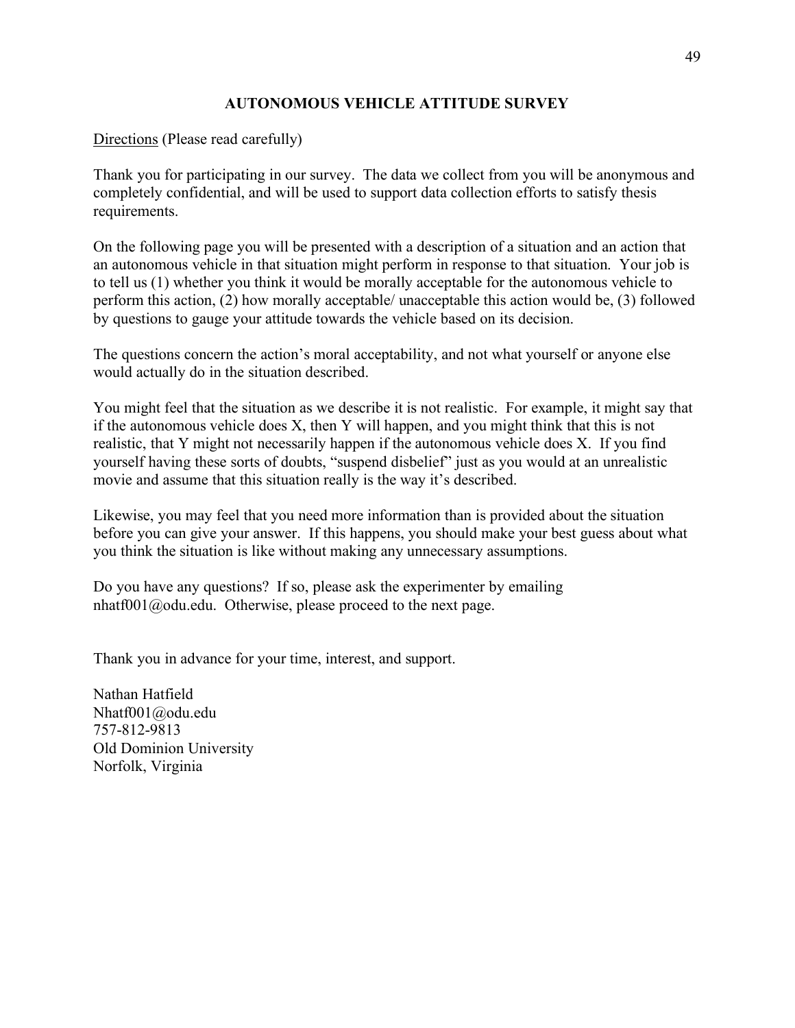# AUTONOMOUS VEHICLE ATTITUDE SURVEY

Directions (Please read carefully)

Thank you for participating in our survey. The data we collect from you will be anonymous and completely confidential, and will be used to support data collection efforts to satisfy thesis requirements.

On the following page you will be presented with a description of a situation and an action that an autonomous vehicle in that situation might perform in response to that situation. Your job is to tell us (1) whether you think it would be morally acceptable for the autonomous vehicle to perform this action, (2) how morally acceptable/ unacceptable this action would be, (3) followed by questions to gauge your attitude towards the vehicle based on its decision.

The questions concern the action's moral acceptability, and not what yourself or anyone else would actually do in the situation described.

You might feel that the situation as we describe it is not realistic. For example, it might say that if the autonomous vehicle does X, then Y will happen, and you might think that this is not realistic, that Y might not necessarily happen if the autonomous vehicle does X. If you find yourself having these sorts of doubts, "suspend disbelief" just as you would at an unrealistic movie and assume that this situation really is the way it's described.

Likewise, you may feel that you need more information than is provided about the situation before you can give your answer. If this happens, you should make your best guess about what you think the situation is like without making any unnecessary assumptions.

Do you have any questions? If so, please ask the experimenter by emailing nhatf001@odu.edu. Otherwise, please proceed to the next page.

Thank you in advance for your time, interest, and support.

Nathan Hatfield
Nhatf001@odu.edu
757-812-9813
Old Dominion University
Norfolk, Virginia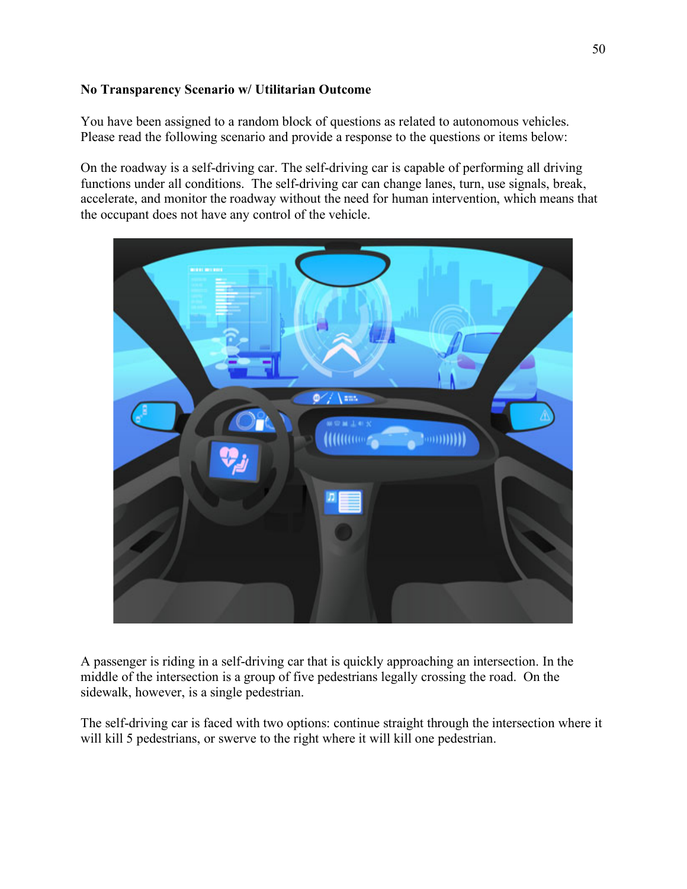**No Transparency Scenario w/ Utilitarian Outcome**

You have been assigned to a random block of questions as related to autonomous vehicles. Please read the following scenario and provide a response to the questions or items below:

On the roadway is a self-driving car. The self-driving car is capable of performing all driving functions under all conditions. The self-driving car can change lanes, turn, use signals, break, accelerate, and monitor the roadway without the need for human intervention, which means that the occupant does not have any control of the vehicle.

A passenger is riding in a self-driving car that is quickly approaching an intersection. In the middle of the intersection is a group of five pedestrians legally crossing the road. On the sidewalk, however, is a single pedestrian.

The self-driving car is faced with two options: continue straight through the intersection where it will kill 5 pedestrians, or swerve to the right where it will kill one pedestrian.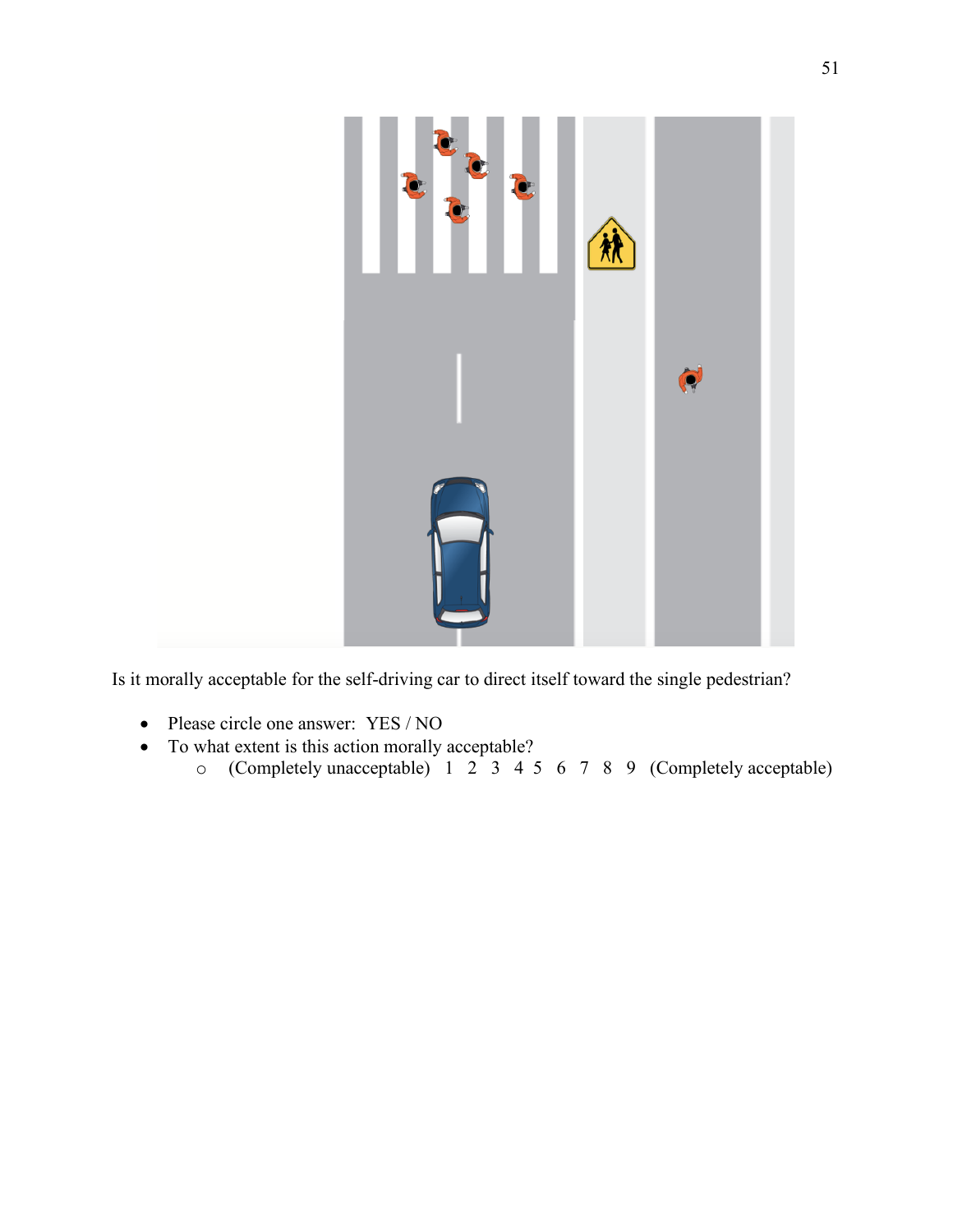Is it morally acceptable for the self-driving car to direct itself toward the single pedestrian?

- Please circle one answer: YES / NO
- To what extent is this action morally acceptable?
  - (Completely unacceptable) 1 2 3 4 5 6 7 8 9 (Completely acceptable)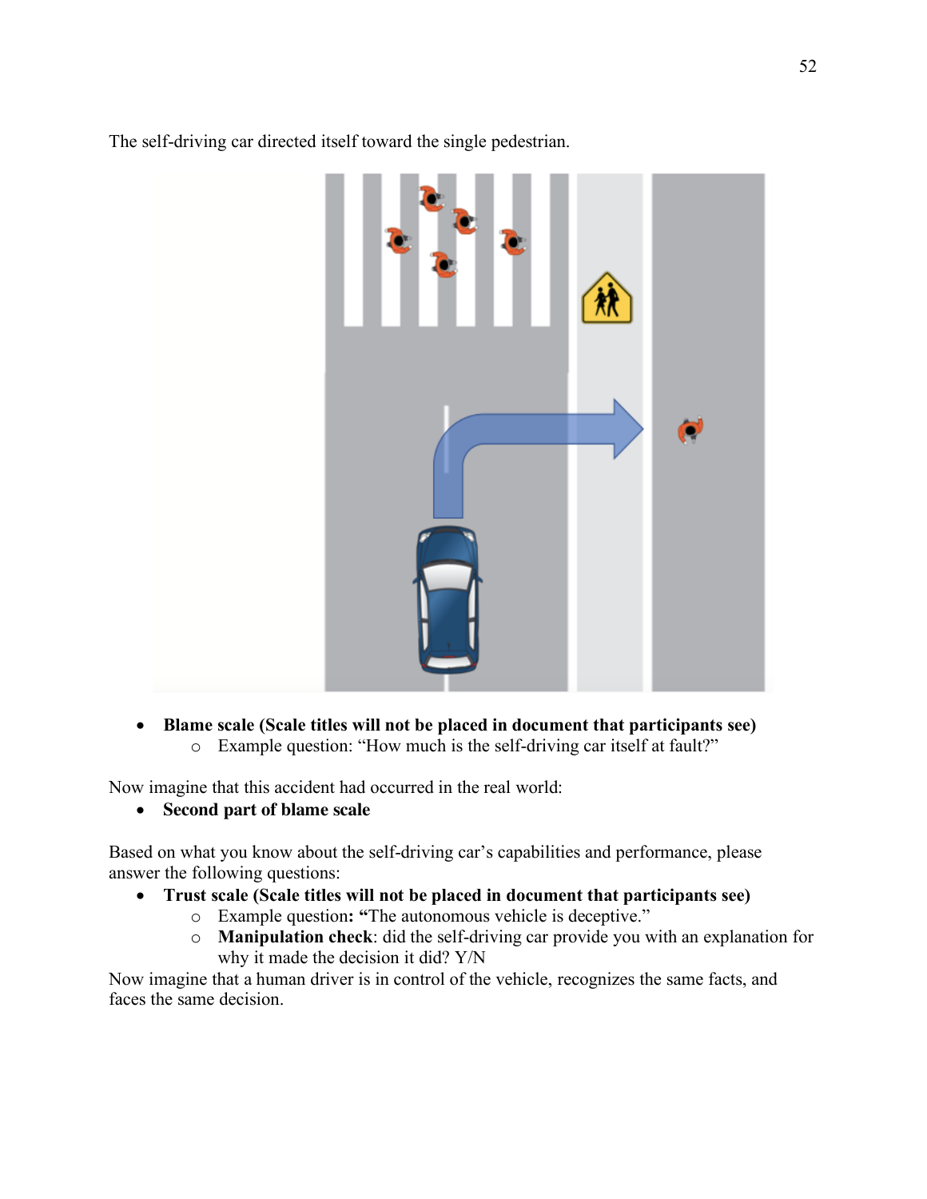The self-driving car directed itself toward the single pedestrian.

- **Blame scale (Scale titles will not be placed in document that participants see)**
  - Example question: "How much is the self-driving car itself at fault?"

Now imagine that this accident had occurred in the real world:

- **Second part of blame scale**

Based on what you know about the self-driving car's capabilities and performance, please answer the following questions:

- **Trust scale (Scale titles will not be placed in document that participants see)**
  - Example question**: "**The autonomous vehicle is deceptive."
  - **Manipulation check**: did the self-driving car provide you with an explanation for why it made the decision it did? Y/N

Now imagine that a human driver is in control of the vehicle, recognizes the same facts, and faces the same decision.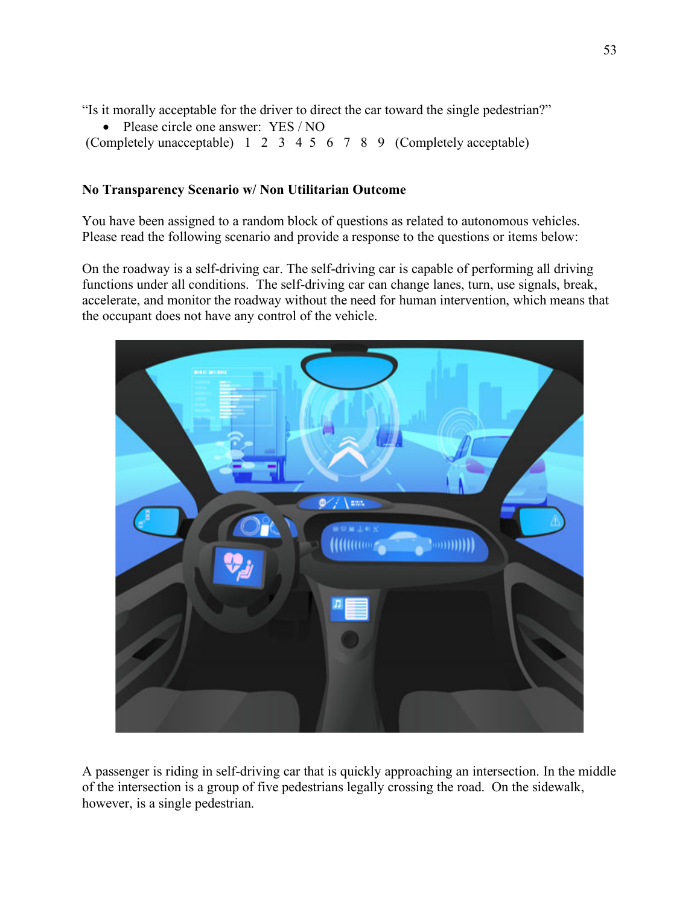"Is it morally acceptable for the driver to direct the car toward the single pedestrian?"

- Please circle one answer: YES / NO

(Completely unacceptable) 1 2 3 4 5 6 7 8 9 (Completely acceptable)

**No Transparency Scenario w/ Non Utilitarian Outcome**

You have been assigned to a random block of questions as related to autonomous vehicles. Please read the following scenario and provide a response to the questions or items below:

On the roadway is a self-driving car. The self-driving car is capable of performing all driving functions under all conditions. The self-driving car can change lanes, turn, use signals, break, accelerate, and monitor the roadway without the need for human intervention, which means that the occupant does not have any control of the vehicle.

A passenger is riding in self-driving car that is quickly approaching an intersection. In the middle of the intersection is a group of five pedestrians legally crossing the road. On the sidewalk, however, is a single pedestrian.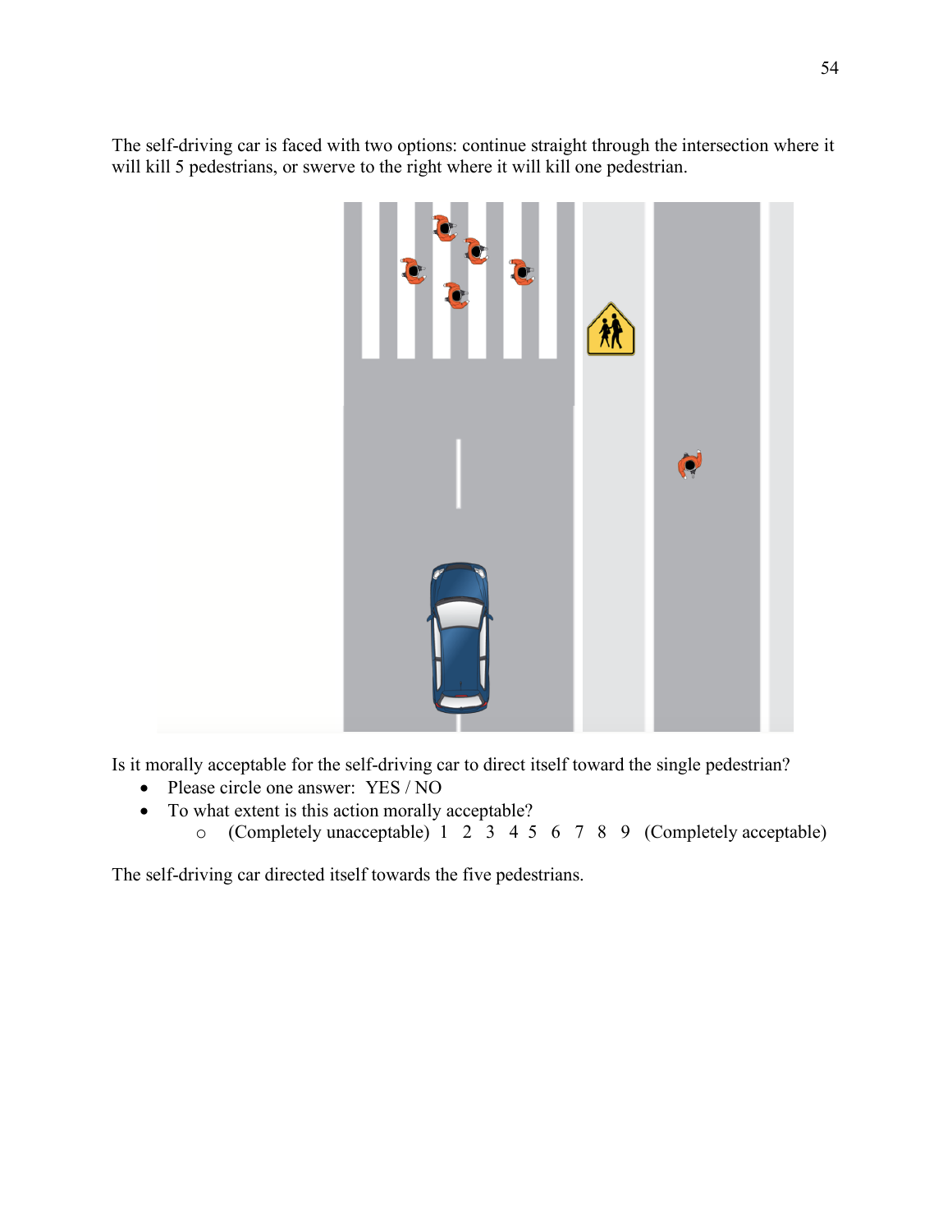The self-driving car is faced with two options: continue straight through the intersection where it will kill 5 pedestrians, or swerve to the right where it will kill one pedestrian.

Is it morally acceptable for the self-driving car to direct itself toward the single pedestrian?

- Please circle one answer: YES / NO
- To what extent is this action morally acceptable?
  - (Completely unacceptable) 1 2 3 4 5 6 7 8 9 (Completely acceptable)

The self-driving car directed itself towards the five pedestrians.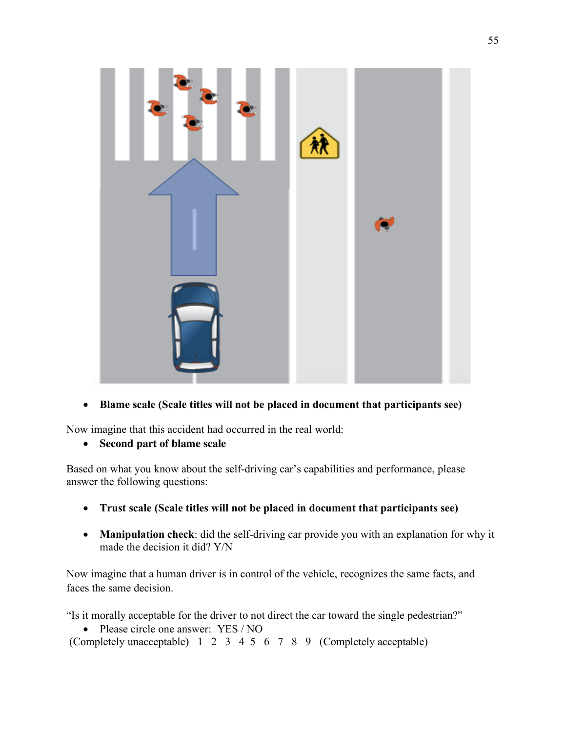- **Blame scale (Scale titles will not be placed in document that participants see)**

Now imagine that this accident had occurred in the real world:

- **Second part of blame scale**

Based on what you know about the self-driving car's capabilities and performance, please answer the following questions:

- **Trust scale (Scale titles will not be placed in document that participants see)**

- **Manipulation check**: did the self-driving car provide you with an explanation for why it made the decision it did? Y/N

Now imagine that a human driver is in control of the vehicle, recognizes the same facts, and faces the same decision.

"Is it morally acceptable for the driver to not direct the car toward the single pedestrian?"

- Please circle one answer: YES / NO

(Completely unacceptable) 1 2 3 4 5 6 7 8 9 (Completely acceptable)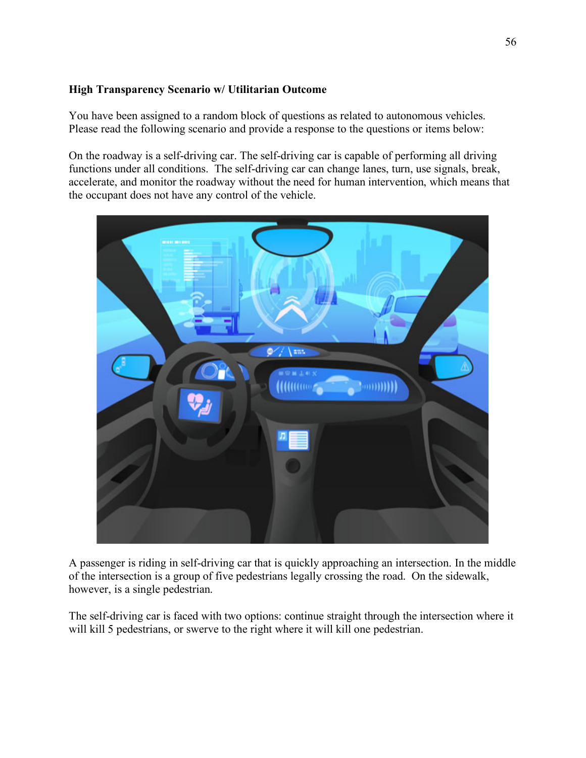**High Transparency Scenario w/ Utilitarian Outcome**

You have been assigned to a random block of questions as related to autonomous vehicles. Please read the following scenario and provide a response to the questions or items below:

On the roadway is a self-driving car. The self-driving car is capable of performing all driving functions under all conditions. The self-driving car can change lanes, turn, use signals, break, accelerate, and monitor the roadway without the need for human intervention, which means that the occupant does not have any control of the vehicle.

A passenger is riding in self-driving car that is quickly approaching an intersection. In the middle of the intersection is a group of five pedestrians legally crossing the road. On the sidewalk, however, is a single pedestrian.

The self-driving car is faced with two options: continue straight through the intersection where it will kill 5 pedestrians, or swerve to the right where it will kill one pedestrian.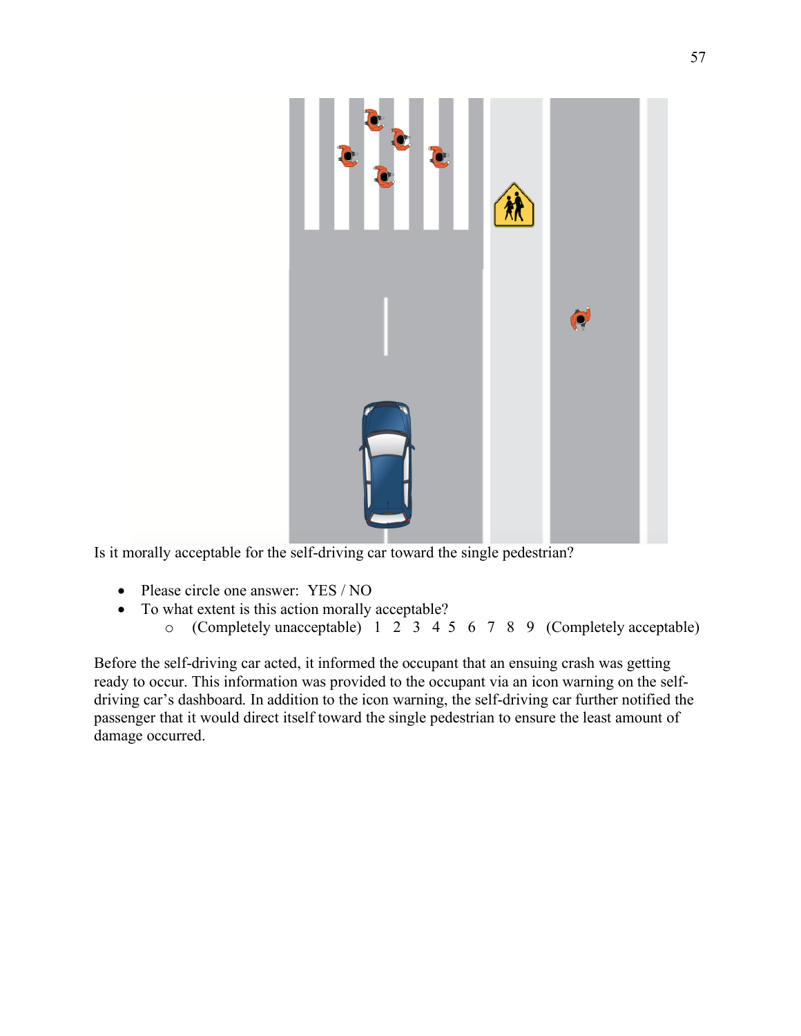Is it morally acceptable for the self-driving car toward the single pedestrian?

- Please circle one answer: YES / NO
- To what extent is this action morally acceptable?
  - (Completely unacceptable) 1 2 3 4 5 6 7 8 9 (Completely acceptable)

Before the self-driving car acted, it informed the occupant that an ensuing crash was getting ready to occur. This information was provided to the occupant via an icon warning on the self-driving car's dashboard. In addition to the icon warning, the self-driving car further notified the passenger that it would direct itself toward the single pedestrian to ensure the least amount of damage occurred.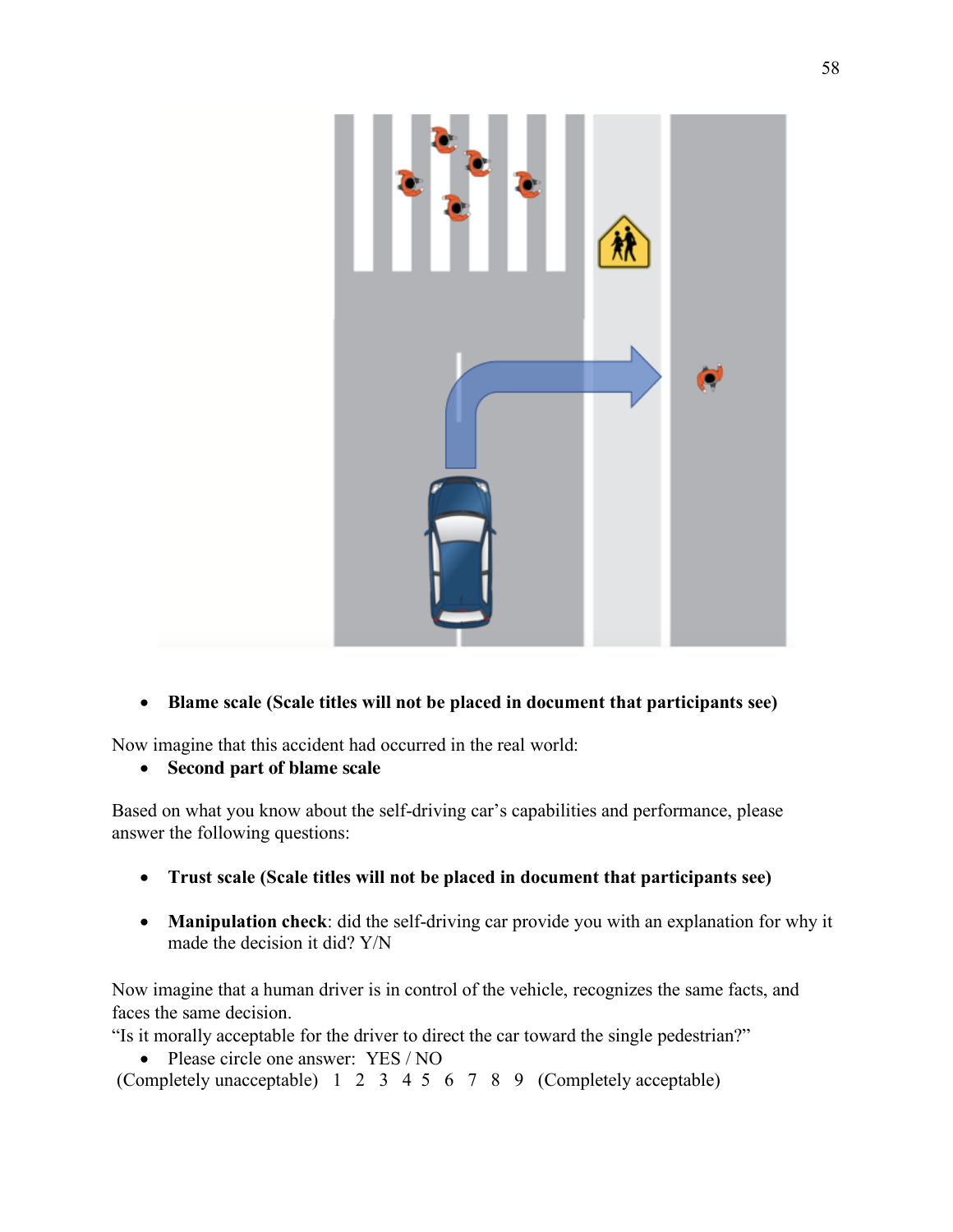- **Blame scale (Scale titles will not be placed in document that participants see)**

Now imagine that this accident had occurred in the real world:

- **Second part of blame scale**

Based on what you know about the self-driving car's capabilities and performance, please answer the following questions:

- **Trust scale (Scale titles will not be placed in document that participants see)**

- **Manipulation check**: did the self-driving car provide you with an explanation for why it made the decision it did? Y/N

Now imagine that a human driver is in control of the vehicle, recognizes the same facts, and faces the same decision.
"Is it morally acceptable for the driver to direct the car toward the single pedestrian?"

- Please circle one answer: YES / NO

(Completely unacceptable) 1 2 3 4 5 6 7 8 9 (Completely acceptable)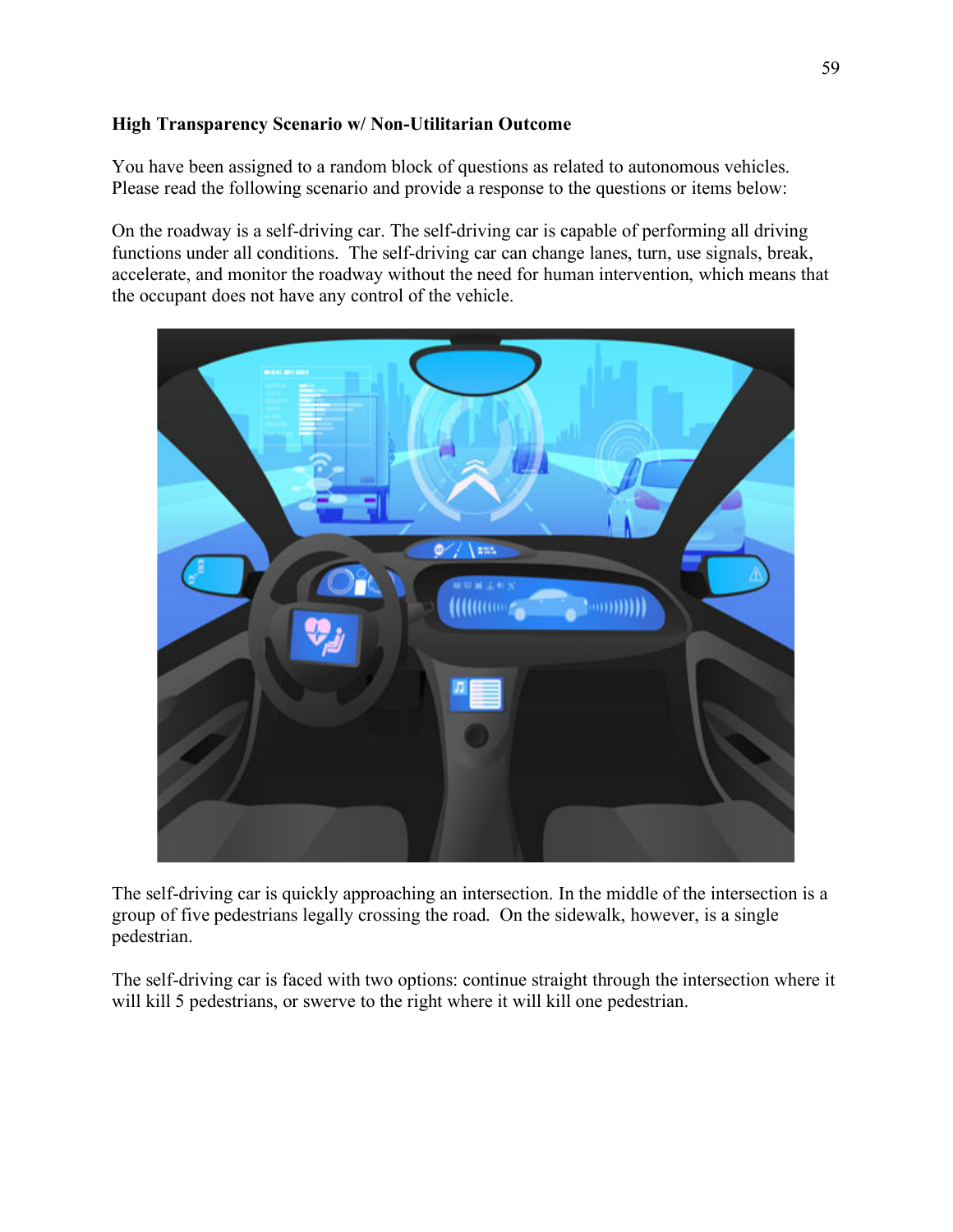**High Transparency Scenario w/ Non-Utilitarian Outcome**

You have been assigned to a random block of questions as related to autonomous vehicles. Please read the following scenario and provide a response to the questions or items below:

On the roadway is a self-driving car. The self-driving car is capable of performing all driving functions under all conditions. The self-driving car can change lanes, turn, use signals, break, accelerate, and monitor the roadway without the need for human intervention, which means that the occupant does not have any control of the vehicle.

The self-driving car is quickly approaching an intersection. In the middle of the intersection is a group of five pedestrians legally crossing the road. On the sidewalk, however, is a single pedestrian.

The self-driving car is faced with two options: continue straight through the intersection where it will kill 5 pedestrians, or swerve to the right where it will kill one pedestrian.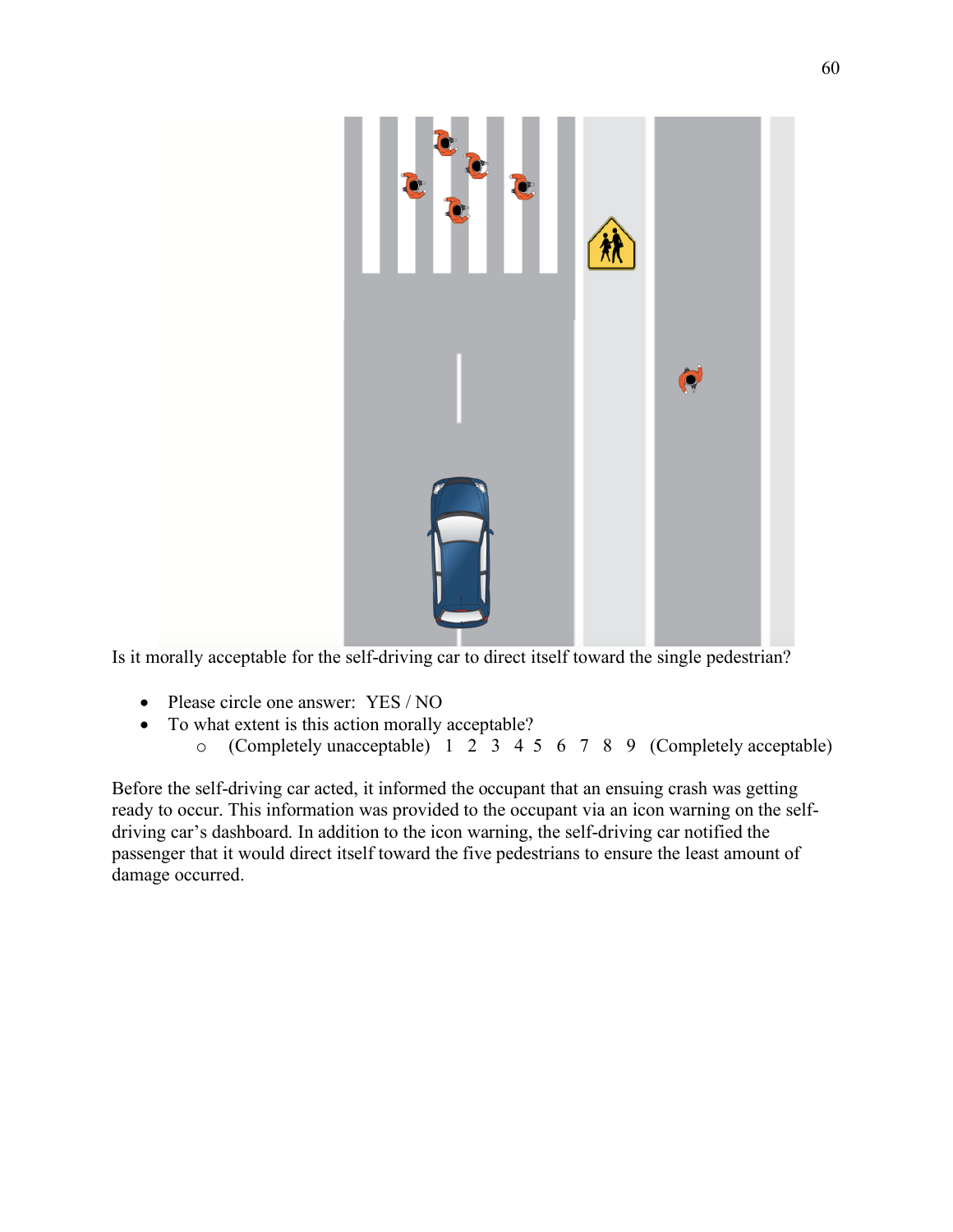Is it morally acceptable for the self-driving car to direct itself toward the single pedestrian?

- Please circle one answer: YES / NO
- To what extent is this action morally acceptable?
  - (Completely unacceptable) 1 2 3 4 5 6 7 8 9 (Completely acceptable)

Before the self-driving car acted, it informed the occupant that an ensuing crash was getting ready to occur. This information was provided to the occupant via an icon warning on the self-driving car's dashboard. In addition to the icon warning, the self-driving car notified the passenger that it would direct itself toward the five pedestrians to ensure the least amount of damage occurred.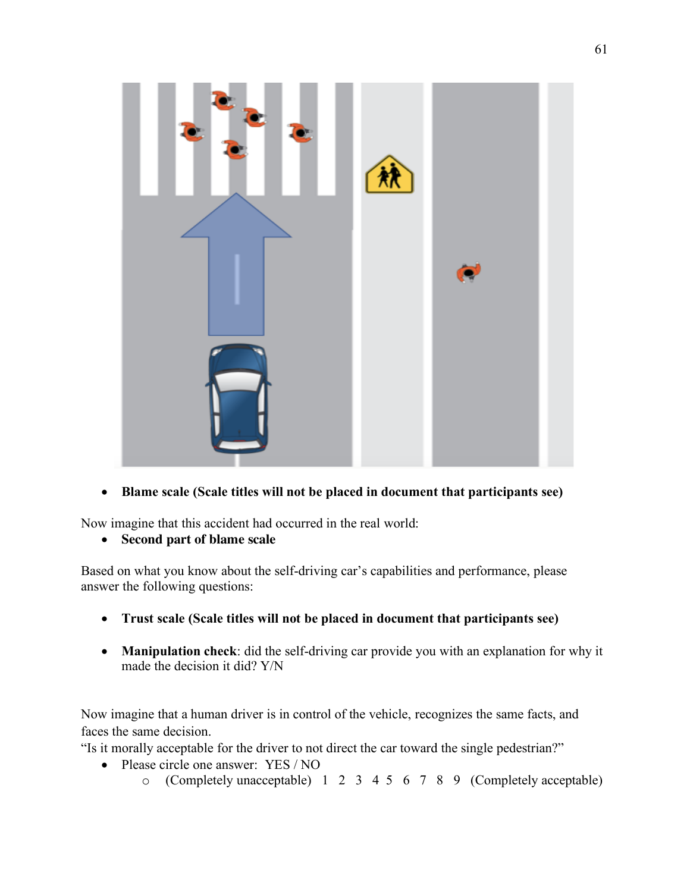- **Blame scale (Scale titles will not be placed in document that participants see)**

Now imagine that this accident had occurred in the real world:

- **Second part of blame scale**

Based on what you know about the self-driving car's capabilities and performance, please answer the following questions:

- **Trust scale (Scale titles will not be placed in document that participants see)**

- **Manipulation check**: did the self-driving car provide you with an explanation for why it made the decision it did? Y/N

Now imagine that a human driver is in control of the vehicle, recognizes the same facts, and faces the same decision.

"Is it morally acceptable for the driver to not direct the car toward the single pedestrian?"

- Please circle one answer: YES / NO
  - (Completely unacceptable) 1 2 3 4 5 6 7 8 9 (Completely acceptable)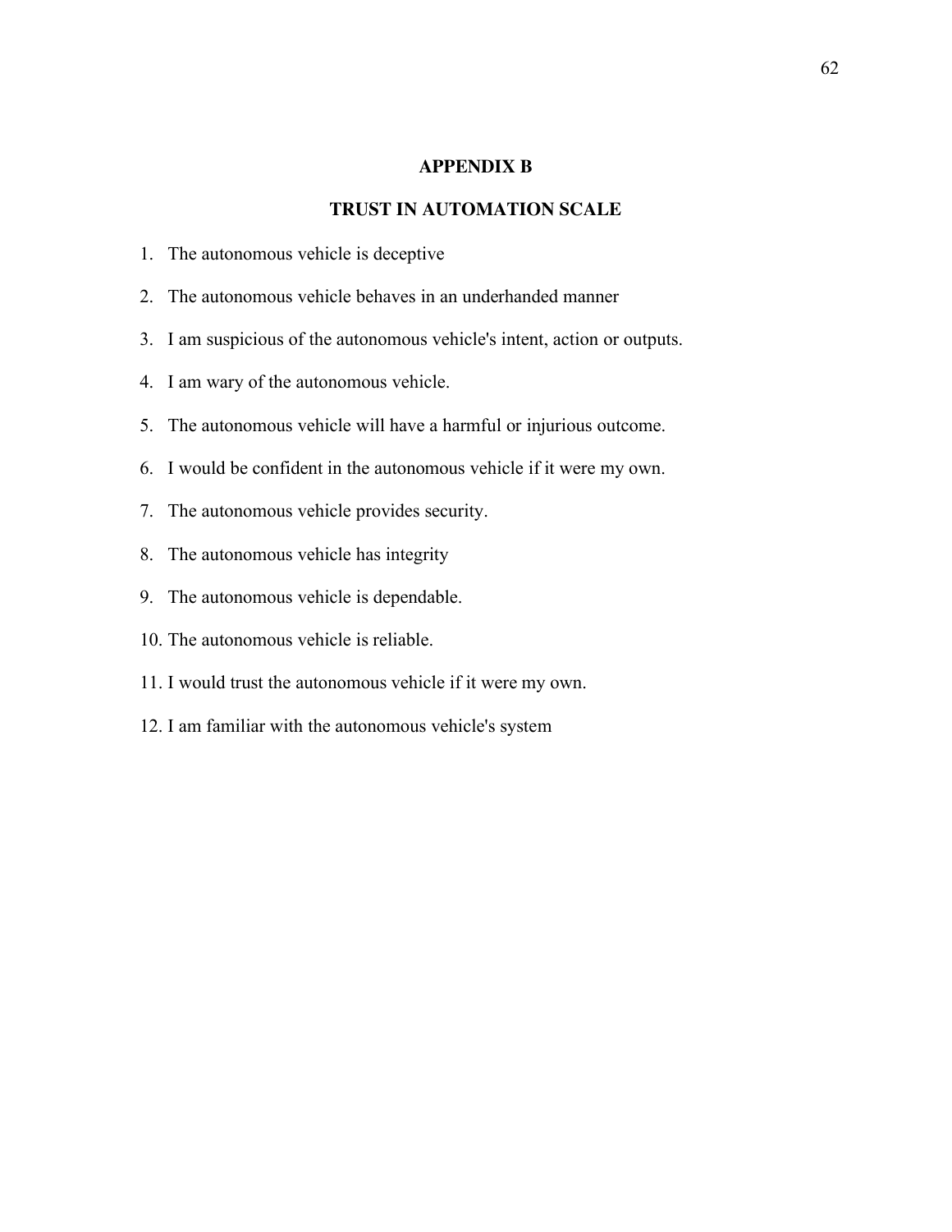## APPENDIX B

## TRUST IN AUTOMATION SCALE

1. The autonomous vehicle is deceptive
2. The autonomous vehicle behaves in an underhanded manner
3. I am suspicious of the autonomous vehicle's intent, action or outputs.
4. I am wary of the autonomous vehicle.
5. The autonomous vehicle will have a harmful or injurious outcome.
6. I would be confident in the autonomous vehicle if it were my own.
7. The autonomous vehicle provides security.
8. The autonomous vehicle has integrity
9. The autonomous vehicle is dependable.
10. The autonomous vehicle is reliable.
11. I would trust the autonomous vehicle if it were my own.
12. I am familiar with the autonomous vehicle's system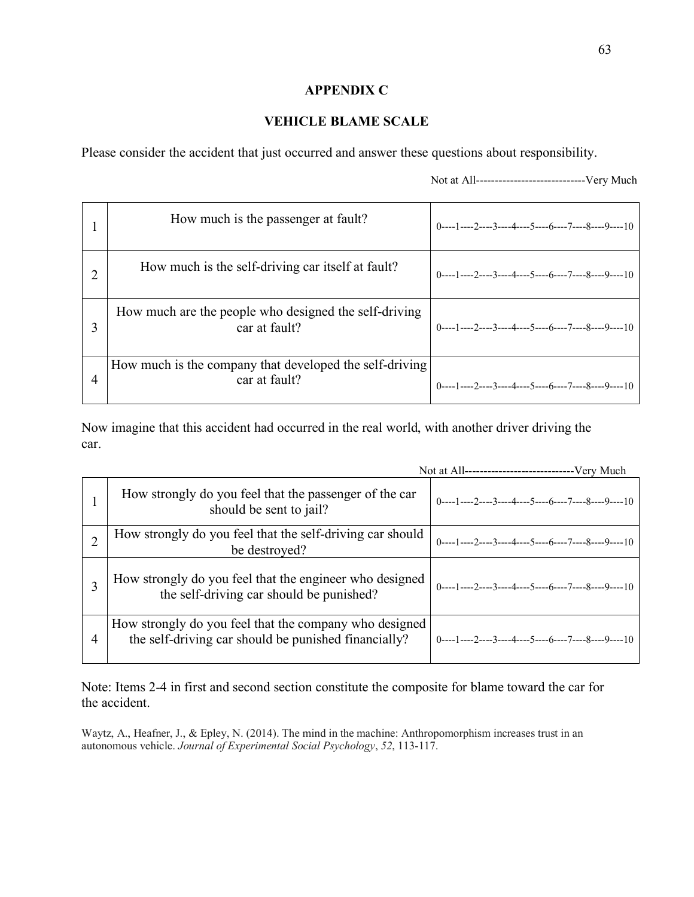## APPENDIX C

## VEHICLE BLAME SCALE

Please consider the accident that just occurred and answer these questions about responsibility.

| | | Not at All----------------------------Very Much |
|---|---|---|
| 1 | How much is the passenger at fault? | 0----1----2----3----4----5----6----7----8----9----10 |
| 2 | How much is the self-driving car itself at fault? | 0----1----2----3----4----5----6----7----8----9----10 |
| 3 | How much are the people who designed the self-driving car at fault? | 0----1----2----3----4----5----6----7----8----9----10 |
| 4 | How much is the company that developed the self-driving car at fault? | 0----1----2----3----4----5----6----7----8----9----10 |

Now imagine that this accident had occurred in the real world, with another driver driving the car.

| | | Not at All----------------------------Very Much |
|---|---|---|
| 1 | How strongly do you feel that the passenger of the car should be sent to jail? | 0----1----2----3----4----5----6----7----8----9----10 |
| 2 | How strongly do you feel that the self-driving car should be destroyed? | 0----1----2----3----4----5----6----7----8----9----10 |
| 3 | How strongly do you feel that the engineer who designed the self-driving car should be punished? | 0----1----2----3----4----5----6----7----8----9----10 |
| 4 | How strongly do you feel that the company who designed the self-driving car should be punished financially? | 0----1----2----3----4----5----6----7----8----9----10 |

Note: Items 2-4 in first and second section constitute the composite for blame toward the car for the accident.

Waytz, A., Heafner, J., & Epley, N. (2014). The mind in the machine: Anthropomorphism increases trust in an autonomous vehicle. *Journal of Experimental Social Psychology*, *52*, 113-117.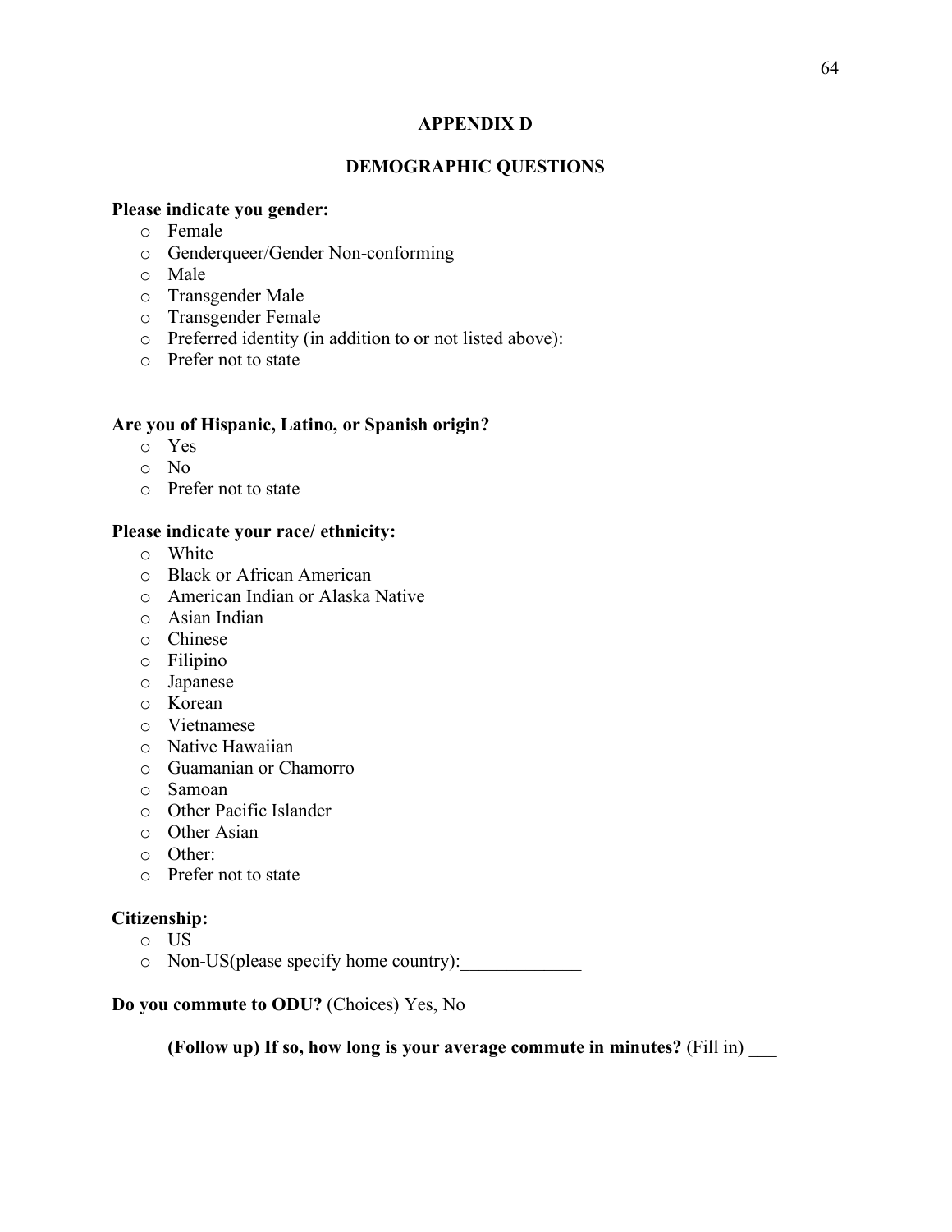# APPENDIX D

## DEMOGRAPHIC QUESTIONS

**Please indicate you gender:**

- Female
- Genderqueer/Gender Non-conforming
- Male
- Transgender Male
- Transgender Female
- Preferred identity (in addition to or not listed above):________________________
- Prefer not to state

**Are you of Hispanic, Latino, or Spanish origin?**

- Yes
- No
- Prefer not to state

**Please indicate your race/ ethnicity:**

- White
- Black or African American
- American Indian or Alaska Native
- Asian Indian
- Chinese
- Filipino
- Japanese
- Korean
- Vietnamese
- Native Hawaiian
- Guamanian or Chamorro
- Samoan
- Other Pacific Islander
- Other Asian
- Other:_________________________
- Prefer not to state

**Citizenship:**

- US
- Non-US(please specify home country):_____________

**Do you commute to ODU?** (Choices) Yes, No

**(Follow up) If so, how long is your average commute in minutes?** (Fill in) ___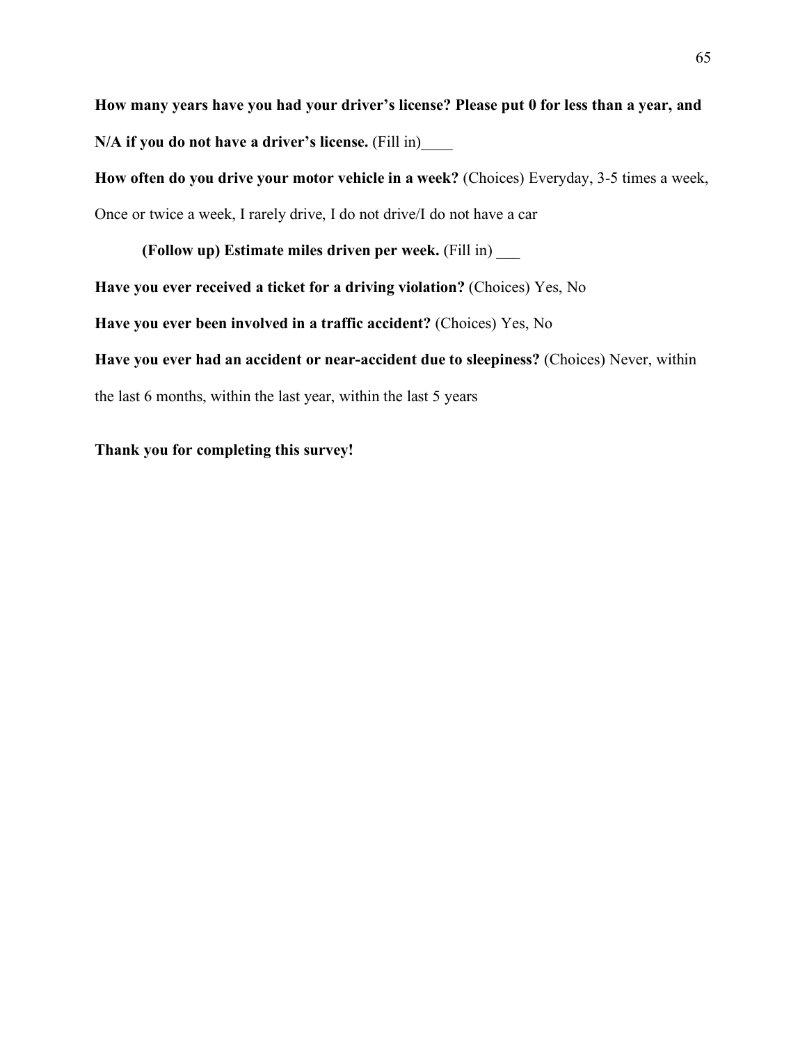**How many years have you had your driver's license? Please put 0 for less than a year, and N/A if you do not have a driver's license.** (Fill in)____

**How often do you drive your motor vehicle in a week?** (Choices) Everyday, 3-5 times a week, Once or twice a week, I rarely drive, I do not drive/I do not have a car

**(Follow up) Estimate miles driven per week.** (Fill in) ___

**Have you ever received a ticket for a driving violation?** (Choices) Yes, No

**Have you ever been involved in a traffic accident?** (Choices) Yes, No

**Have you ever had an accident or near-accident due to sleepiness?** (Choices) Never, within the last 6 months, within the last year, within the last 5 years

**Thank you for completing this survey!**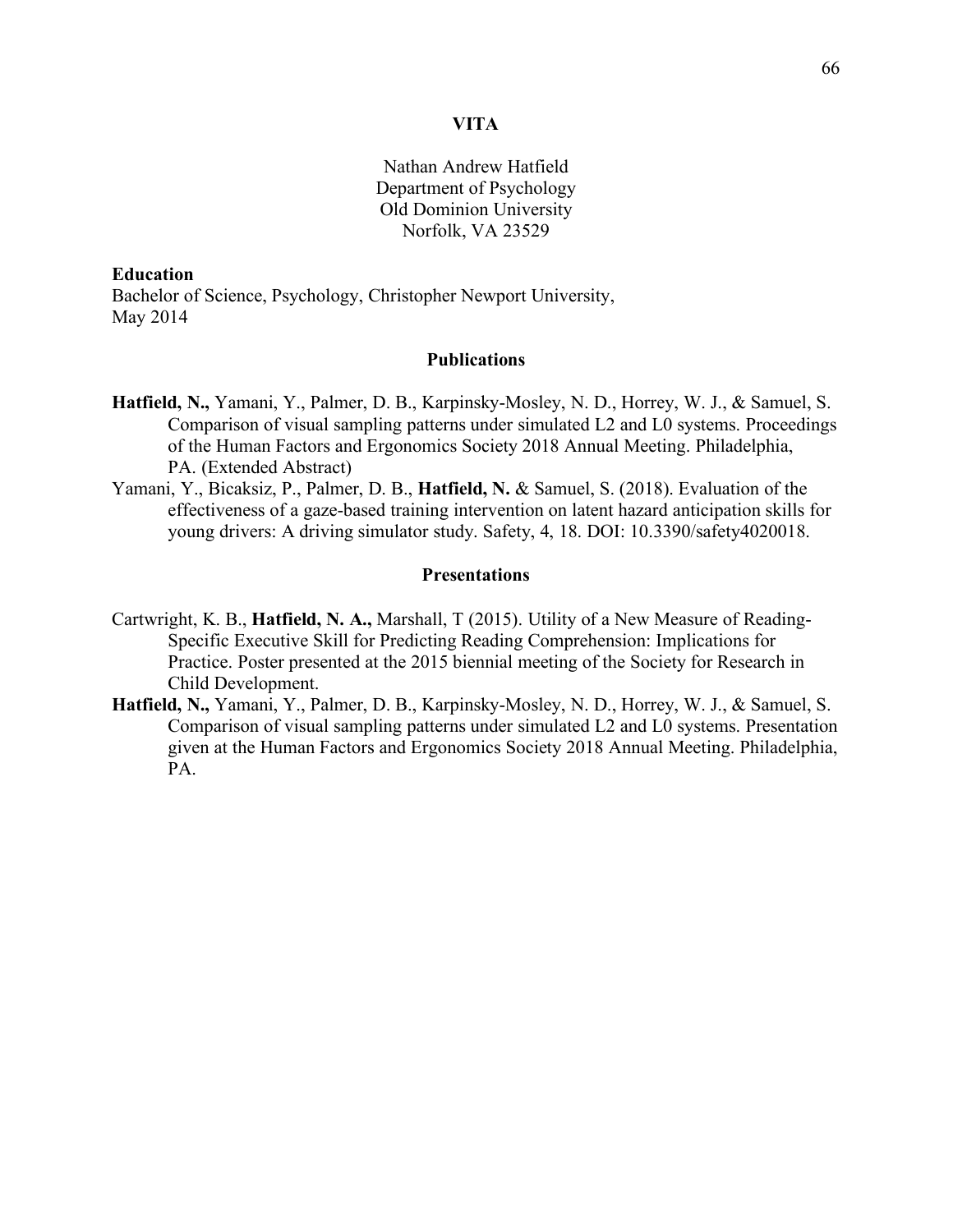# VITA

Nathan Andrew Hatfield
Department of Psychology
Old Dominion University
Norfolk, VA 23529

**Education**
Bachelor of Science, Psychology, Christopher Newport University, May 2014

## Publications

**Hatfield, N.,** Yamani, Y., Palmer, D. B., Karpinsky-Mosley, N. D., Horrey, W. J., & Samuel, S. Comparison of visual sampling patterns under simulated L2 and L0 systems. Proceedings of the Human Factors and Ergonomics Society 2018 Annual Meeting. Philadelphia, PA. (Extended Abstract)

Yamani, Y., Bicaksiz, P., Palmer, D. B., **Hatfield, N.** & Samuel, S. (2018). Evaluation of the effectiveness of a gaze-based training intervention on latent hazard anticipation skills for young drivers: A driving simulator study. Safety, 4, 18. DOI: 10.3390/safety4020018.

## Presentations

Cartwright, K. B., **Hatfield, N. A.,** Marshall, T (2015). Utility of a New Measure of Reading-Specific Executive Skill for Predicting Reading Comprehension: Implications for Practice. Poster presented at the 2015 biennial meeting of the Society for Research in Child Development.

**Hatfield, N.,** Yamani, Y., Palmer, D. B., Karpinsky-Mosley, N. D., Horrey, W. J., & Samuel, S. Comparison of visual sampling patterns under simulated L2 and L0 systems. Presentation given at the Human Factors and Ergonomics Society 2018 Annual Meeting. Philadelphia, PA.